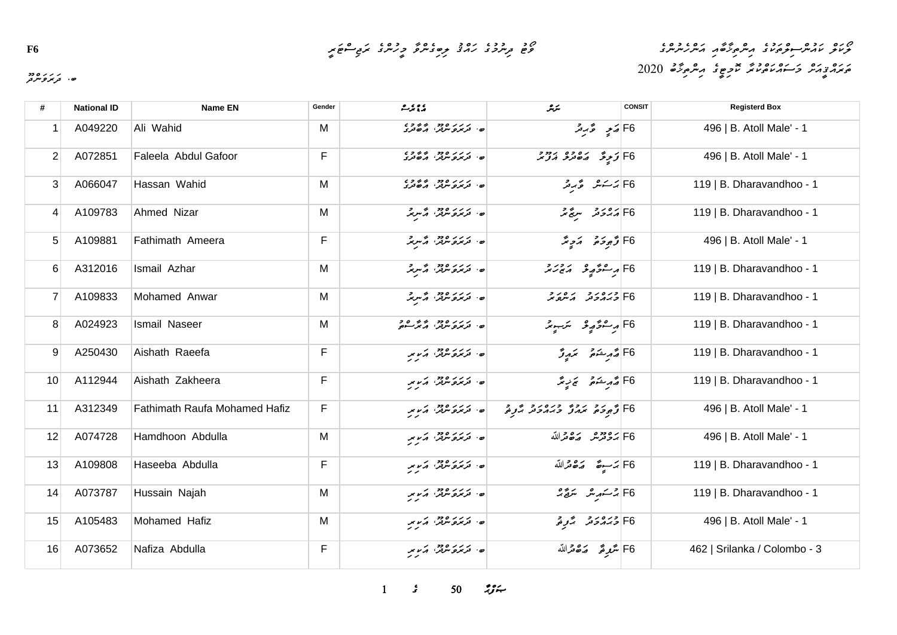# ކޯޑް ރިޔާސީ ހުރުމަތް ބިޔާގެ ޖީރިއާ ސަރުކާރުގެ ދަފްތަރު

F6

ޕޮލިންގް ސްޓޭޝަން ޖަމާވާ ފޯމު ރައްޔިތުންގެ މަޖިލީހުގެ 2020

ބ. ދަރަވަންދޫ

| # | National ID | Name EN | Gender | ޖަމާޢަތް | ނަން | CONSIT | Registerd Box |
|---|---|---|---|---|---|---|---|
| 1 | A049220 | Ali Wahid | M | ބ. ދަރަވަންދޫ، އާބާދީ | އަލި ވާހިދު | F6 | 496 \| B. Atoll Male' - 1 |
| 2 | A072851 | Faleela Abdul Gafoor | F | ބ. ދަރަވަންދޫ، އާބާދީ | ފަލީލާ އަބްދުލް ޣަފޫރު | F6 | 496 \| B. Atoll Male' - 1 |
| 3 | A066047 | Hassan Wahid | M | ބ. ދަރަވަންދޫ، އާބާދީ | ހަސަން ވާހިދު | F6 | 119 \| B. Dharavandhoo - 1 |
| 4 | A109783 | Ahmed Nizar | M | ބ. ދަރަވަންދޫ، އާސިނު | އަހުމަދު ނިޒާރު | F6 | 119 \| B. Dharavandhoo - 1 |
| 5 | A109881 | Fathimath Ameera | F | ބ. ދަރަވަންދޫ، އާސިނު | ފާތިމަތު އަމީރާ | F6 | 496 \| B. Atoll Male' - 1 |
| 6 | A312016 | Ismail Azhar | M | ބ. ދަރަވަންދޫ، އާސިނު | އިސްމާއީލު އަޒުހަރު | F6 | 119 \| B. Dharavandhoo - 1 |
| 7 | A109833 | Mohamed Anwar | M | ބ. ދަރަވަންދޫ، އާސިނު | މުހައްމަދު އަންވަރު | F6 | 119 \| B. Dharavandhoo - 1 |
| 8 | A024923 | Ismail Naseer | M | ބ. ދަރަވަންދޫ، އާރާމްގެ | އިސްމާއީލު ނަސީރު | F6 | 119 \| B. Dharavandhoo - 1 |
| 9 | A250430 | Aishath Raeefa | F | ބ. ދަރަވަންދޫ، އަލިރި | އާއިޝަތު ރައީފާ | F6 | 119 \| B. Dharavandhoo - 1 |
| 10 | A112944 | Aishath Zakheera | F | ބ. ދަރަވަންދޫ، އަލިރި | އާއިޝަތު ޒަކީރާ | F6 | 119 \| B. Dharavandhoo - 1 |
| 11 | A312349 | Fathimath Raufa Mohamed Hafiz | F | ބ. ދަރަވަންދޫ، އަލިރި | ފާތިމަތު ރައުފާ މުހައްމަދު ހާފިޒު | F6 | 496 \| B. Atoll Male' - 1 |
| 12 | A074728 | Hamdhoon Abdulla | M | ބ. ދަރަވަންދޫ، އަލިރި | ހަމްދޫން އަބްދުﷲ | F6 | 496 \| B. Atoll Male' - 1 |
| 13 | A109808 | Haseeba Abdulla | F | ބ. ދަރަވަންދޫ، އަލިރި | ހަސީބާ އަބްދުﷲ | F6 | 119 \| B. Dharavandhoo - 1 |
| 14 | A073787 | Hussain Najah | M | ބ. ދަރަވަންދޫ، އަލިރި | ހުސައިން ނަޖާހު | F6 | 119 \| B. Dharavandhoo - 1 |
| 15 | A105483 | Mohamed Hafiz | M | ބ. ދަރަވަންދޫ، އަލިރި | މުހައްމަދު ހާފިޒު | F6 | 496 \| B. Atoll Male' - 1 |
| 16 | A073652 | Nafiza Abdulla | F | ބ. ދަރަވަންދޫ، އަލިރި | ނާފިޒާ އަބްދުﷲ | F6 | 462 \| Srilanka / Colombo - 3 |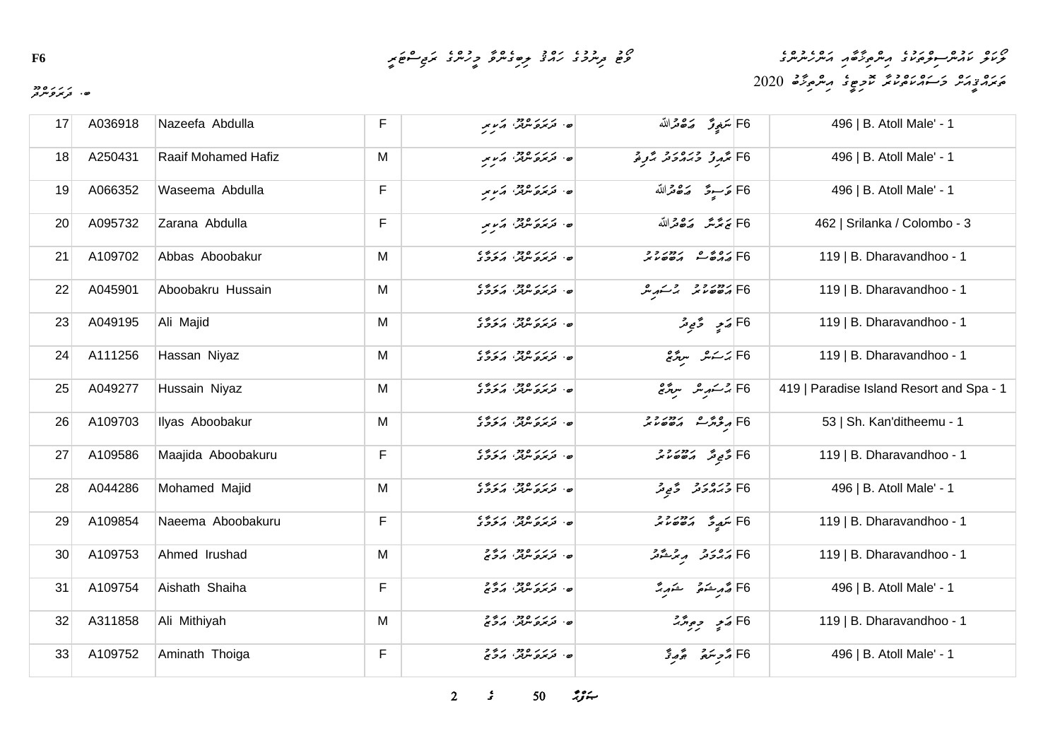| 17 | A036918 | Nazeefa Abdulla | F | ބ. ދަރަވަންދޫ، އަސަރީ | F6 ނަޒީފާ އަބްދުﷲ | 496 \| B. Atoll Male' - 1 |
|---|---|---|---|---|---|---|
| 18 | A250431 | Raaif Mohamed Hafiz | M | ބ. ދަރަވަންދޫ، އަސަރީ | F6 ރާއިފް މުހައްމަދު ހާފިޒު | 496 \| B. Atoll Male' - 1 |
| 19 | A066352 | Waseema Abdulla | F | ބ. ދަރަވަންދޫ، އަސަރީ | F6 ވަސީމާ އަބްދުﷲ | 496 \| B. Atoll Male' - 1 |
| 20 | A095732 | Zarana Abdulla | F | ބ. ދަރަވަންދޫ، އަސަރީ | F6 ޒަރާނާ އަބްދުﷲ | 462 \| Srilanka / Colombo - 3 |
| 21 | A109702 | Abbas Aboobakur | M | ބ. ދަރަވަންދޫ، އަލަމާގެ | F6 އައްބާސް އަބޫބަކުރު | 119 \| B. Dharavandhoo - 1 |
| 22 | A045901 | Aboobakru Hussain | M | ބ. ދަރަވަންދޫ، އަލަމާގެ | F6 އަބޫބަކުރު ހުސައިން | 119 \| B. Dharavandhoo - 1 |
| 23 | A049195 | Ali Majid | M | ބ. ދަރަވަންދޫ، އަލަމާގެ | F6 އަލި މާޖިދު | 119 \| B. Dharavandhoo - 1 |
| 24 | A111256 | Hassan Niyaz | M | ބ. ދަރަވަންދޫ، އަލަމާގެ | F6 ހަސަން ނިޔާޒު | 119 \| B. Dharavandhoo - 1 |
| 25 | A049277 | Hussain Niyaz | M | ބ. ދަރަވަންދޫ، އަލަމާގެ | F6 ހުސައިން ނިޔާޒު | 419 \| Paradise Island Resort and Spa - 1 |
| 26 | A109703 | Ilyas Aboobakur | M | ބ. ދަރަވަންދޫ، އަލަމާގެ | F6 އިލްޔާސް އަބޫބަކުރު | 53 \| Sh. Kan'ditheemu - 1 |
| 27 | A109586 | Maajida Aboobakuru | F | ބ. ދަރަވަންދޫ، އަލަމާގެ | F6 މާޖިދާ އަބޫބަކުރު | 119 \| B. Dharavandhoo - 1 |
| 28 | A044286 | Mohamed Majid | M | ބ. ދަރަވަންދޫ، އަލަމާގެ | F6 މުހައްމަދު މާޖިދު | 496 \| B. Atoll Male' - 1 |
| 29 | A109854 | Naeema Aboobakuru | F | ބ. ދަރަވަންދޫ، އަލަމާގެ | F6 ނައީމާ އަބޫބަކުރު | 119 \| B. Dharavandhoo - 1 |
| 30 | A109753 | Ahmed Irushad | M | ބ. ދަރަވަންދޫ، އަމާޒް | F6 އަހްމަދު އިރުޝާދު | 119 \| B. Dharavandhoo - 1 |
| 31 | A109754 | Aishath Shaiha | F | ބ. ދަރަވަންދޫ، އަމާޒް | F6 އާއިޝަތު ޝައިހާ | 496 \| B. Atoll Male' - 1 |
| 32 | A311858 | Ali Mithiyah | M | ބ. ދަރަވަންދޫ، އަމާޒް | F6 އަލި މިތިޔާހު | 119 \| B. Dharavandhoo - 1 |
| 33 | A109752 | Aminath Thoiga | F | ބ. ދަރަވަންދޫ، އަމާޒް | F6 އާމިނަތު ތޮއިގާ | 496 \| B. Atoll Male' - 1 |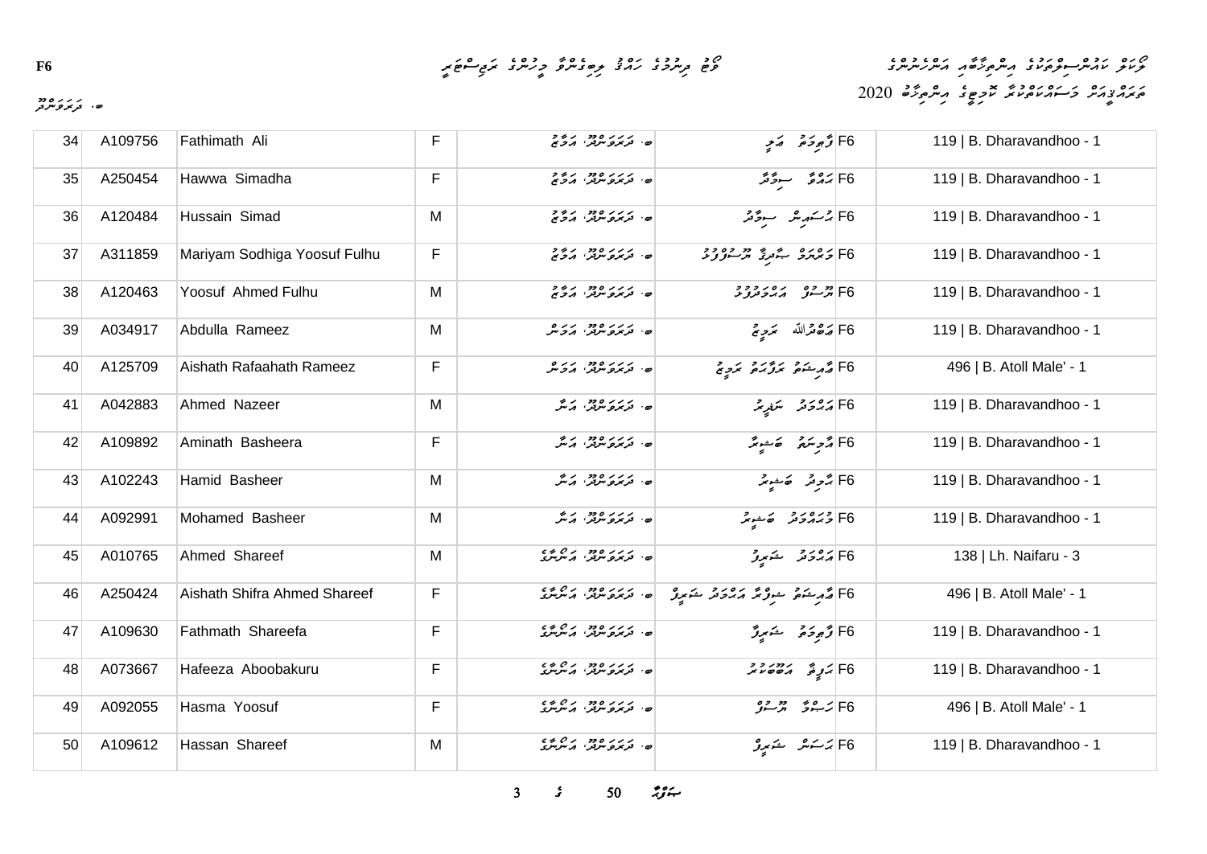ބ.ދަރަވަންދޫ

| 34 | A109756 | Fathimath Ali | F | ބ. ދަރަވަންދޫ، އަމާޒް | F6 ފާތިމަތު ޢަލީ | 119 \| B. Dharavandhoo - 1 |
|---|---|---|---|---|---|---|
| 35 | A250454 | Hawwa Simadha | F | ބ. ދަރަވަންދޫ، އަމާޒް | F6 ހައްވާ ސިމާދާ | 119 \| B. Dharavandhoo - 1 |
| 36 | A120484 | Hussain Simad | M | ބ. ދަރަވަންދޫ، އަމާޒް | F6 ހުސައިން ސިމާދު | 119 \| B. Dharavandhoo - 1 |
| 37 | A311859 | Mariyam Sodhiga Yoosuf Fulhu | F | ބ. ދަރަވަންދޫ، އަމާޒް | F6 މަރިޔަމް ސާދިޤާ ޔޫސުފުފުޅު | 119 \| B. Dharavandhoo - 1 |
| 38 | A120463 | Yoosuf Ahmed Fulhu | M | ބ. ދަރަވަންދޫ، އަމާޒް | F6 ޔޫސުފު އަޙްމަދުފުޅު | 119 \| B. Dharavandhoo - 1 |
| 39 | A034917 | Abdulla Rameez | M | ބ. ދަރަވަންދޫ، އަމަން | F6 އަބްދުﷲ ރަމީޒު | 119 \| B. Dharavandhoo - 1 |
| 40 | A125709 | Aishath Rafaahath Rameez | F | ބ. ދަރަވަންދޫ، އަމަން | F6 އާއިޝަތު ރަފާހަތު ރަމީޒު | 496 \| B. Atoll Male' - 1 |
| 41 | A042883 | Ahmed Nazeer | M | ބ. ދަރަވަންދޫ، އަސް | F6 އަޙްމަދު ނަޒީރު | 119 \| B. Dharavandhoo - 1 |
| 42 | A109892 | Aminath Basheera | F | ބ. ދަރަވަންދޫ، އަސް | F6 އާމިނަތު ބަޝީރާ | 119 \| B. Dharavandhoo - 1 |
| 43 | A102243 | Hamid Basheer | M | ބ. ދަރަވަންދޫ، އަސް | F6 ހާމިދު ބަޝީރު | 119 \| B. Dharavandhoo - 1 |
| 44 | A092991 | Mohamed Basheer | M | ބ. ދަރަވަންދޫ، އަސް | F6 މުޙައްމަދު ބަޝީރު | 119 \| B. Dharavandhoo - 1 |
| 45 | A010765 | Ahmed Shareef | M | ބ. ދަރަވަންދޫ، އަސްރާގެ | F6 އަޙްމަދު ޝަރީފު | 138 \| Lh. Naifaru - 3 |
| 46 | A250424 | Aishath Shifra Ahmed Shareef | F | ބ. ދަރަވަންދޫ، އަސްރާގެ | F6 އާއިޝަތު ޝިފްރާ އަޙްމަދު ޝަރީފު | 496 \| B. Atoll Male' - 1 |
| 47 | A109630 | Fathmath Shareefa | F | ބ. ދަރަވަންދޫ، އަސްރާގެ | F6 ފާތިމަތު ޝަރީފާ | 119 \| B. Dharavandhoo - 1 |
| 48 | A073667 | Hafeeza Aboobakuru | F | ބ. ދަރަވަންދޫ، އަސްރާގެ | F6 ހަފީޒާ އަބޫބަކުރު | 119 \| B. Dharavandhoo - 1 |
| 49 | A092055 | Hasma Yoosuf | F | ބ. ދަރަވަންދޫ، އަސްރާގެ | F6 ހަސްމާ ޔޫސުފު | 496 \| B. Atoll Male' - 1 |
| 50 | A109612 | Hassan Shareef | M | ބ. ދަރަވަންދޫ، އަސްރާގެ | F6 ހަސަން ޝަރީފު | 119 \| B. Dharavandhoo - 1 |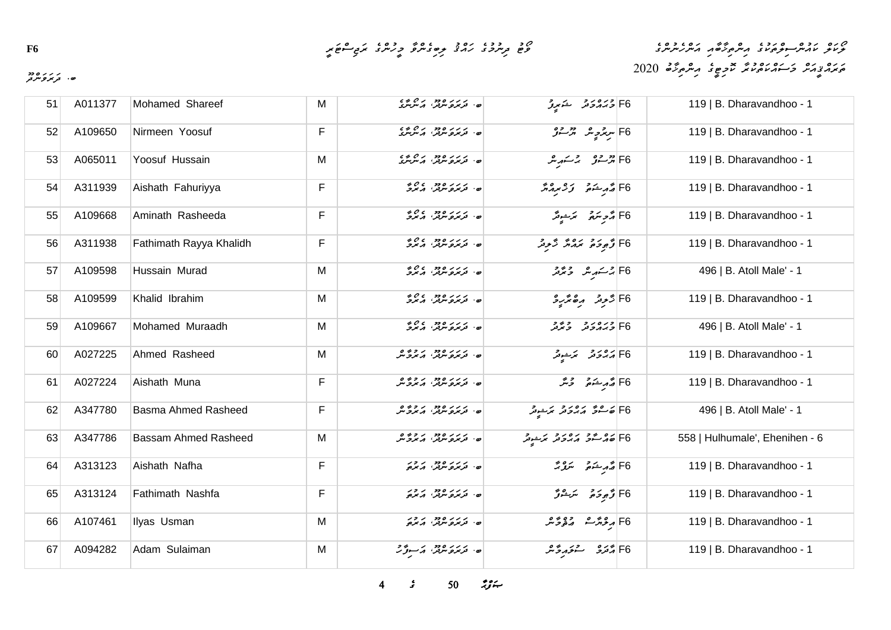ބ.ދަރަވަންދޫ

| 51 | A011377 | Mohamed Shareef | M | ބ. ދަރަވަންދޫ، އަންނާރާ | F6 މުހައްމަދު ޝަރީފު | 119 \| B. Dharavandhoo - 1 |
|---|---|---|---|---|---|---|
| 52 | A109650 | Nirmeen Yoosuf | F | ބ. ދަރަވަންދޫ، އަންނާރާ | F6 ނިރުމީން ޔޫސުފު | 119 \| B. Dharavandhoo - 1 |
| 53 | A065011 | Yoosuf Hussain | M | ބ. ދަރަވަންދޫ، އަންނާރާ | F6 ޔޫސުފު ހުސައިން | 119 \| B. Dharavandhoo - 1 |
| 54 | A311939 | Aishath Fahuriyya | F | ބ. ދަރަވަންދޫ، އަރުވާ | F6 އައިޝަތު ފަހުރިއްޔާ | 119 \| B. Dharavandhoo - 1 |
| 55 | A109668 | Aminath Rasheeda | F | ބ. ދަރަވަންދޫ، އަރުވާ | F6 އާމިނަތު ރަޝީދާ | 119 \| B. Dharavandhoo - 1 |
| 56 | A311938 | Fathimath Rayya Khalidh | F | ބ. ދަރަވަންދޫ، އަރުވާ | F6 ފާތިމަތު ރައްޔާ ޚާލިދު | 119 \| B. Dharavandhoo - 1 |
| 57 | A109598 | Hussain Murad | M | ބ. ދަރަވަންދޫ، އަރުވާ | F6 ހުސައިން މުރާދު | 496 \| B. Atoll Male' - 1 |
| 58 | A109599 | Khalid Ibrahim | M | ބ. ދަރަވަންދޫ، އަރުވާ | F6 ޚާލިދު އިބްރާހީމް | 119 \| B. Dharavandhoo - 1 |
| 59 | A109667 | Mohamed Muraadh | M | ބ. ދަރަވަންދޫ، އަރުވާ | F6 މުހައްމަދު މުރާދު | 496 \| B. Atoll Male' - 1 |
| 60 | A027225 | Ahmed Rasheed | M | ބ. ދަރަވަންދޫ، އަރުވާން | F6 އަހުމަދު ރަޝީދު | 119 \| B. Dharavandhoo - 1 |
| 61 | A027224 | Aishath Muna | F | ބ. ދަރަވަންދޫ، އަރުވާން | F6 އައިޝަތު މުނާ | 119 \| B. Dharavandhoo - 1 |
| 62 | A347780 | Basma Ahmed Rasheed | F | ބ. ދަރަވަންދޫ، އަރުވާން | F6 ބަސްމާ އަހުމަދު ރަޝީދު | 496 \| B. Atoll Male' - 1 |
| 63 | A347786 | Bassam Ahmed Rasheed | M | ބ. ދަރަވަންދޫ، އަރުވާން | F6 ބައްސާމު އަހުމަދު ރަޝީދު | 558 \| Hulhumale', Ehenihen - 6 |
| 64 | A313123 | Aishath Nafha | F | ބ. ދަރަވަންދޫ، އަރުމަ | F6 އައިޝަތު ނަފްހާ | 119 \| B. Dharavandhoo - 1 |
| 65 | A313124 | Fathimath Nashfa | F | ބ. ދަރަވަންދޫ، އަރުމަ | F6 ފާތިމަތު ނަޝްފާ | 119 \| B. Dharavandhoo - 1 |
| 66 | A107461 | Ilyas Usman | M | ބ. ދަރަވަންދޫ، އަރުމަ | F6 އިލްޔާސް ޢުސްމާން | 119 \| B. Dharavandhoo - 1 |
| 67 | A094282 | Adam Sulaiman | M | ބ. ދަރަވަންދޫ، އަސިލްފް | F6 އާދަމް ސުލައިމާން | 119 \| B. Dharavandhoo - 1 |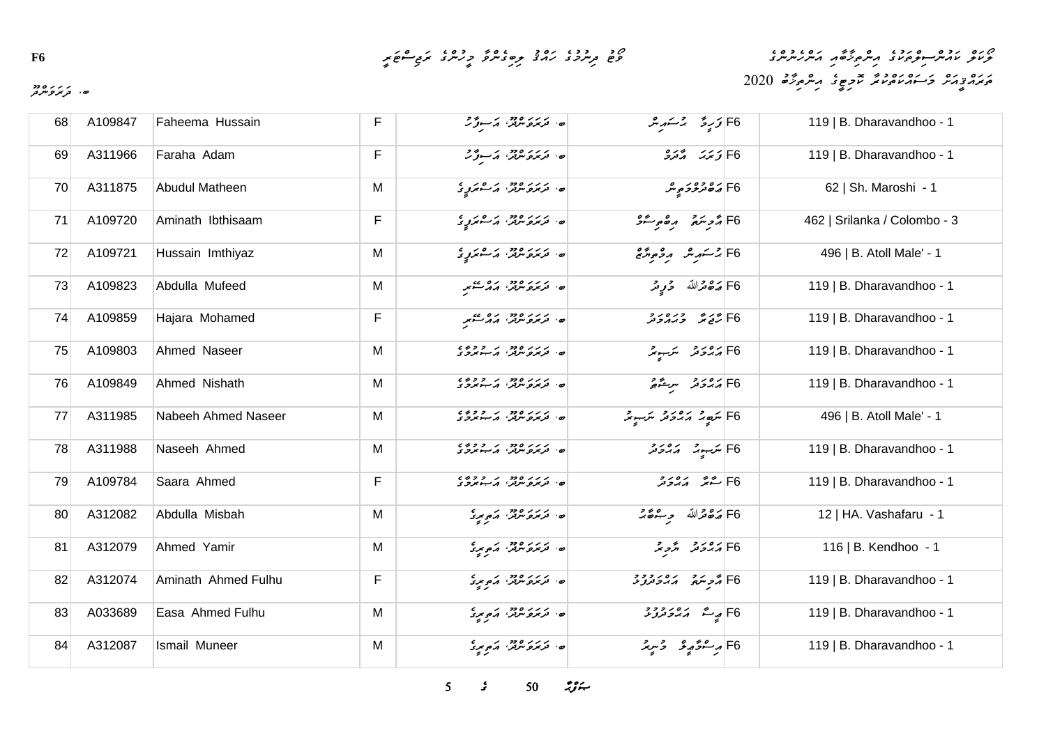| 68 | A109847 | Faheema Hussain | F | ބ. ދަރަވަންދޫ، އަސިލުހާ | F6 ފަހީމާ ހުސައިން | 119 \| B. Dharavandhoo - 1 |
|---|---|---|---|---|---|---|
| 69 | A311966 | Faraha Adam | F | ބ. ދަރަވަންދޫ، އަސިލުހާ | F6 ފަރަހަ އާދަމް | 119 \| B. Dharavandhoo - 1 |
| 70 | A311875 | Abudul Matheen | M | ބ. ދަރަވަންދޫ، އަސްތަރީގެ | F6 އަބުދުލްމަތީން | 62 \| Sh. Maroshi - 1 |
| 71 | A109720 | Aminath Ibthisaam | F | ބ. ދަރަވަންދޫ، އަސްތަރީގެ | F6 އާމިނަތު އިބްތިސާމް | 462 \| Srilanka / Colombo - 3 |
| 72 | A109721 | Hussain Imthiyaz | M | ބ. ދަރަވަންދޫ، އަސްތަރީގެ | F6 ހުސައިން އިމްތިޔާޒް | 496 \| B. Atoll Male' - 1 |
| 73 | A109823 | Abdulla Mufeed | M | ބ. ދަރަވަންދޫ، އައުސަމް | F6 އަބްދުالله މުފީދު | 119 \| B. Dharavandhoo - 1 |
| 74 | A109859 | Hajara Mohamed | F | ބ. ދަރަވަންދޫ، އައުސަމް | F6 ހާޖަރާ މުހައްމަދު | 119 \| B. Dharavandhoo - 1 |
| 75 | A109803 | Ahmed Naseer | M | ބ. ދަރަވަންދޫ، އަސުރުމާގެ | F6 އަހުމަދު ނަސީރު | 119 \| B. Dharavandhoo - 1 |
| 76 | A109849 | Ahmed Nishath | M | ބ. ދަރަވަންދޫ، އަސުރުމާގެ | F6 އަހުމަދު ނިޝާތު | 119 \| B. Dharavandhoo - 1 |
| 77 | A311985 | Nabeeh Ahmed Naseer | M | ބ. ދަރަވަންދޫ، އަސުރުމާގެ | F6 ނަބީހު އަހުމަދު ނަސީރު | 496 \| B. Atoll Male' - 1 |
| 78 | A311988 | Naseeh Ahmed | M | ބ. ދަރަވަންދޫ، އަސުރުމާގެ | F6 ނަސީހު އަހުމަދު | 119 \| B. Dharavandhoo - 1 |
| 79 | A109784 | Saara Ahmed | F | ބ. ދަރަވަންދޫ، އަސުރުމާގެ | F6 ސާރާ އަހުމަދު | 119 \| B. Dharavandhoo - 1 |
| 80 | A312082 | Abdulla Misbah | M | ބ. ދަރަވަންދޫ، އަލިވިލާ | F6 އަބްދުالله މިސްބާހު | 12 \| HA. Vashafaru - 1 |
| 81 | A312079 | Ahmed Yamir | M | ބ. ދަރަވަންދޫ، އަލިވިލާ | F6 އަހުމަދު ޔާމިރު | 116 \| B. Kendhoo - 1 |
| 82 | A312074 | Aminath Ahmed Fulhu | F | ބ. ދަރަވަންދޫ، އަލިވިލާ | F6 އާމިނަތު އަހުމަދުފުޅު | 119 \| B. Dharavandhoo - 1 |
| 83 | A033689 | Easa Ahmed Fulhu | M | ބ. ދަރަވަންދޫ، އަލިވިލާ | F6 ޢީސާ އަހުމަދުފުޅު | 119 \| B. Dharavandhoo - 1 |
| 84 | A312087 | Ismail Muneer | M | ބ. ދަރަވަންދޫ، އަލިވިލާ | F6 އިސްމާޢީލް މުނީރު | 119 \| B. Dharavandhoo - 1 |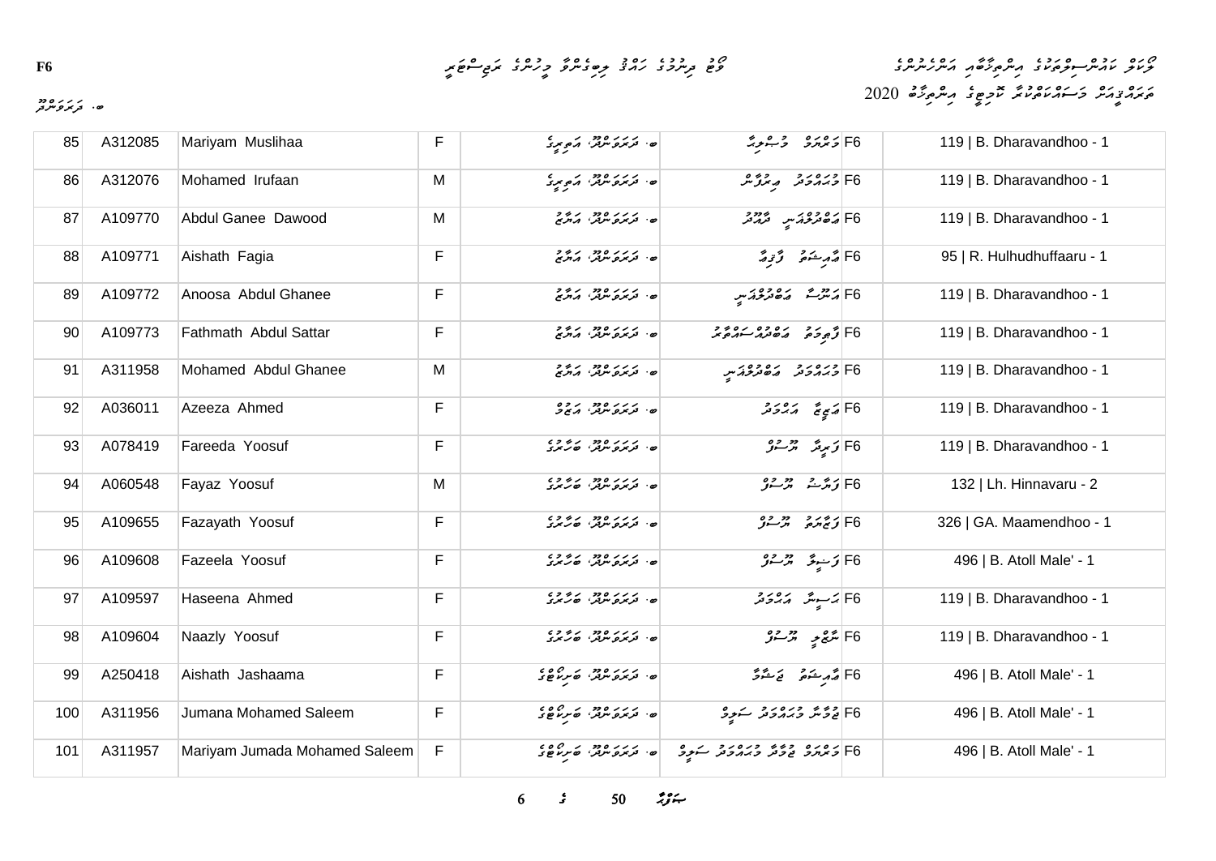| 85 | A312085 | Mariyam Muslihaa | F | ބ. ދަރަވަންދޫ، އަލިމީދާ | F6 މަރިޔަމް މުސްލިޙާ | 119 \| B. Dharavandhoo - 1 |
|---|---|---|---|---|---|---|
| 86 | A312076 | Mohamed Irufaan | M | ބ. ދަރަވަންދޫ، އަލިމީދާ | F6 މުހައްމަދު އިރުފާން | 119 \| B. Dharavandhoo - 1 |
| 87 | A109770 | Abdul Ganee Dawood | M | ބ. ދަރަވަންދޫ، އަލާދީ | F6 އަބްދުލްޣަނީ ދާއޫދު | 119 \| B. Dharavandhoo - 1 |
| 88 | A109771 | Aishath Fagia | F | ބ. ދަރަވަންދޫ، އަލާދީ | F6 އާއިޝަތު ފާގިއާ | 95 \| R. Hulhudhuffaaru - 1 |
| 89 | A109772 | Anoosa Abdul Ghanee | F | ބ. ދަރަވަންދޫ، އަލާދީ | F6 އަނޫސާ އަބްދުލްޣަނީ | 119 \| B. Dharavandhoo - 1 |
| 90 | A109773 | Fathmath Abdul Sattar | F | ބ. ދަރަވަންދޫ، އަލާދީ | F6 ފާތިމަތު އަބްދުއްސައްތާރު | 119 \| B. Dharavandhoo - 1 |
| 91 | A311958 | Mohamed Abdul Ghanee | M | ބ. ދަރަވަންދޫ، އަލާދީ | F6 މުހައްމަދު އަބްދުލްޣަނީ | 119 \| B. Dharavandhoo - 1 |
| 92 | A036011 | Azeeza Ahmed | F | ބ. ދަރަވަންދޫ، އަޒުވާ | F6 އަޒީޒާ އަޙްމަދު | 119 \| B. Dharavandhoo - 1 |
| 93 | A078419 | Fareeda Yoosuf | F | ބ. ދަރަވަންދޫ، ބަހާރުގެ | F6 ފަރީދާ ޔޫސުފު | 119 \| B. Dharavandhoo - 1 |
| 94 | A060548 | Fayaz Yoosuf | M | ބ. ދަރަވަންދޫ، ބަހާރުގެ | F6 ފައްޔާޒް ޔޫސުފު | 132 \| Lh. Hinnavaru - 2 |
| 95 | A109655 | Fazayath Yoosuf | F | ބ. ދަރަވަންދޫ، ބަހާރުގެ | F6 ފަޒާޔަތު ޔޫސުފު | 326 \| GA. Maamendhoo - 1 |
| 96 | A109608 | Fazeela Yoosuf | F | ބ. ދަރަވަންދޫ، ބަހާރުގެ | F6 ފަޒީލާ ޔޫސުފު | 496 \| B. Atoll Male' - 1 |
| 97 | A109597 | Haseena Ahmed | F | ބ. ދަރަވަންދޫ، ބަހާރުގެ | F6 ހަސީނާ އަޙްމަދު | 119 \| B. Dharavandhoo - 1 |
| 98 | A109604 | Naazly Yoosuf | F | ބ. ދަރަވަންދޫ، ބަހާރުގެ | F6 ނާޒްލީ ޔޫސުފު | 119 \| B. Dharavandhoo - 1 |
| 99 | A250418 | Aishath Jashaama | F | ބ. ދަރަވަންދޫ، ބަރިކޮޅުގެ | F6 އާއިޝަތު ޖަޝާމާ | 496 \| B. Atoll Male' - 1 |
| 100 | A311956 | Jumana Mohamed Saleem | F | ބ. ދަރަވަންދޫ، ބަރިކޮޅުގެ | F6 ޖުމާނާ މުހައްމަދު ސަލީމް | 496 \| B. Atoll Male' - 1 |
| 101 | A311957 | Mariyam Jumada Mohamed Saleem | F | ބ. ދަރަވަންދޫ، ބަރިކޮޅުގެ | F6 މަރިޔަމް ޖުމާދާ މުހައްމަދު ސަލީމް | 496 \| B. Atoll Male' - 1 |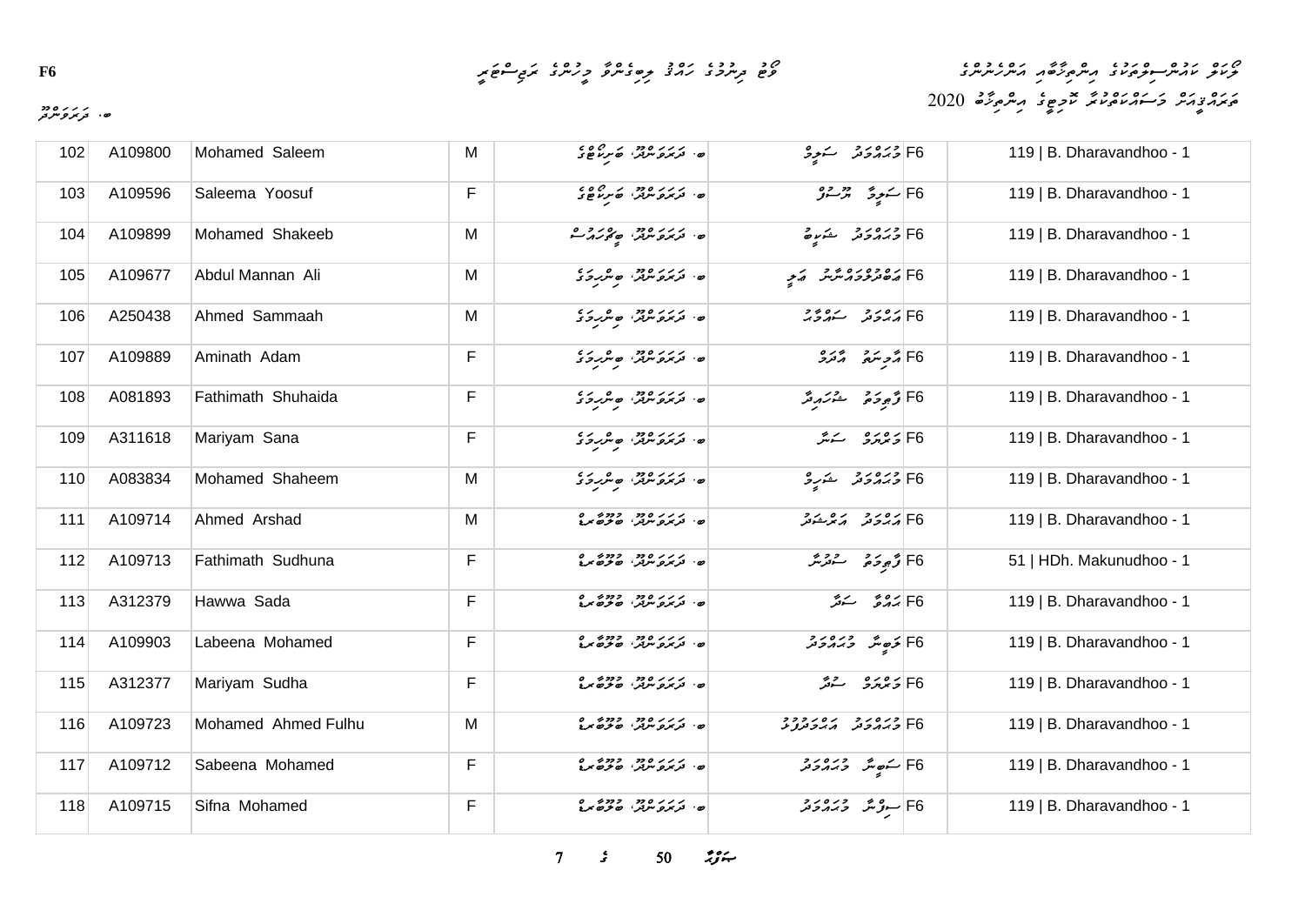ބ. ދަރަވަންދޫ

| 102 | A109800 | Mohamed Saleem | M | ބ. ދަރަވަންދޫ، ބަހާރުގެ | F6 މުހައްމަދު ސަލީމް | 119 \| B. Dharavandhoo - 1 |
|---|---|---|---|---|---|---|
| 103 | A109596 | Saleema Yoosuf | F | ބ. ދަރަވަންދޫ، ބަހާރުގެ | F6 ސަލީމާ ޔޫސުފް | 119 \| B. Dharavandhoo - 1 |
| 104 | A109899 | Mohamed Shakeeb | M | ބ. ދަރަވަންދޫ، ބިލެތްމަސް | F6 މުހައްމަދު ޝަކީބް | 119 \| B. Dharavandhoo - 1 |
| 105 | A109677 | Abdul Mannan Ali | M | ބ. ދަރަވަންދޫ، ބިންމަގު | F6 އަބްދުލްމައްނާން އަލި | 119 \| B. Dharavandhoo - 1 |
| 106 | A250438 | Ahmed Sammaah | M | ބ. ދަރަވަންދޫ، ބިންމަގު | F6 އަހްމަދު ސައްމާހު | 119 \| B. Dharavandhoo - 1 |
| 107 | A109889 | Aminath Adam | F | ބ. ދަރަވަންދޫ، ބިންމަގު | F6 އާމިނަތު އާދަމް | 119 \| B. Dharavandhoo - 1 |
| 108 | A081893 | Fathimath Shuhaida | F | ބ. ދަރަވަންދޫ، ބިންމަގު | F6 ފާތިމަތު ޝުހައިދާ | 119 \| B. Dharavandhoo - 1 |
| 109 | A311618 | Mariyam Sana | F | ބ. ދަރަވަންދޫ، ބިންމަގު | F6 މަރިޔަމް ސަނާ | 119 \| B. Dharavandhoo - 1 |
| 110 | A083834 | Mohamed Shaheem | M | ބ. ދަރަވަންދޫ، ބިންމަގު | F6 މުހައްމަދު ޝަހީމް | 119 \| B. Dharavandhoo - 1 |
| 111 | A109714 | Ahmed Arshad | M | ބ. ދަރަވަންދޫ، ބުލޫބެރި | F6 އަހްމަދު އަރްޝަދު | 119 \| B. Dharavandhoo - 1 |
| 112 | A109713 | Fathimath Sudhuna | F | ބ. ދަރަވަންދޫ، ބުލޫބެރި | F6 ފާތިމަތު ސުދުނާ | 51 \| HDh. Makunudhoo - 1 |
| 113 | A312379 | Hawwa Sada | F | ބ. ދަރަވަންދޫ، ބުލޫބެރި | F6 ހައްވާ ސަދާ | 119 \| B. Dharavandhoo - 1 |
| 114 | A109903 | Labeena Mohamed | F | ބ. ދަރަވަންދޫ، ބުލޫބެރި | F6 ލަބީނާ މުހައްމަދު | 119 \| B. Dharavandhoo - 1 |
| 115 | A312377 | Mariyam Sudha | F | ބ. ދަރަވަންދޫ، ބުލޫބެރި | F6 މަރިޔަމް ސުދާ | 119 \| B. Dharavandhoo - 1 |
| 116 | A109723 | Mohamed Ahmed Fulhu | M | ބ. ދަރަވަންދޫ، ބުލޫބެރި | F6 މުހައްމަދު އަހްމަދުފުޅު | 119 \| B. Dharavandhoo - 1 |
| 117 | A109712 | Sabeena Mohamed | F | ބ. ދަރަވަންދޫ، ބުލޫބެރި | F6 ސަބީނާ މުހައްމަދު | 119 \| B. Dharavandhoo - 1 |
| 118 | A109715 | Sifna Mohamed | F | ބ. ދަރަވަންދޫ، ބުލޫބެރި | F6 ސިފްނާ މުހައްމަދު | 119 \| B. Dharavandhoo - 1 |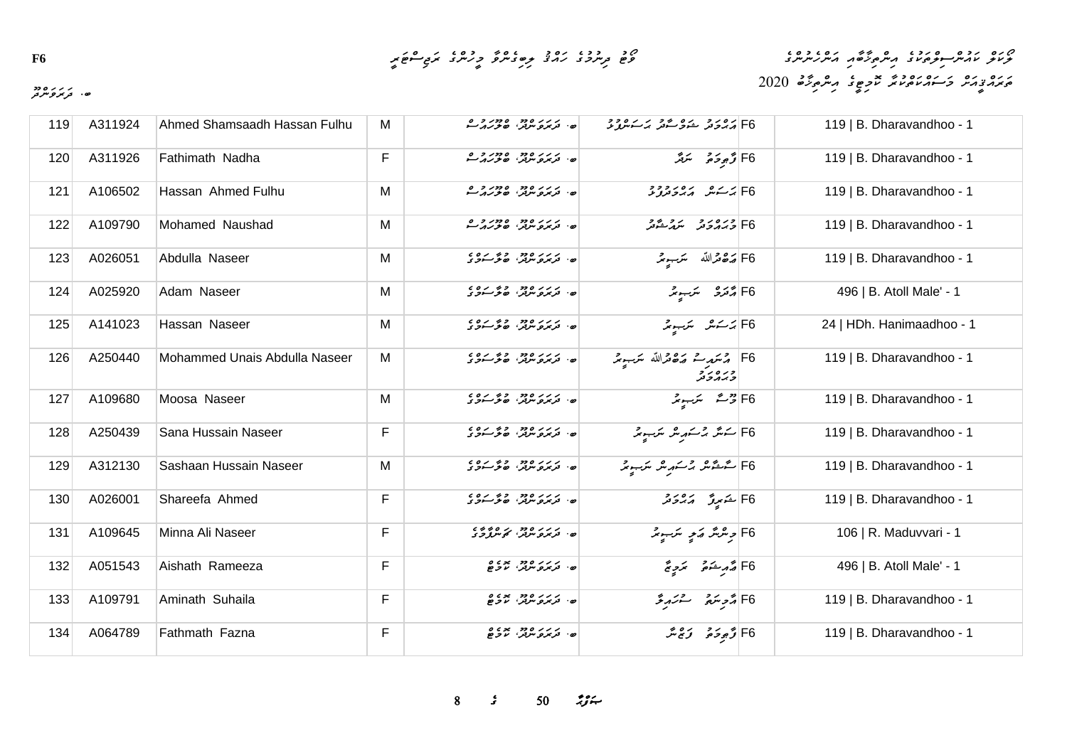ބ. ދަރަވަންދޫ

| 119 | A311924 | Ahmed Shamsaadh Hassan Fulhu | M | ބ. ދަރަވަންދޫ، ބޮޑުހުރާ | F6 އަހުމަދު ޝަމްސާދު ހަސަންފުޅު | 119 \| B. Dharavandhoo - 1 |
|---|---|---|---|---|---|---|
| 120 | A311926 | Fathimath Nadha | F | ބ. ދަރަވަންދޫ، ބޮޑުހުރާ | F6 ފާތިމަތު ނަދާ | 119 \| B. Dharavandhoo - 1 |
| 121 | A106502 | Hassan Ahmed Fulhu | M | ބ. ދަރަވަންދޫ، ބޮޑުހުރާ | F6 ހަސަން އަހުމަދުފުޅު | 119 \| B. Dharavandhoo - 1 |
| 122 | A109790 | Mohamed Naushad | M | ބ. ދަރަވަންދޫ، ބޮޑުހުރާ | F6 މުހައްމަދު ނައުޝާދު | 119 \| B. Dharavandhoo - 1 |
| 123 | A026051 | Abdulla Naseer | M | ބ. ދަރަވަންދޫ، ބޮސަވްގެ | F6 އަބްދުﷲ ނަސީރު | 119 \| B. Dharavandhoo - 1 |
| 124 | A025920 | Adam Naseer | M | ބ. ދަރަވަންދޫ، ބޮސަވްގެ | F6 އާދަމް ނަސީރު | 496 \| B. Atoll Male' - 1 |
| 125 | A141023 | Hassan Naseer | M | ބ. ދަރަވަންދޫ، ބޮސަވްގެ | F6 ހަސަން ނަސީރު | 24 \| HDh. Hanimaadhoo - 1 |
| 126 | A250440 | Mohammed Unais Abdulla Naseer | M | ބ. ދަރަވަންދޫ، ބޮސަވްގެ | F6 އުނައިސް އަބްދުﷲ ނަސީރު މުހައްމަދު | 119 \| B. Dharavandhoo - 1 |
| 127 | A109680 | Moosa Naseer | M | ބ. ދަރަވަންދޫ، ބޮސަވްގެ | F6 މޫސާ ނަސީރު | 119 \| B. Dharavandhoo - 1 |
| 128 | A250439 | Sana Hussain Naseer | F | ބ. ދަރަވަންދޫ، ބޮސަވްގެ | F6 ސަނާ ހުސައިން ނަސީރު | 119 \| B. Dharavandhoo - 1 |
| 129 | A312130 | Sashaan Hussain Naseer | M | ބ. ދަރަވަންދޫ، ބޮސަވްގެ | F6 ސަޝާން ހުސައިން ނަސީރު | 119 \| B. Dharavandhoo - 1 |
| 130 | A026001 | Shareefa Ahmed | F | ބ. ދަރަވަންދޫ، ބޮސަވްގެ | F6 ޝަރީފާ އަހުމަދު | 119 \| B. Dharavandhoo - 1 |
| 131 | A109645 | Minna Ali Naseer | F | ބ. ދަރަވަންދޫ، ކަންފާގެ | F6 މިންނާ އަލި ނަސީރު | 106 \| R. Maduvvari - 1 |
| 132 | A051543 | Aishath Rameeza | F | ބ. ދަރަވަންދޫ، ބަގީޗާ | F6 އާއިޝަތު ރަމީޒާ | 496 \| B. Atoll Male' - 1 |
| 133 | A109791 | Aminath Suhaila | F | ބ. ދަރަވަންދޫ، ބަގީޗާ | F6 އާމިނަތު ސުހައިލާ | 119 \| B. Dharavandhoo - 1 |
| 134 | A064789 | Fathmath Fazna | F | ބ. ދަރަވަންދޫ، ބަގީޗާ | F6 ފާތިމަތު ފަޒްނާ | 119 \| B. Dharavandhoo - 1 |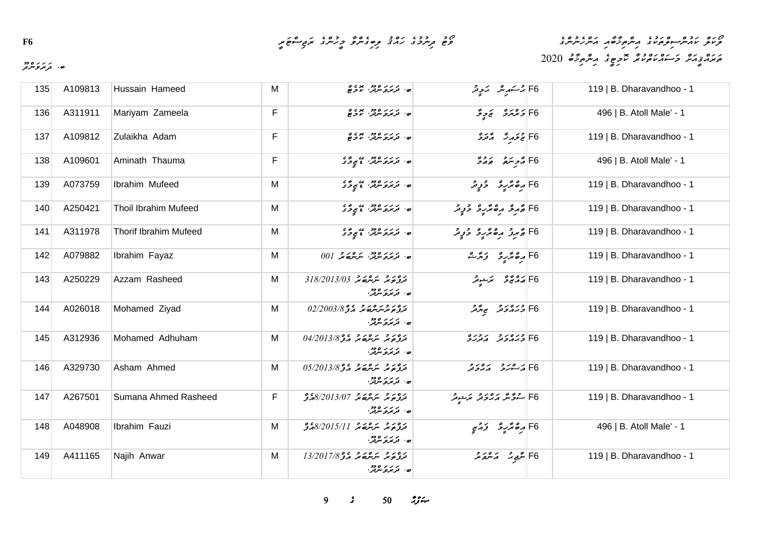| 135 | A109813 | Hussain Hameed | M | ބ. ދަރަވަންދޫ، ކޮމެލް | F6 ޙުސައިން ޙަމީދު | 119 \| B. Dharavandhoo - 1 |
|---|---|---|---|---|---|---|
| 136 | A311911 | Mariyam Zameela | F | ބ. ދަރަވަންދޫ، ކޮމެލް | F6 މަރިޔަމް ޒަމީލާ | 496 \| B. Atoll Male' - 1 |
| 137 | A109812 | Zulaikha Adam | F | ބ. ދަރަވަންދޫ، ކޮމެލް | F6 ޒުލައިޚާ އާދަމް | 119 \| B. Dharavandhoo - 1 |
| 138 | A109601 | Aminath Thauma | F | ބ. ދަރަވަންދޫ، ކޮކާވާގެ | F6 އާމިނަތު ތައުމާ | 496 \| B. Atoll Male' - 1 |
| 139 | A073759 | Ibrahim Mufeed | M | ބ. ދަރަވަންދޫ، ކޮކާވާގެ | F6 އިބްރާހީމް މުފީދު | 119 \| B. Dharavandhoo - 1 |
| 140 | A250421 | Thoil Ibrahim Mufeed | M | ބ. ދަރަވަންދޫ، ކޮކާވާގެ | F6 ޘޯއިލް އިބްރާހީމް މުފީދު | 119 \| B. Dharavandhoo - 1 |
| 141 | A311978 | Thorif Ibrahim Mufeed | M | ބ. ދަރަވަންދޫ، ކޮކާވާގެ | F6 ޘާރިފް އިބްރާހީމް މުފީދު | 119 \| B. Dharavandhoo - 1 |
| 142 | A079882 | Ibrahim Fayaz | M | ބ. ދަރަވަންދޫ، ނަންބަރު 001 | F6 އިބްރާހީމް ފައްޔާޒް | 119 \| B. Dharavandhoo - 1 |
| 143 | A250229 | Azzam Rasheed | M | ދަރަވަރު ނަންބަރު 318/2013/03 ބ. ދަރަވަންދޫ، | F6 އައްޒާމް ރަޝީދު | 119 \| B. Dharavandhoo - 1 |
| 144 | A026018 | Mohamed Ziyad | M | ދަރަވަރުނަންބަރު އެވް02/2003/8 ބ. ދަރަވަންދޫ، | F6 މުޙައްމަދު ޒިޔާދު | 119 \| B. Dharavandhoo - 1 |
| 145 | A312936 | Mohamed Adhuham | M | ދަރަވަރު ނަންބަރު އެވް04/2013/8 ބ. ދަރަވަންދޫ، | F6 މުޙައްމަދު އަދުހަމް | 119 \| B. Dharavandhoo - 1 |
| 146 | A329730 | Asham Ahmed | M | ދަރަވަރު ނަންބަރު އެވް05/2013/8 ބ. ދަރަވަންދޫ، | F6 އަޝާމް އަޙްމަދު | 119 \| B. Dharavandhoo - 1 |
| 147 | A267501 | Sumana Ahmed Rasheed | F | ދަރަވަރު ނަންބަރު 8/2013/07އެވް ބ. ދަރަވަންދޫ، | F6 ސުމާނާ އަޙްމަދު ރަޝީދު | 119 \| B. Dharavandhoo - 1 |
| 148 | A048908 | Ibrahim Fauzi | M | ދަރަވަރު ނަންބަރު 8/2015/11އެވް ބ. ދަރަވަންދޫ، | F6 އިބްރާހީމް ފައުޒީ | 496 \| B. Atoll Male' - 1 |
| 149 | A411165 | Najih Anwar | M | ދަރަވަރު ނަންބަރު އެވް13/2017/8 ބ. ދަރަވަންދޫ، | F6 ނާޖިހު އަންވަރު | 119 \| B. Dharavandhoo - 1 |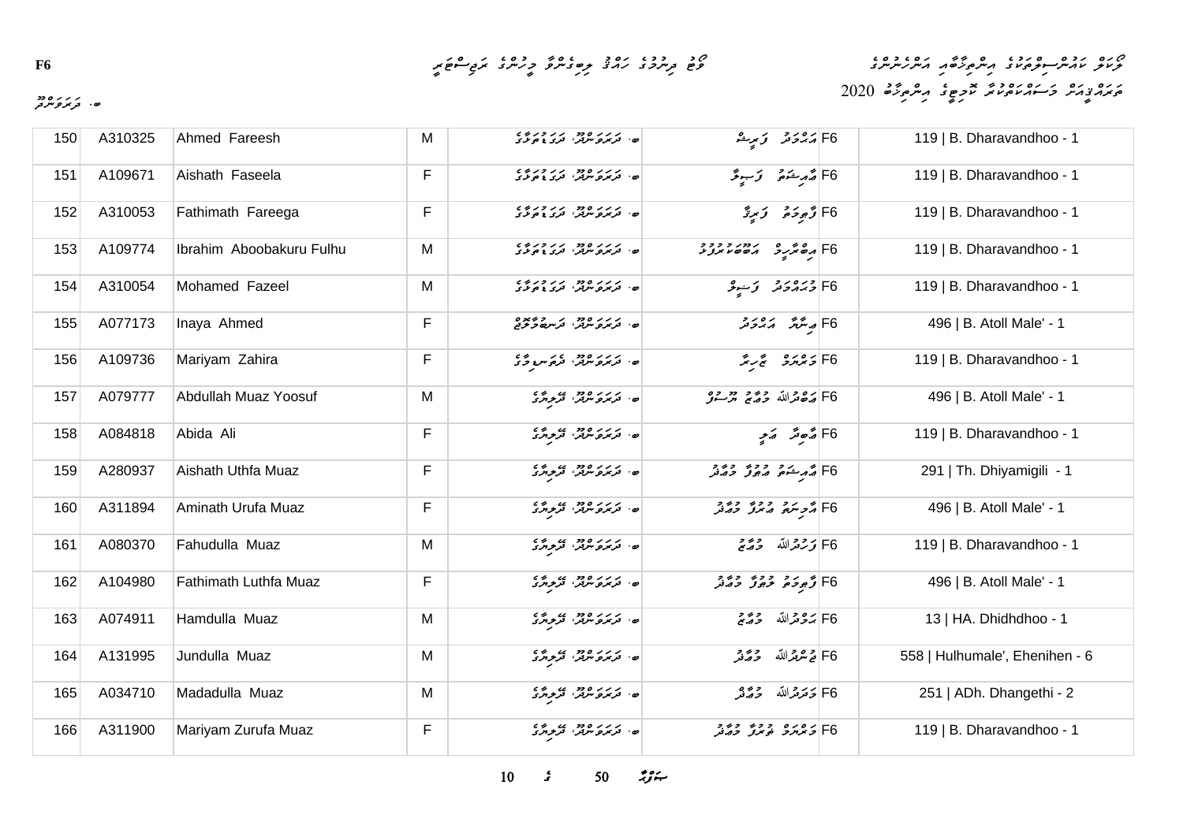| 150 | A310325 | Ahmed Fareesh | M | ބ.ދަރަވަންދޫ، ދަރަގުބޯގެ | F6 އަޙްމަދު ފަރީޝް | 119 \| B. Dharavandhoo - 1 |
|---|---|---|---|---|---|---|
| 151 | A109671 | Aishath Faseela | F | ބ. ދަރަވަންދޫ، ދަރަގުބޯގެ | F6 އާއިޝަތު ފަސީލާ | 119 \| B. Dharavandhoo - 1 |
| 152 | A310053 | Fathimath Fareega | F | ބ. ދަރަވަންދޫ، ދަރަގުބޯގެ | F6 ފާތިމަތު ފަރީގާ | 119 \| B. Dharavandhoo - 1 |
| 153 | A109774 | Ibrahim Aboobakuru Fulhu | M | ބ. ދަރަވަންދޫ، ދަރަގުބޯގެ | F6 އިބްރާހީމް އަބޫބަކުރުފުޅު | 119 \| B. Dharavandhoo - 1 |
| 154 | A310054 | Mohamed Fazeel | M | ބ. ދަރަވަންދޫ، ދަރަގުބޯގެ | F6 މުޙައްމަދު ފަޒީލް | 119 \| B. Dharavandhoo - 1 |
| 155 | A077173 | Inaya Ahmed | F | ބ. ދަރަވަންދޫ، ދަސްބަހާރުގެ | F6 އިނާޔާ އަޙްމަދު | 496 \| B. Atoll Male' - 1 |
| 156 | A109736 | Mariyam Zahira | F | ބ. ދަރަވަންދޫ، ދެލަސްވާގެ | F6 މަރިޔަމް ޒާހިރާ | 119 \| B. Dharavandhoo - 1 |
| 157 | A079777 | Abdullah Muaz Yoosuf | M | ބ. ދަރަވަންދޫ، ދޮރުގެ | F6 އަބްދުﷲ މުއާޒު ޔޫސުފް | 496 \| B. Atoll Male' - 1 |
| 158 | A084818 | Abida Ali | F | ބ. ދަރަވަންދޫ، ދޮރުގެ | F6 އާބިދާ އަލި | 119 \| B. Dharavandhoo - 1 |
| 159 | A280937 | Aishath Uthfa Muaz | F | ބ. ދަރަވަންދޫ، ދޮރުގެ | F6 އާއިޝަތު އުތުފާ މުއާޒު | 291 \| Th. Dhiyamigili - 1 |
| 160 | A311894 | Aminath Urufa Muaz | F | ބ. ދަރަވަންދޫ، ދޮރުގެ | F6 އާމިނަތު އުރުފާ މުއާޒު | 496 \| B. Atoll Male' - 1 |
| 161 | A080370 | Fahudulla Muaz | M | ބ. ދަރަވަންދޫ، ދޮރުގެ | F6 ފަހުދުﷲ މުއާޒު | 119 \| B. Dharavandhoo - 1 |
| 162 | A104980 | Fathimath Luthfa Muaz | F | ބ. ދަރަވަންދޫ، ދޮރުގެ | F6 ފާތިމަތު លުތުފާ މުއާޒު | 496 \| B. Atoll Male' - 1 |
| 163 | A074911 | Hamdulla Muaz | M | ބ. ދަރަވަންދޫ، ދޮރުގެ | F6 ހަމްދުﷲ މުއާޒު | 13 \| HA. Dhidhdhoo - 1 |
| 164 | A131995 | Jundulla Muaz | M | ބ. ދަރަވަންދޫ، ދޮރުގެ | F6 ޖުންދުﷲ މުއާޒު | 558 \| Hulhumale', Ehenihen - 6 |
| 165 | A034710 | Madadulla Muaz | M | ބ. ދަރަވަންދޫ، ދޮރުގެ | F6 މަދަދުﷲ މުއާޒު | 251 \| ADh. Dhangethi - 2 |
| 166 | A311900 | Mariyam Zurufa Muaz | F | ބ. ދަރަވަންދޫ، ދޮރުގެ | F6 މަރިޔަމް ޒުރުފާ މުއާޒު | 119 \| B. Dharavandhoo - 1 |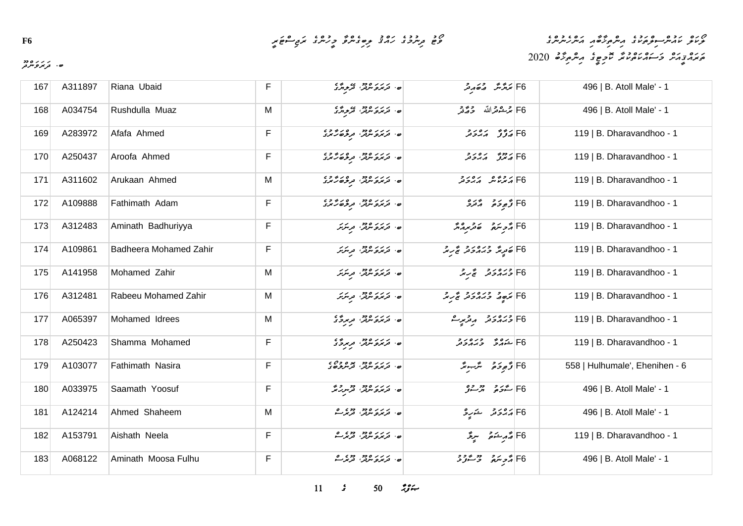| 167 | A311897 | Riana Ubaid | F | ، تربروسرتر، ترجرترى | F6 | 496 \| B. Atoll Male' - 1 |
|---|---|---|---|---|---|---|
| 168 | A034754 | Rushdulla Muaz | M | ، تربروسرتر، ترجرترى | F6 | 496 \| B. Atoll Male' - 1 |
| 169 | A283972 | Afafa Ahmed | F | ، تربروسرتر، مرگرمورترى | F6 | 119 \| B. Dharavandhoo - 1 |
| 170 | A250437 | Aroofa Ahmed | F | ، تربروسرتر، مرگرمورترى | F6 | 119 \| B. Dharavandhoo - 1 |
| 171 | A311602 | Arukaan Ahmed | M | ، تربروسرتر، مرگرمورترى | F6 | 119 \| B. Dharavandhoo - 1 |
| 172 | A109888 | Fathimath Adam | F | ، تربروسرتر، مرگرمورترى | F6 | 119 \| B. Dharavandhoo - 1 |
| 173 | A312483 | Aminath Badhuriyya | F | ، تربروسرتر، مرسرسر | F6 | 119 \| B. Dharavandhoo - 1 |
| 174 | A109861 | Badheera Mohamed Zahir | F | ، تربروسرتر، مرسرسر | F6 | 119 \| B. Dharavandhoo - 1 |
| 175 | A141958 | Mohamed Zahir | M | ، تربروسرتر، مرسرسر | F6 | 119 \| B. Dharavandhoo - 1 |
| 176 | A312481 | Rabeeu Mohamed Zahir | M | ، تربروسرتر، مرسرسر | F6 | 119 \| B. Dharavandhoo - 1 |
| 177 | A065397 | Mohamed Idrees | M | ، تربروسرتر، مرمرگرى | F6 | 119 \| B. Dharavandhoo - 1 |
| 178 | A250423 | Shamma Mohamed | F | ، تربروسرتر، مرمرگرى | F6 | 119 \| B. Dharavandhoo - 1 |
| 179 | A103077 | Fathimath Nasira | F | ، تربروسرتر، ترسرگرھى | F6 | 558 \| Hulhumale', Ehenihen - 6 |
| 180 | A033975 | Saamath Yoosuf | F | ، تربروسرتر، ترسرر | F6 | 496 \| B. Atoll Male' - 1 |
| 181 | A124214 | Ahmed Shaheem | M | ، تربروسرتر، ترترے | F6 | 496 \| B. Atoll Male' - 1 |
| 182 | A153791 | Aishath Neela | F | ، تربروسرتر، ترترے | F6 | 119 \| B. Dharavandhoo - 1 |
| 183 | A068122 | Aminath Moosa Fulhu | F | ، تربروسرتر، ترترے | F6 | 496 \| B. Atoll Male' - 1 |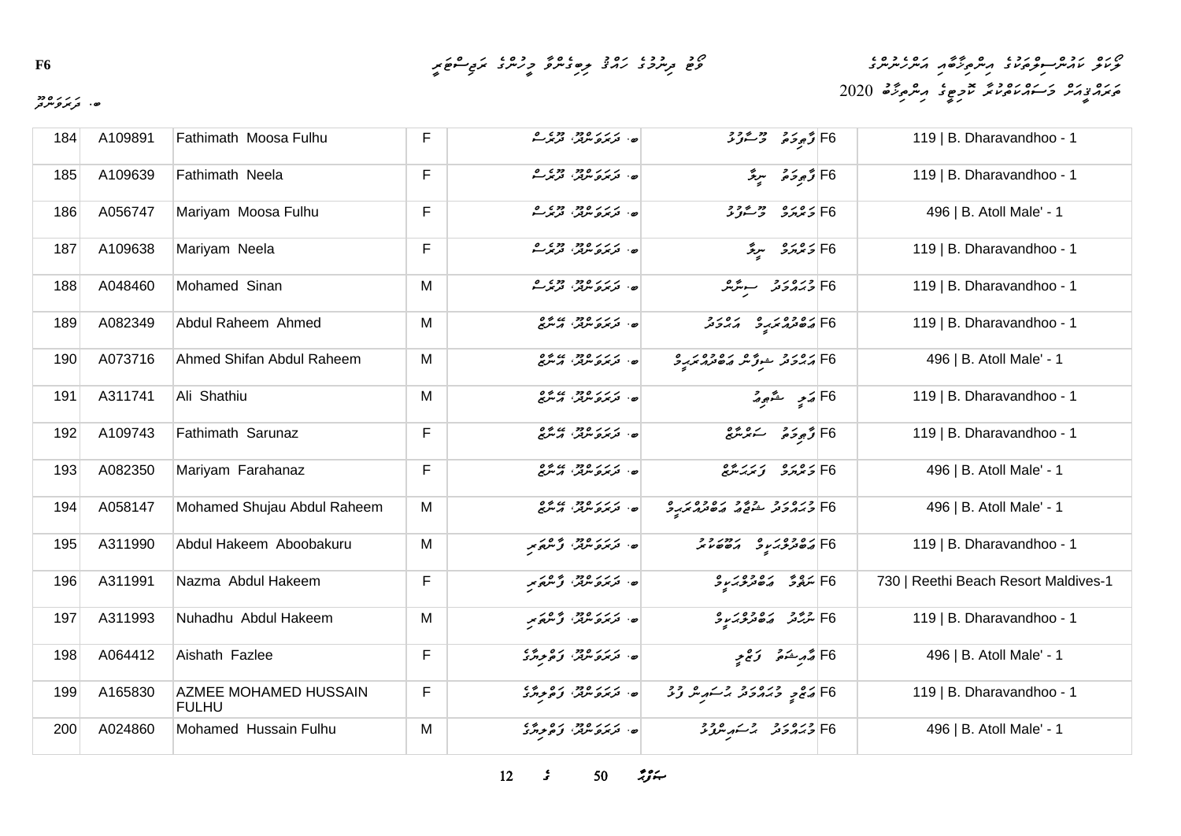ބ. ދަރަވަންދޫ

| 184 | A109891 | Fathimath Moosa Fulhu | F | ބ. ދަރަވަންދޫ، ދޫރަސް | F6 ފާތިމަތު މޫސާފުޅު | 119 \| B. Dharavandhoo - 1 |
|---|---|---|---|---|---|---|
| 185 | A109639 | Fathimath Neela | F | ބ. ދަރަވަންދޫ، ދޫރަސް | F6 ފާތިމަތު ނީލާ | 119 \| B. Dharavandhoo - 1 |
| 186 | A056747 | Mariyam Moosa Fulhu | F | ބ. ދަރަވަންދޫ، ދޫރަސް | F6 މަރިޔަމް މޫސާފުޅު | 496 \| B. Atoll Male' - 1 |
| 187 | A109638 | Mariyam Neela | F | ބ. ދަރަވަންދޫ، ދޫރަސް | F6 މަރިޔަމް ނީލާ | 119 \| B. Dharavandhoo - 1 |
| 188 | A048460 | Mohamed Sinan | M | ބ. ދަރަވަންދޫ، ދޫރަސް | F6 މުހައްމަދު ސިނާން | 119 \| B. Dharavandhoo - 1 |
| 189 | A082349 | Abdul Raheem Ahmed | M | ބ. ދަރަވަންދޫ، އަސްރު | F6 އަބްދުއްރަހީމް އަޙްމަދު | 119 \| B. Dharavandhoo - 1 |
| 190 | A073716 | Ahmed Shifan Abdul Raheem | M | ބ. ދަރަވަންދޫ، އަސްރު | F6 އަޙްމަދު ޝިފާން އަބްދުއްރަހީމް | 496 \| B. Atoll Male' - 1 |
| 191 | A311741 | Ali Shathiu | M | ބ. ދަރަވަންދޫ، އަސްރު | F6 އަލި ޝާތިއު | 119 \| B. Dharavandhoo - 1 |
| 192 | A109743 | Fathimath Sarunaz | F | ބ. ދަރަވަންދޫ، އަސްރު | F6 ފާތިމަތު ސަރުނާޒް | 119 \| B. Dharavandhoo - 1 |
| 193 | A082350 | Mariyam Farahanaz | F | ބ. ދަރަވަންދޫ، އަސްރު | F6 މަރިޔަމް ފަރަހަނާޒް | 496 \| B. Atoll Male' - 1 |
| 194 | A058147 | Mohamed Shujau Abdul Raheem | M | ބ. ދަރަވަންދޫ، އަސްރު | F6 މުހައްމަދު ޝުޖާއު އަބްދުއްރަހީމް | 496 \| B. Atoll Male' - 1 |
| 195 | A311990 | Abdul Hakeem Aboobakuru | M | ބ. ދަރަވަންދޫ، ފެންތަރި | F6 އަބްދުލްހަކީމް އަބޫބަކުރު | 119 \| B. Dharavandhoo - 1 |
| 196 | A311991 | Nazma Abdul Hakeem | F | ބ. ދަރަވަންދޫ، ފެންތަރި | F6 ނަޒްމާ އަބްދުލްހަކީމް | 730 \| Reethi Beach Resort Maldives-1 |
| 197 | A311993 | Nuhadhu Abdul Hakeem | M | ބ. ދަރަވަންދޫ، ފެންތަރި | F6 ނުހާދު އަބްދުލްހަކީމް | 119 \| B. Dharavandhoo - 1 |
| 198 | A064412 | Aishath Fazlee | F | ބ. ދަރަވަންދޫ، ފަޟީލާގެ | F6 އައިޝަތު ފަޒްލީ | 496 \| B. Atoll Male' - 1 |
| 199 | A165830 | AZMEE MOHAMED HUSSAIN FULHU | F | ބ. ދަރަވަންދޫ، ފަޟީލާގެ | F6 އަޒްމީ މުހައްމަދު ހުސައިން ފުޅު | 119 \| B. Dharavandhoo - 1 |
| 200 | A024860 | Mohamed Hussain Fulhu | M | ބ. ދަރަވަންދޫ، ފަޟީލާގެ | F6 މުހައްމަދު ހުސައިންފުޅު | 496 \| B. Atoll Male' - 1 |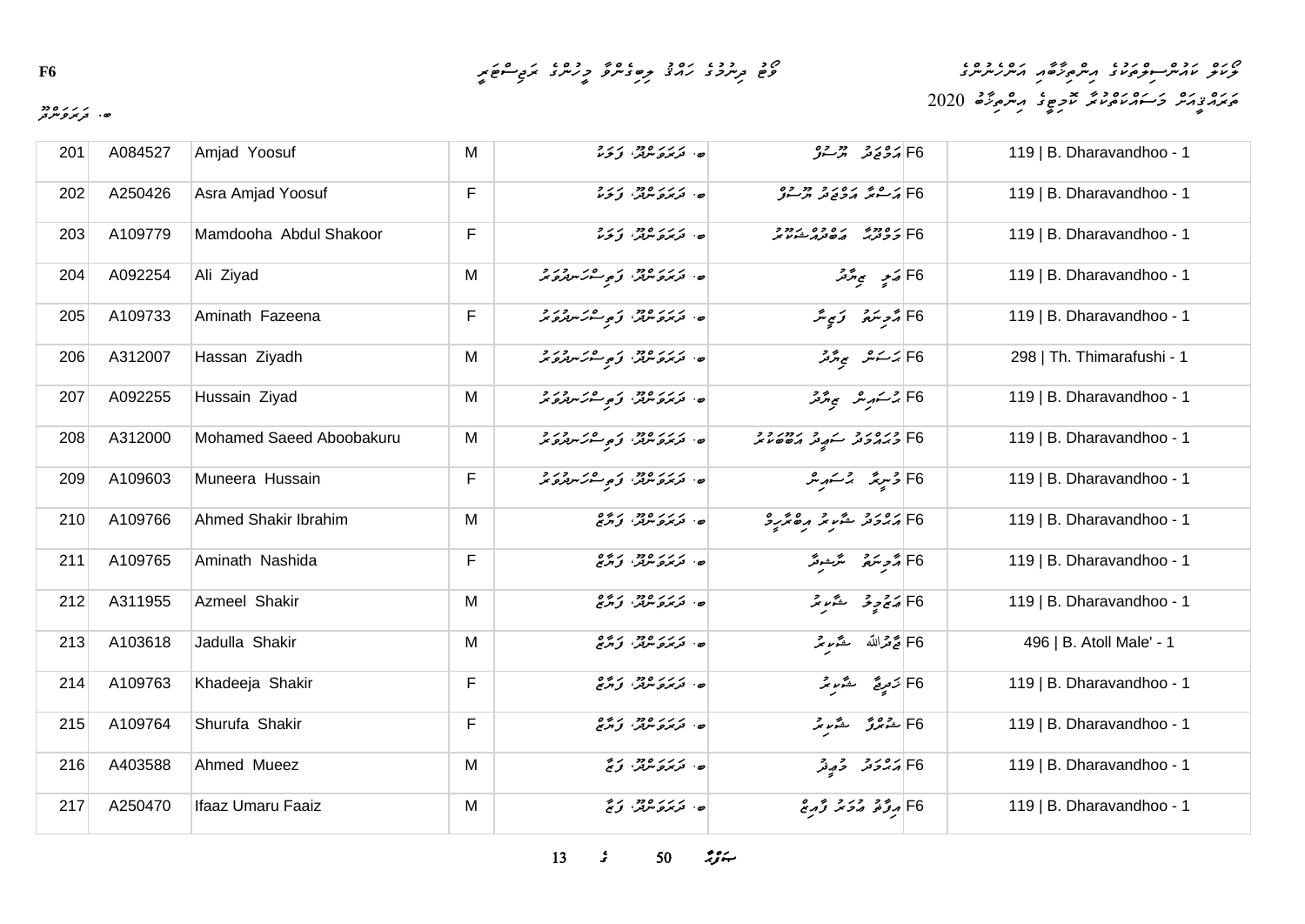| 201 | A084527 | Amjad Yoosuf | M | ބ. ދަރަވަންދޫ، ވަލަމް | F6 އަމްޖަދު ޔޫސުފް | 119 \| B. Dharavandhoo - 1 |
|---|---|---|---|---|---|---|
| 202 | A250426 | Asra Amjad Yoosuf | F | ބ. ދަރަވަންދޫ، ވަލަމް | F6 އަސްރާ އަމްޖަދު ޔޫސުފް | 119 \| B. Dharavandhoo - 1 |
| 203 | A109779 | Mamdooha Abdul Shakoor | F | ބ. ދަރަވަންދޫ، ވަލަމް | F6 މަމްދޫހާ އަބްދުލްޝަކޫރު | 119 \| B. Dharavandhoo - 1 |
| 204 | A092254 | Ali Ziyad | M | ބ. ދަރަވަންދޫ، ވައިޓްސަންރައިޒް | F6 އަލި ޒިޔާދު | 119 \| B. Dharavandhoo - 1 |
| 205 | A109733 | Aminath Fazeena | F | ބ. ދަރަވަންދޫ، ވައިޓްސަންރައިޒް | F6 އާމިނަތު ފަޒީނާ | 119 \| B. Dharavandhoo - 1 |
| 206 | A312007 | Hassan Ziyadh | M | ބ. ދަރަވަންދޫ، ވައިޓްސަންރައިޒް | F6 ހަސަން ޒިޔާދު | 298 \| Th. Thimarafushi - 1 |
| 207 | A092255 | Hussain Ziyad | M | ބ. ދަރަވަންދޫ، ވައިޓްސަންރައިޒް | F6 ހުސައިން ޒިޔާދު | 119 \| B. Dharavandhoo - 1 |
| 208 | A312000 | Mohamed Saeed Aboobakuru | M | ބ. ދަރަވަންދޫ، ވައިޓްސަންރައިޒް | F6 މުހައްމަދު ސައީދު އަބޫބަކުރު | 119 \| B. Dharavandhoo - 1 |
| 209 | A109603 | Muneera Hussain | F | ބ. ދަރަވަންދޫ، ވައިޓްސަންރައިޒް | F6 މުނީރާ ހުސައިން | 119 \| B. Dharavandhoo - 1 |
| 210 | A109766 | Ahmed Shakir Ibrahim | M | ބ. ދަރަވަންދޫ، ވަރުޒް | F6 އަހްމަދު ޝާކިރު އިބްރާހީމް | 119 \| B. Dharavandhoo - 1 |
| 211 | A109765 | Aminath Nashida | F | ބ. ދަރަވަންދޫ، ވަރުޒް | F6 އާމިނަތު ނާޝިދާ | 119 \| B. Dharavandhoo - 1 |
| 212 | A311955 | Azmeel Shakir | M | ބ. ދަރަވަންދޫ، ވަރުޒް | F6 އަޒްމީލް ޝާކިރު | 119 \| B. Dharavandhoo - 1 |
| 213 | A103618 | Jadulla Shakir | M | ބ. ދަރަވަންދޫ، ވަރުޒް | F6 ޖަދުﷲ ޝާކިރު | 496 \| B. Atoll Male' - 1 |
| 214 | A109763 | Khadeeja Shakir | F | ބ. ދަރަވަންދޫ، ވަރުޒް | F6 ޚަދީޖާ ޝާކިރު | 119 \| B. Dharavandhoo - 1 |
| 215 | A109764 | Shurufa Shakir | F | ބ. ދަރަވަންދޫ، ވަރުޒް | F6 ޝުރުފާ ޝާކިރު | 119 \| B. Dharavandhoo - 1 |
| 216 | A403588 | Ahmed Mueez | M | ބ. ދަރަވަންދޫ، ވަޒް | F6 އަހްމަދު މުޢީޒު | 119 \| B. Dharavandhoo - 1 |
| 217 | A250470 | Ifaaz Umaru Faaiz | M | ބ. ދަރަވަންދޫ، ވަޒް | F6 އިފާޒު އުމަރު ފާއިޒް | 119 \| B. Dharavandhoo - 1 |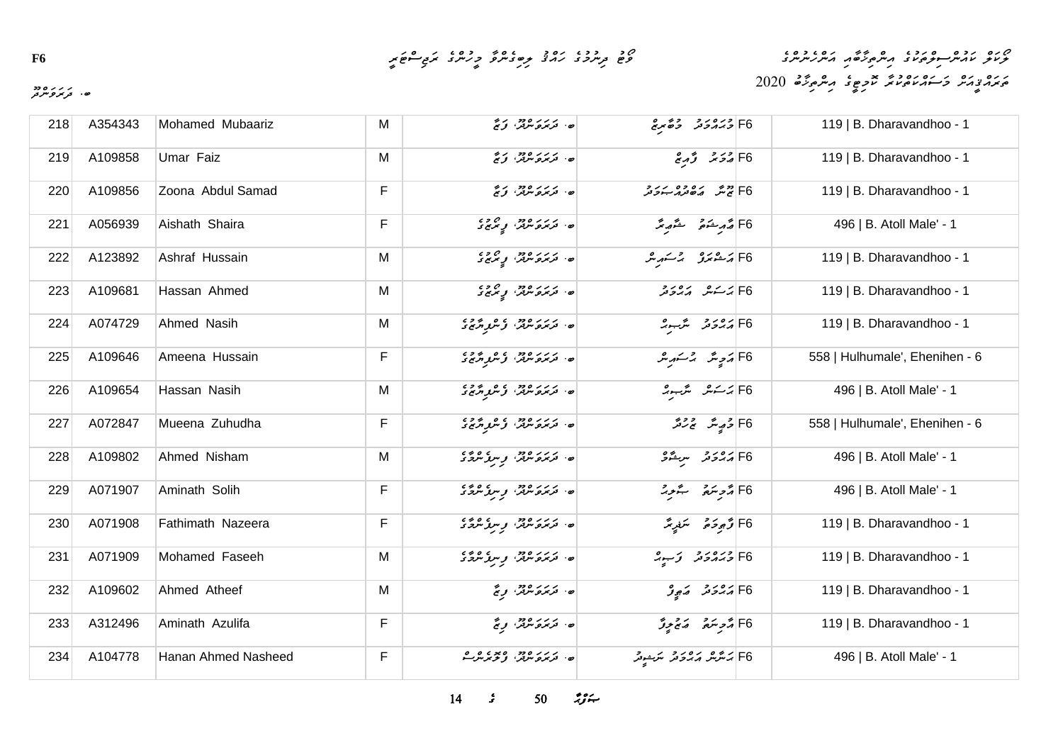ހ. ދަރަވަންދޫ

| 218 | A354343 | Mohamed Mubaariz | M | ބ. ދަރަވަންދޫ، ވަލީ | F6 މުހައްމަދު މުބާރިޒް | 119 \| B. Dharavandhoo - 1 |
|---|---|---|---|---|---|---|
| 219 | A109858 | Umar Faiz | M | ބ. ދަރަވަންދޫ، ވަލީ | F6 އުމަރު ފާއިޒް | 119 \| B. Dharavandhoo - 1 |
| 220 | A109856 | Zoona Abdul Samad | F | ބ. ދަރަވަންދޫ، ވަލީ | F6 ޒޫނާ އަބްދުލްސަމަދު | 119 \| B. Dharavandhoo - 1 |
| 221 | A056939 | Aishath Shaira | F | ބ. ދަރަވަންދޫ، ވިލާގެ | F6 އާއިޝަތު ޝާއިރާ | 496 \| B. Atoll Male' - 1 |
| 222 | A123892 | Ashraf Hussain | M | ބ. ދަރަވަންދޫ، ވިލާގެ | F6 އަޝްރަފް ހުސައިން | 119 \| B. Dharavandhoo - 1 |
| 223 | A109681 | Hassan Ahmed | M | ބ. ދަރަވަންދޫ، ވިލާގެ | F6 ހަސަން އަހުމަދު | 119 \| B. Dharavandhoo - 1 |
| 224 | A074729 | Ahmed Nasih | M | ބ. ދަރަވަންދޫ، ވެންޓިލޭޓް | F6 އަހުމަދު ނާސިހު | 119 \| B. Dharavandhoo - 1 |
| 225 | A109646 | Ameena Hussain | F | ބ. ދަރަވަންދޫ، ވެންޓިލޭޓް | F6 އަމީނާ ހުސައިން | 558 \| Hulhumale', Ehenihen - 6 |
| 226 | A109654 | Hassan Nasih | M | ބ. ދަރަވަންދޫ، ވެންޓިލޭޓް | F6 ހަސަން ނާސިހު | 496 \| B. Atoll Male' - 1 |
| 227 | A072847 | Mueena Zuhudha | F | ބ. ދަރަވަންދޫ، ވެންޓިލޭޓް | F6 މުއީނާ ޒުހުދާ | 558 \| Hulhumale', Ehenihen - 6 |
| 228 | A109802 | Ahmed Nisham | M | ބ. ދަރަވަންދޫ، ވިނަރެސްޓް | F6 އަހުމަދު ނިޝާމް | 496 \| B. Atoll Male' - 1 |
| 229 | A071907 | Aminath Solih | F | ބ. ދަރަވަންދޫ، ވިނަރެސްޓް | F6 އާމިނަތު ޞާލިހު | 496 \| B. Atoll Male' - 1 |
| 230 | A071908 | Fathimath Nazeera | F | ބ. ދަރަވަންދޫ، ވިނަރެސްޓް | F6 ފާތިމަތު ނަޒީރާ | 119 \| B. Dharavandhoo - 1 |
| 231 | A071909 | Mohamed Faseeh | M | ބ. ދަރަވަންދޫ، ވިނަރެސްޓް | F6 މުހައްމަދު ފަސީހު | 119 \| B. Dharavandhoo - 1 |
| 232 | A109602 | Ahmed Atheef | M | ބ. ދަރަވަންދޫ، ވިލާ | F6 އަހުމަދު އަތީފް | 119 \| B. Dharavandhoo - 1 |
| 233 | A312496 | Aminath Azulifa | F | ބ. ދަރަވަންދޫ، ވިލާ | F6 އާމިނަތު އަޒުލީފާ | 119 \| B. Dharavandhoo - 1 |
| 234 | A104778 | Hanan Ahmed Nasheed | F | ބ. ދަރަވަންދޫ، ވޮލްރަންސް | F6 ހަނާން އަހުމަދު ނަޝީދު | 496 \| B. Atoll Male' - 1 |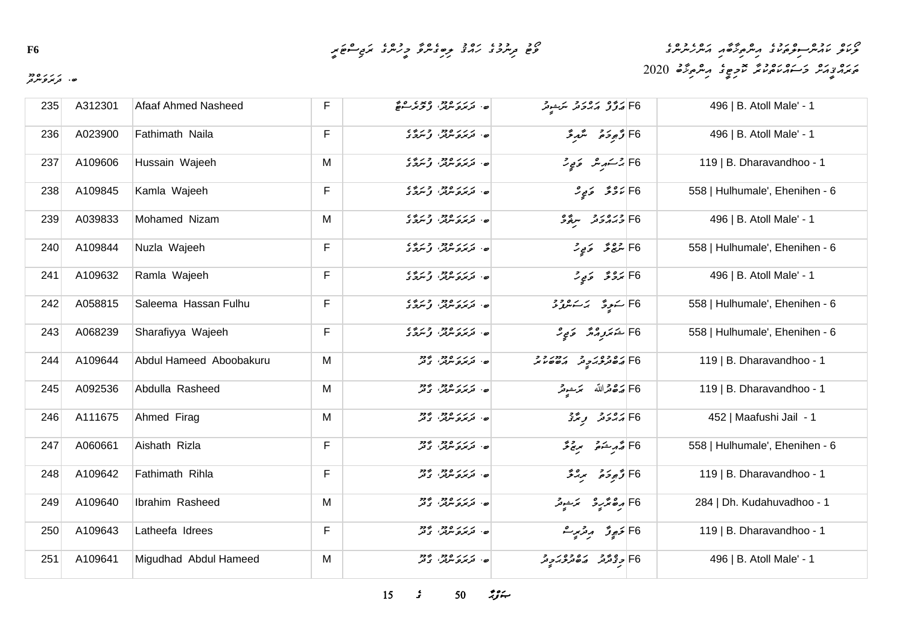ޯރޓްސ ކައުންސިލްތަކުގެ އިންތިޚާބާއި ޢަންރޯޑެވެލޯޕްމަންޓް ކައުންސިލްތަކުގެ އިންތިޚާބު 2020

ހ. ދަރަވަންދޫ

| 235 | A312301 | Afaaf Ahmed Nasheed | F | ބ. ދަރަވަންދޫ، ވެރިދެރުސްޓާ | F6 އަފާފް އަޙްމަދު ނަޝީދު | 496 \| B. Atoll Male' - 1 |
|---|---|---|---|---|---|---|
| 236 | A023900 | Fathimath Naila | F | ބ. ދަރަވަންދޫ، ވަނަވާގެ | F6 ފާތިމަތު ނާއިލާ | 496 \| B. Atoll Male' - 1 |
| 237 | A109606 | Hussain Wajeeh | M | ބ. ދަރަވަންދޫ، ވަނަވާގެ | F6 ހުސައިން ވަޖީހު | 119 \| B. Dharavandhoo - 1 |
| 238 | A109845 | Kamla Wajeeh | F | ބ. ދަރަވަންދޫ، ވަނަވާގެ | F6 ކަމްލާ ވަޖީހު | 558 \| Hulhumale', Ehenihen - 6 |
| 239 | A039833 | Mohamed Nizam | M | ބ. ދަރަވަންދޫ، ވަނަވާގެ | F6 މުޙައްމަދު ނިޒާމް | 496 \| B. Atoll Male' - 1 |
| 240 | A109844 | Nuzla Wajeeh | F | ބ. ދަރަވަންދޫ، ވަނަވާގެ | F6 ނުޒްލާ ވަޖީހު | 558 \| Hulhumale', Ehenihen - 6 |
| 241 | A109632 | Ramla Wajeeh | F | ބ. ދަރަވަންދޫ، ވަނަވާގެ | F6 ރަމްލާ ވަޖީހު | 496 \| B. Atoll Male' - 1 |
| 242 | A058815 | Saleema Hassan Fulhu | F | ބ. ދަރަވަންދޫ، ވަނަވާގެ | F6 ސަލީމާ ހަސަންފުޅު | 558 \| Hulhumale', Ehenihen - 6 |
| 243 | A068239 | Sharafiyya Wajeeh | F | ބ. ދަރަވަންދޫ، ވަނަވާގެ | F6 ޝަރަފިއްޔާ ވަޖީހު | 558 \| Hulhumale', Ehenihen - 6 |
| 244 | A109644 | Abdul Hameed Aboobakuru | M | ބ. ދަރަވަންދޫ، ވާދީ | F6 އަބްދުލްޙަމީދު އަބޫބަކުރު | 119 \| B. Dharavandhoo - 1 |
| 245 | A092536 | Abdulla Rasheed | M | ބ. ދަރަވަންދޫ، ވާދީ | F6 އަބްދުﷲ ރަޝީދު | 119 \| B. Dharavandhoo - 1 |
| 246 | A111675 | Ahmed Firag | M | ބ. ދަރަވަންދޫ، ވާދީ | F6 އަޙްމަދު ފިރާޤު | 452 \| Maafushi Jail - 1 |
| 247 | A060661 | Aishath Rizla | F | ބ. ދަރަވަންދޫ، ވާދީ | F6 އާއިޝަތު ރިޒްލާ | 558 \| Hulhumale', Ehenihen - 6 |
| 248 | A109642 | Fathimath Rihla | F | ބ. ދަރަވަންދޫ، ވާދީ | F6 ފާތިމަތު ރިޙްލާ | 119 \| B. Dharavandhoo - 1 |
| 249 | A109640 | Ibrahim Rasheed | M | ބ. ދަރަވަންދޫ، ވާދީ | F6 އިބްރާހީމް ރަޝީދު | 284 \| Dh. Kudahuvadhoo - 1 |
| 250 | A109643 | Latheefa Idrees | F | ބ. ދަރަވަންދޫ، ވާދީ | F6 ލަޠީފާ އިދްރީސް | 119 \| B. Dharavandhoo - 1 |
| 251 | A109641 | Migudhad Abdul Hameed | M | ބ. ދަރަވަންދޫ، ވާދީ | F6 މިގުދާދު އަބްދުލްޙަމީދު | 496 \| B. Atoll Male' - 1 |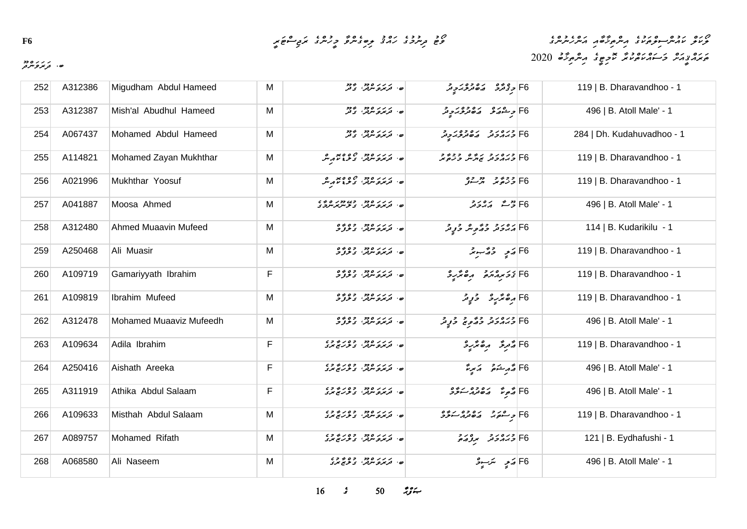| 252 | A312386 | Migudham Abdul Hameed | M | ބ. ދަރަވަންދޫ، ގާދޫ | F6 | 119 \| B. Dharavandhoo - 1 |
|---|---|---|---|---|---|---|
| 253 | A312387 | Mish'al Abudhul Hameed | M | ބ. ދަރަވަންދޫ، ގާދޫ | F6 | 496 \| B. Atoll Male' - 1 |
| 254 | A067437 | Mohamed Abdul Hameed | M | ބ. ދަރަވަންދޫ، ގާދޫ | F6 | 284 \| Dh. Kudahuvadhoo - 1 |
| 255 | A114821 | Mohamed Zayan Mukhthar | M | ބ. ދަރަވަންދޫ، ގުލްޒާރިން | F6 | 119 \| B. Dharavandhoo - 1 |
| 256 | A021996 | Mukhthar Yoosuf | M | ބ. ދަރަވަންދޫ، ގުލްޒާރިން | F6 | 119 \| B. Dharavandhoo - 1 |
| 257 | A041887 | Moosa Ahmed | M | ބ. ދަރަވަންދޫ، ގުލްހަނދުވަރީގެ | F6 | 496 \| B. Atoll Male' - 1 |
| 258 | A312480 | Ahmed Muaavin Mufeed | M | ބ. ދަރަވަންދޫ، ގުލްފާމް | F6 | 114 \| B. Kudarikilu - 1 |
| 259 | A250468 | Ali Muasir | M | ބ. ދަރަވަންދޫ، ގުލްފާމް | F6 | 119 \| B. Dharavandhoo - 1 |
| 260 | A109719 | Gamariyyath Ibrahim | F | ބ. ދަރަވަންދޫ، ގުލްފާމް | F6 | 119 \| B. Dharavandhoo - 1 |
| 261 | A109819 | Ibrahim Mufeed | M | ބ. ދަރަވަންދޫ، ގުލްފާމް | F6 | 119 \| B. Dharavandhoo - 1 |
| 262 | A312478 | Mohamed Muaaviz Mufeedh | M | ބ. ދަރަވަންދޫ، ގުލްފާމް | F6 | 496 \| B. Atoll Male' - 1 |
| 263 | A109634 | Adila Ibrahim | F | ބ. ދަރަވަންދޫ، ގުލްޒަރީ | F6 | 119 \| B. Dharavandhoo - 1 |
| 264 | A250416 | Aishath Areeka | F | ބ. ދަރަވަންދޫ، ގުލްޒަރީ | F6 | 496 \| B. Atoll Male' - 1 |
| 265 | A311919 | Athika Abdul Salaam | F | ބ. ދަރަވަންދޫ، ގުލްޒަރީ | F6 | 496 \| B. Atoll Male' - 1 |
| 266 | A109633 | Misthah Abdul Salaam | M | ބ. ދަރަވަންދޫ، ގުލްޒަރީ | F6 | 119 \| B. Dharavandhoo - 1 |
| 267 | A089757 | Mohamed Rifath | M | ބ. ދަރަވަންދޫ، ގުލްޒަރީ | F6 | 121 \| B. Eydhafushi - 1 |
| 268 | A068580 | Ali Naseem | M | ބ. ދަރަވަންދޫ، ގުލްޒަރީ | F6 | 496 \| B. Atoll Male' - 1 |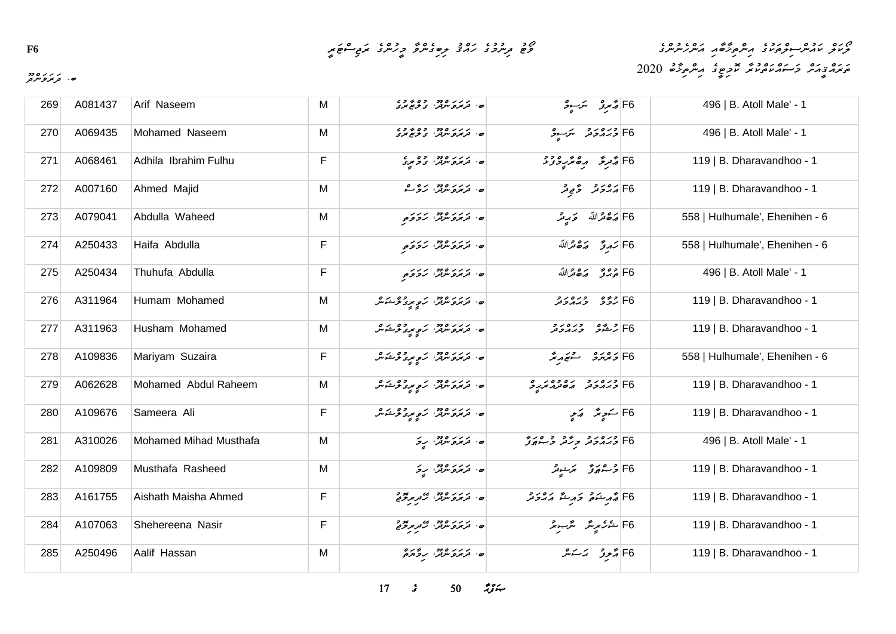ބ.ދަރަވަންދޫ

| 269 | A081437 | Arif Naseem | M | ބ. ދަރަވަންދޫ، ގުލްޒާރުގެ | F6 އާރިފް ނަސީމް | 496 \| B. Atoll Male' - 1 |
|---|---|---|---|---|---|---|
| 270 | A069435 | Mohamed Naseem | M | ބ. ދަރަވަންދޫ، ގުލްޒާރުގެ | F6 މުޙައްމަދު ނަސީމް | 496 \| B. Atoll Male' - 1 |
| 271 | A068461 | Adhila Ibrahim Fulhu | F | ބ. ދަރަވަންދޫ، ގުލްރީގެ | F6 އާދިލާ އިބްރާހީމްފުޅު | 119 \| B. Dharavandhoo - 1 |
| 272 | A007160 | Ahmed Majid | M | ބ. ދަރަވަންދޫ، ހަވާސާ | F6 އަޙްމަދު މާޖިދު | 119 \| B. Dharavandhoo - 1 |
| 273 | A079041 | Abdulla Waheed | M | ބ. ދަރަވަންދޫ، ހަވަމަ | F6 އަބްދުﷲ ވަޙީދު | 558 \| Hulhumale', Ehenihen - 6 |
| 274 | A250433 | Haifa Abdulla | F | ބ. ދަރަވަންދޫ، ހަވަމަ | F6 ހައިފާ އަބްދުﷲ | 558 \| Hulhumale', Ehenihen - 6 |
| 275 | A250434 | Thuhufa Abdulla | F | ބ. ދަރަވަންދޫ، ހަވަމަ | F6 ތުހުފާ އަބްދުﷲ | 496 \| B. Atoll Male' - 1 |
| 276 | A311964 | Humam Mohamed | M | ބ. ދަރަވަންދޫ، ހަވީރީގުލްޝަން | F6 ހުމާމް މުޙައްމަދު | 119 \| B. Dharavandhoo - 1 |
| 277 | A311963 | Husham Mohamed | M | ބ. ދަރަވަންދޫ، ހަވީރީގުލްޝަން | F6 ހުޝާމް މުޙައްމަދު | 119 \| B. Dharavandhoo - 1 |
| 278 | A109836 | Mariyam Suzaira | F | ބ. ދަރަވަންދޫ، ހަވީރީގުލްޝަން | F6 މަރިޔަމް ސުޒައިރާ | 558 \| Hulhumale', Ehenihen - 6 |
| 279 | A062628 | Mohamed Abdul Raheem | M | ބ. ދަރަވަންދޫ، ހަވީރީގުލްޝަން | F6 މުޙައްމަދު އަބްދުއްރަޙީމް | 119 \| B. Dharavandhoo - 1 |
| 280 | A109676 | Sameera Ali | F | ބ. ދަރަވަންދޫ، ހަވީރީގުލްޝަން | F6 ސަމީރާ އަލީ | 119 \| B. Dharavandhoo - 1 |
| 281 | A310026 | Mohamed Mihad Musthafa | M | ބ. ދަރަވަންދޫ، ހިލަ | F6 މުޙައްމަދު މިހާދު މުސްތަފާ | 496 \| B. Atoll Male' - 1 |
| 282 | A109809 | Musthafa Rasheed | M | ބ. ދަރަވަންދޫ، ހިލަ | F6 މުސްތަފާ ރަޝީދު | 119 \| B. Dharavandhoo - 1 |
| 283 | A161755 | Aishath Maisha Ahmed | F | ބ. ދަރަވަންދޫ، ހެދިރިވާދީ | F6 އާއިޝަތު މައިޝާ އަޙްމަދު | 119 \| B. Dharavandhoo - 1 |
| 284 | A107063 | Shehereena Nasir | F | ބ. ދަރަވަންދޫ، ހެދިރިވާދީ | F6 ޝެހެރީނާ ނާޞިރު | 119 \| B. Dharavandhoo - 1 |
| 285 | A250496 | Aalif Hassan | M | ބ. ދަރަވަންދޫ، ހިމާރަތް | F6 އާލިފް ހަސަން | 119 \| B. Dharavandhoo - 1 |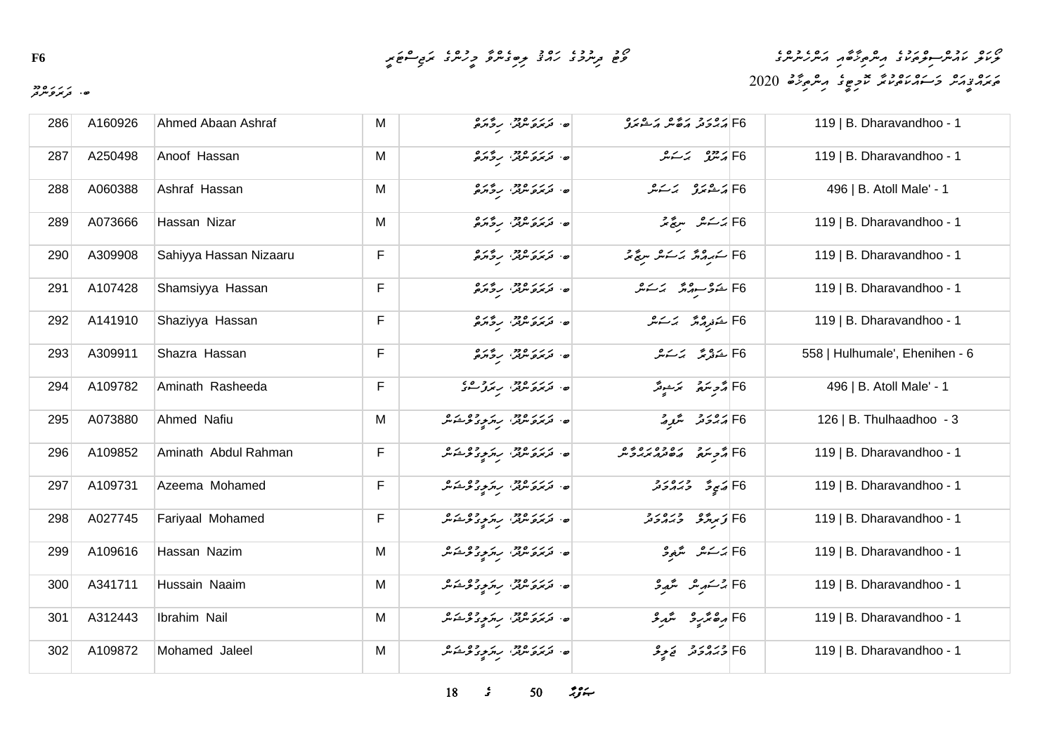| 286 | A160926 | Ahmed Abaan Ashraf | M | ބ. ދަރަވަންދޫ، ހިލާލުގެ | F6 އަހުމަދު އަބާން އަޝްރަފް | 119 \| B. Dharavandhoo - 1 |
|---|---|---|---|---|---|---|
| 287 | A250498 | Anoof Hassan | M | ބ. ދަރަވަންދޫ، ހިލާލުގެ | F6 އަނޫފް ހަސަން | 119 \| B. Dharavandhoo - 1 |
| 288 | A060388 | Ashraf Hassan | M | ބ. ދަރަވަންދޫ، ހިލާލުގެ | F6 އަޝްރަފް ހަސަން | 496 \| B. Atoll Male' - 1 |
| 289 | A073666 | Hassan Nizar | M | ބ. ދަރަވަންދޫ، ހިލާލުގެ | F6 ހަސަން ނިޒާރު | 119 \| B. Dharavandhoo - 1 |
| 290 | A309908 | Sahiyya Hassan Nizaaru | F | ބ. ދަރަވަންދޫ، ހިލާލުގެ | F6 ސަހިއްޔާ ހަސަން ނިޒާރު | 119 \| B. Dharavandhoo - 1 |
| 291 | A107428 | Shamsiyya Hassan | F | ބ. ދަރަވަންދޫ، ހިލާލުގެ | F6 ޝަމްސިއްޔާ ހަސަން | 119 \| B. Dharavandhoo - 1 |
| 292 | A141910 | Shaziyya Hassan | F | ބ. ދަރަވަންދޫ، ހިލާލުގެ | F6 ޝަޒިއްޔާ ހަސަން | 119 \| B. Dharavandhoo - 1 |
| 293 | A309911 | Shazra Hassan | F | ބ. ދަރަވަންދޫ، ހިލާލުގެ | F6 ޝަޒްރާ ހަސަން | 558 \| Hulhumale', Ehenihen - 6 |
| 294 | A109782 | Aminath Rasheeda | F | ބ. ދަރަވަންދޫ، ހިރަފުސްގެ | F6 އާމިނަތު ރަޝީދާ | 496 \| B. Atoll Male' - 1 |
| 295 | A073880 | Ahmed Nafiu | M | ބ. ދަރަވަންދޫ، ހިޔާލީގެފެށަން | F6 އަހުމަދު ނާފިއު | 126 \| B. Thulhaadhoo - 3 |
| 296 | A109852 | Aminath Abdul Rahman | F | ބ. ދަރަވަންދޫ، ހިޔާލީގެފެށަން | F6 އާމިނަތު އަބްދުއްރަހްމާން | 119 \| B. Dharavandhoo - 1 |
| 297 | A109731 | Azeema Mohamed | F | ބ. ދަރަވަންދޫ، ހިޔާލީގެފެށަން | F6 އަޒީމާ މުހައްމަދު | 119 \| B. Dharavandhoo - 1 |
| 298 | A027745 | Fariyaal Mohamed | F | ބ. ދަރަވަންދޫ، ހިޔާލީގެފެށަން | F6 ފަރިޔާލް މުހައްމަދު | 119 \| B. Dharavandhoo - 1 |
| 299 | A109616 | Hassan Nazim | M | ބ. ދަރަވަންދޫ، ހިޔާލީގެފެށަން | F6 ހަސަން ނާޒިމް | 119 \| B. Dharavandhoo - 1 |
| 300 | A341711 | Hussain Naaim | M | ބ. ދަރަވަންދޫ، ހިޔާލީގެފެށަން | F6 ހުސައިން ނާއިމް | 119 \| B. Dharavandhoo - 1 |
| 301 | A312443 | Ibrahim Nail | M | ބ. ދަރަވަންދޫ، ހިޔާލީގެފެށަން | F6 އިބްރާހީމް ނާއިލް | 119 \| B. Dharavandhoo - 1 |
| 302 | A109872 | Mohamed Jaleel | M | ބ. ދަރަވަންދޫ، ހިޔާލީގެފެށަން | F6 މުހައްމަދު ޖަލީލް | 119 \| B. Dharavandhoo - 1 |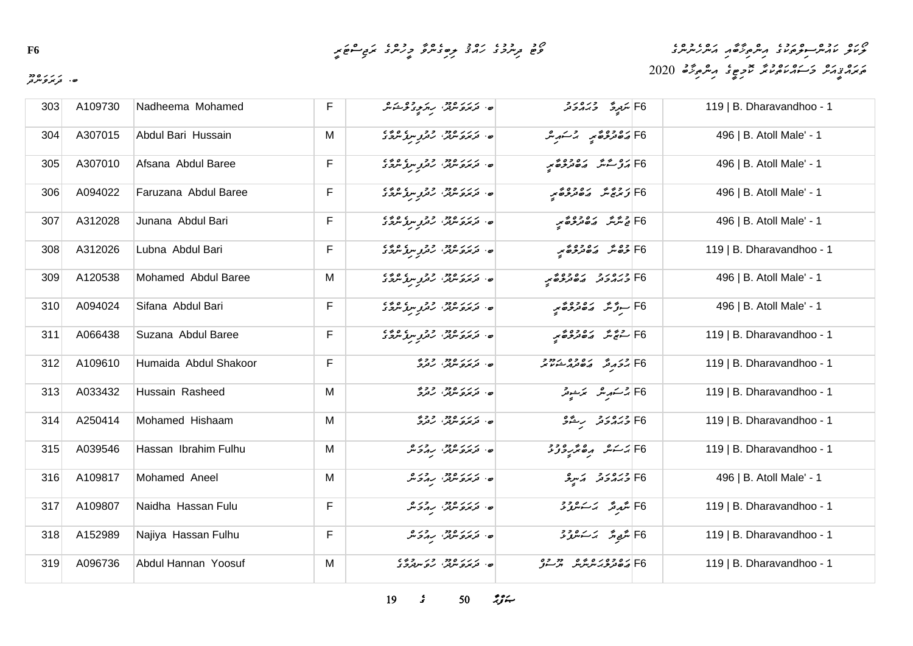| 303 | A109730 | Nadheema Mohamed | F | ھ. دَرَوَنْدُو، رِہَرِدِ وِشَمْ | F6 سَرِيرً دَرَدَدِ | 119 \| B. Dharavandhoo - 1 |
|---|---|---|---|---|---|---|
| 304 | A307015 | Abdul Bari Hussain | M | ھ. دَرَوَنْدُو، رُمْرُوسِ عِدَّ | F6 مَصْرُوھَبِر بُرسَمْرِش | 496 \| B. Atoll Male' - 1 |
| 305 | A307010 | Afsana Abdul Baree | F | ھ. دَرَوَنْدُو، رُمْرُوسِ عِدَّ | F6 مَرْسَّسَ مَصْرُوھَبِر | 496 \| B. Atoll Male' - 1 |
| 306 | A094022 | Faruzana Abdul Baree | F | ھ. دَرَوَنْدُو، رُمْرُوسِ عِدَّ | F6 وَبْرُجَسْ مَصْرُوھَبِر | 496 \| B. Atoll Male' - 1 |
| 307 | A312028 | Junana Abdul Bari | F | ھ. دَرَوَنْدُو، رُمْرُوسِ عِدَّ | F6 ئِے سَرَسَّ مَصْرُوھَبِر | 496 \| B. Atoll Male' - 1 |
| 308 | A312026 | Lubna Abdul Bari | F | ھ. دَرَوَنْدُو، رُمْرُوسِ عِدَّ | F6 دُھُسَّ مَصْرُوھَبِر | 119 \| B. Dharavandhoo - 1 |
| 309 | A120538 | Mohamed Abdul Baree | M | ھ. دَرَوَنْدُو، رُمْرُوسِ عِدَّ | F6 دَرَدَدِ مَصْرُوھَبِر | 496 \| B. Atoll Male' - 1 |
| 310 | A094024 | Sifana Abdul Bari | F | ھ. دَرَوَنْدُو، رُمْرُوسِ عِدَّ | F6 سِوَّسَّ مَصْرُوھَبِر | 496 \| B. Atoll Male' - 1 |
| 311 | A066438 | Suzana Abdul Baree | F | ھ. دَرَوَنْدُو، رُمْرُوسِ عِدَّ | F6 سُتَجَسَّ مَصْرُوھَبِر | 119 \| B. Dharavandhoo - 1 |
| 312 | A109610 | Humaida Abdul Shakoor | F | ھ. دَرَوَنْدُو، رُمْرُوَّ | F6 رُدَمِرِتَر مَصْرُوْسَنَابَر | 119 \| B. Dharavandhoo - 1 |
| 313 | A033432 | Hussain Rasheed | M | ھ. دَرَوَنْدُو، رُمْرُوَّ | F6 بُرسَمْرِش بَرَسْوِتَر | 119 \| B. Dharavandhoo - 1 |
| 314 | A250414 | Mohamed Hishaam | M | ھ. دَرَوَنْدُو، رُمْرُوَّ | F6 دَرَدَدِ رِشَدُ | 119 \| B. Dharavandhoo - 1 |
| 315 | A039546 | Hassan Ibrahim Fulhu | M | ھ. دَرَوَنْدُو، رِمْدَش | F6 بَرَسَمْ مِرھَمَّرِدُوُ | 119 \| B. Dharavandhoo - 1 |
| 316 | A109817 | Mohamed Aneel | M | ھ. دَرَوَنْدُو، رِمْدَش | F6 دَرَدَدِ مَسِرِ | 496 \| B. Atoll Male' - 1 |
| 317 | A109807 | Naidha Hassan Fulu | F | ھ. دَرَوَنْدُو، رِمْدَش | F6 سَمِرِتَر بَرَسَمْرُوُ | 119 \| B. Dharavandhoo - 1 |
| 318 | A152989 | Najiya Hassan Fulhu | F | ھ. دَرَوَنْدُو، رِمْدَش | F6 سَمَّجِ بَرَسَمْرُوُ | 119 \| B. Dharavandhoo - 1 |
| 319 | A096736 | Abdul Hannan Yoosuf | M | ھ. دَرَوَنْدُو، رُوَسِرُوْدَ | F6 مَصْرُوُبَرَسْرَسْ مِرْسُوْ | 119 \| B. Dharavandhoo - 1 |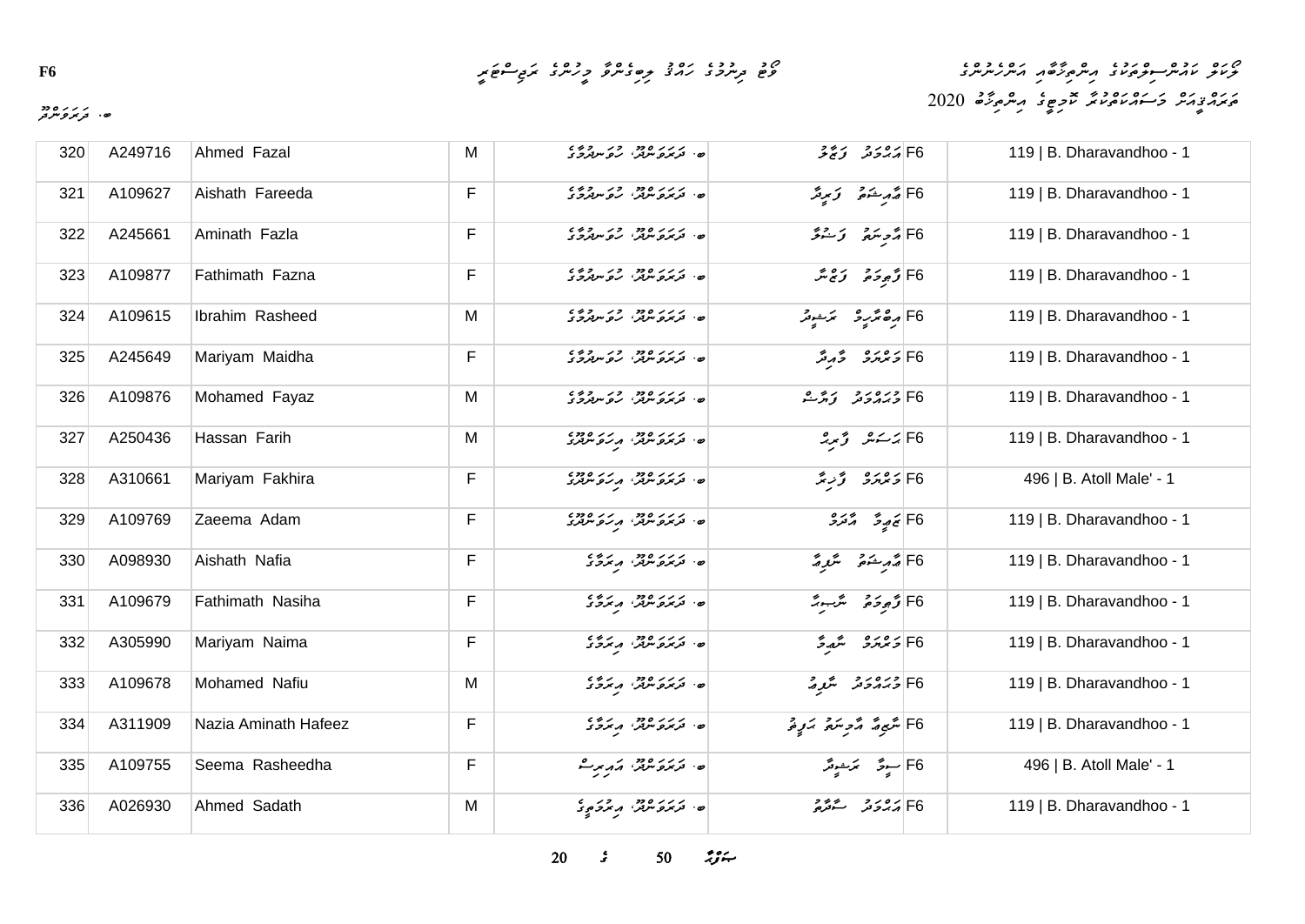ޝާފީ ދިރާގުގެ ހައުސް ދިވެހިރާއްޖޭގެ ރައްޔިތުންގެ މަޖިލީހުގެ އިންތިޚާބު 2020

ބ. ދަރަވަންދޫ

| 320 | A249716 | Ahmed Fazal | M | ބ. ދަރަވަންދޫ، ހުވަނދުމާގެ | އަހުމަދު ފައްޒަލް F6 | 119 \| B. Dharavandhoo - 1 |
|---|---|---|---|---|---|---|
| 321 | A109627 | Aishath Fareeda | F | ބ. ދަރަވަންދޫ، ހުވަނދުމާގެ | އާއިޝަތު ފަރީދާ F6 | 119 \| B. Dharavandhoo - 1 |
| 322 | A245661 | Aminath Fazla | F | ބ. ދަރަވަންދޫ، ހުވަނދުމާގެ | އާމިނަތު ފަޟްލާ F6 | 119 \| B. Dharavandhoo - 1 |
| 323 | A109877 | Fathimath Fazna | F | ބ. ދަރަވަންދޫ، ހުވަނދުމާގެ | ފާތިމަތު ފަޒްނާ F6 | 119 \| B. Dharavandhoo - 1 |
| 324 | A109615 | Ibrahim Rasheed | M | ބ. ދަރަވަންދޫ، ހުވަނދުމާގެ | އިބްރާހީމް ރަޝީދު F6 | 119 \| B. Dharavandhoo - 1 |
| 325 | A245649 | Mariyam Maidha | F | ބ. ދަރަވަންދޫ، ހުވަނދުމާގެ | މަރިޔަމް މާއިދާ F6 | 119 \| B. Dharavandhoo - 1 |
| 326 | A109876 | Mohamed Fayaz | M | ބ. ދަރަވަންދޫ، ހުވަނދުމާގެ | މުހައްމަދު ފައްޔާޒް F6 | 119 \| B. Dharavandhoo - 1 |
| 327 | A250436 | Hassan Farih | M | ބ. ދަރަވަންދޫ، ދިހަވަންދޫގެ | ހަސަން ފާރިހު F6 | 119 \| B. Dharavandhoo - 1 |
| 328 | A310661 | Mariyam Fakhira | F | ބ. ދަރަވަންދޫ، ދިހަވަންދޫގެ | މަރިޔަމް ފާޚިރާ F6 | 496 \| B. Atoll Male' - 1 |
| 329 | A109769 | Zaeema Adam | F | ބ. ދަރަވަންދޫ، ދިހަވަންދޫގެ | ޒައީމާ އާދަމް F6 | 119 \| B. Dharavandhoo - 1 |
| 330 | A098930 | Aishath Nafia | F | ބ. ދަރަވަންދޫ، ދިރާގެ | އާއިޝަތު ނާފިޢާ F6 | 119 \| B. Dharavandhoo - 1 |
| 331 | A109679 | Fathimath Nasiha | F | ބ. ދަރަވަންދޫ، ދިރާގެ | ފާތިމަތު ނާސިހާ F6 | 119 \| B. Dharavandhoo - 1 |
| 332 | A305990 | Mariyam Naima | F | ބ. ދަރަވަންދޫ، ދިރާގެ | މަރިޔަމް ނާއިމާ F6 | 119 \| B. Dharavandhoo - 1 |
| 333 | A109678 | Mohamed Nafiu | M | ބ. ދަރަވަންދޫ، ދިރާގެ | މުހައްމަދު ނާފިޢު F6 | 119 \| B. Dharavandhoo - 1 |
| 334 | A311909 | Nazia Aminath Hafeez | F | ބ. ދަރަވަންދޫ، ދިރާގެ | ނާޒިޔާ އާމިނަތު ހަފީޒު F6 | 119 \| B. Dharavandhoo - 1 |
| 335 | A109755 | Seema Rasheedha | F | ބ. ދަރަވަންދޫ، އައިރިސް | ސީމާ ރަޝީދާ F6 | 496 \| B. Atoll Male' - 1 |
| 336 | A026930 | Ahmed Sadath | M | ބ. ދަރަވަންދޫ، ދިރުމަތީގެ | އަހުމަދު ސާދާތު F6 | 119 \| B. Dharavandhoo - 1 |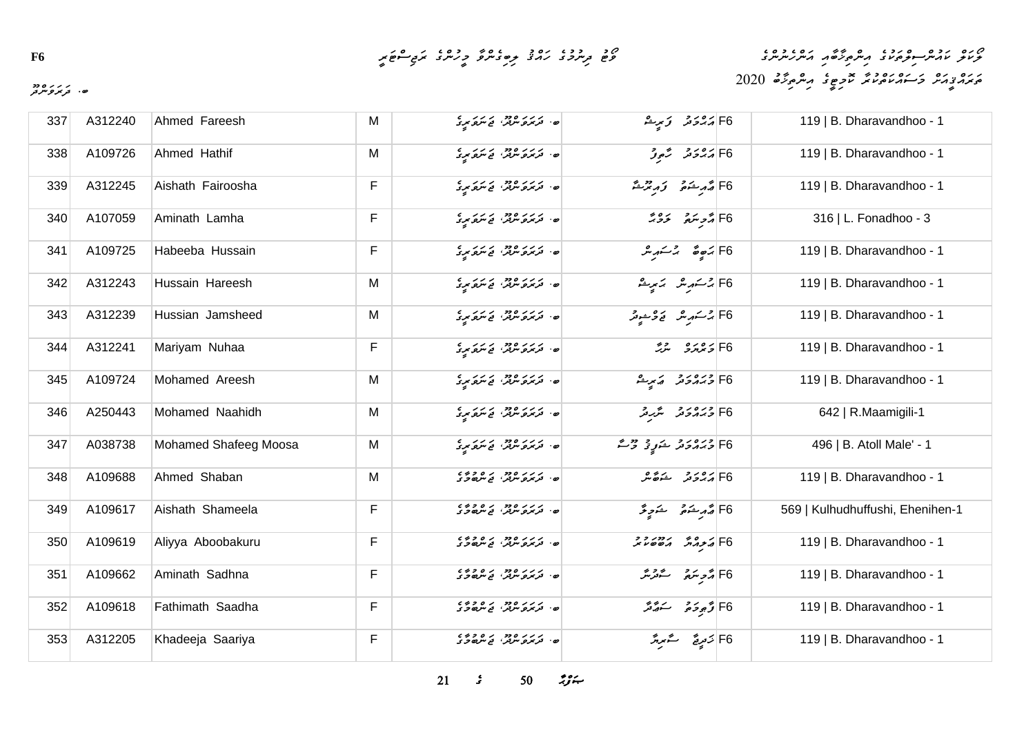| 337 | A312240 | Ahmed Fareesh | M | ބ.ދަރަވަންދޫ، ޗަނަމަރީގެ | F6 އަޙްމަދު ފަރީޝް | 119 \| B. Dharavandhoo - 1 |
|---|---|---|---|---|---|---|
| 338 | A109726 | Ahmed Hathif | M | ބ. ދަރަވަންދޫ، ޗަނަމަރީގެ | F6 އަޙްމަދު ހާތިފު | 119 \| B. Dharavandhoo - 1 |
| 339 | A312245 | Aishath Fairoosha | F | ބ. ދަރަވަންދޫ، ޗަނަމަރީގެ | F6 އާއިޝަތު ފައިރޫޝާ | 119 \| B. Dharavandhoo - 1 |
| 340 | A107059 | Aminath Lamha | F | ބ. ދަރަވަންދޫ، ޗަނަމަރީގެ | F6 އާމިނަތު ލަމްހާ | 316 \| L. Fonadhoo - 3 |
| 341 | A109725 | Habeeba Hussain | F | ބ. ދަރަވަންދޫ، ޗަނަމަރީގެ | F6 ހަބީބާ ހުސައިން | 119 \| B. Dharavandhoo - 1 |
| 342 | A312243 | Hussain Hareesh | M | ބ. ދަރަވަންދޫ، ޗަނަމަރީގެ | F6 ހުސައިން ހަރީޝް | 119 \| B. Dharavandhoo - 1 |
| 343 | A312239 | Hussian Jamsheed | M | ބ. ދަރަވަންދޫ، ޗަނަމަރީގެ | F6 ހުސައިން ޖަމްޝީދު | 119 \| B. Dharavandhoo - 1 |
| 344 | A312241 | Mariyam Nuhaa | F | ބ. ދަރަވަންދޫ، ޗަނަމަރީގެ | F6 މަރިޔަމް ނުހާ | 119 \| B. Dharavandhoo - 1 |
| 345 | A109724 | Mohamed Areesh | M | ބ. ދަރަވަންދޫ، ޗަނަމަރީގެ | F6 މުޙައްމަދު އަރީޝް | 119 \| B. Dharavandhoo - 1 |
| 346 | A250443 | Mohamed Naahidh | M | ބ. ދަރަވަންދޫ، ޗަނަމަރީގެ | F6 މުޙައްމަދު ނާހިދު | 642 \| R.Maamigili-1 |
| 347 | A038738 | Mohamed Shafeeg Moosa | M | ބ. ދަރަވަންދޫ، ޗަނަމަރީގެ | F6 މުޙައްމަދު ޝަފީގު މޫސާ | 496 \| B. Atoll Male' - 1 |
| 348 | A109688 | Ahmed Shaban | M | ބ. ދަރަވަންދޫ، ޗަންބޭގެ | F6 އަޙްމަދު ޝަޢުބާން | 119 \| B. Dharavandhoo - 1 |
| 349 | A109617 | Aishath Shameela | F | ބ. ދަރަވަންދޫ، ޗަންބޭގެ | F6 އާއިޝަތު ޝަމީލާ | 569 \| Kulhudhuffushi, Ehenihen-1 |
| 350 | A109619 | Aliyya Aboobakuru | F | ބ. ދަރަވަންދޫ، ޗަންބޭގެ | F6 އަލިއްޔާ އަބޫބަކުރު | 119 \| B. Dharavandhoo - 1 |
| 351 | A109662 | Aminath Sadhna | F | ބ. ދަރަވަންދޫ، ޗަންބޭގެ | F6 އާމިނަތު ސާދުނާ | 119 \| B. Dharavandhoo - 1 |
| 352 | A109618 | Fathimath Saadha | F | ބ. ދަރަވަންދޫ، ޗަންބޭގެ | F6 ފާތިމަތު ސައުދާ | 119 \| B. Dharavandhoo - 1 |
| 353 | A312205 | Khadeeja Saariya | F | ބ. ދަރަވަންދޫ، ޗަންބޭގެ | F6 ޚަދީޖާ ސާރިޔާ | 119 \| B. Dharavandhoo - 1 |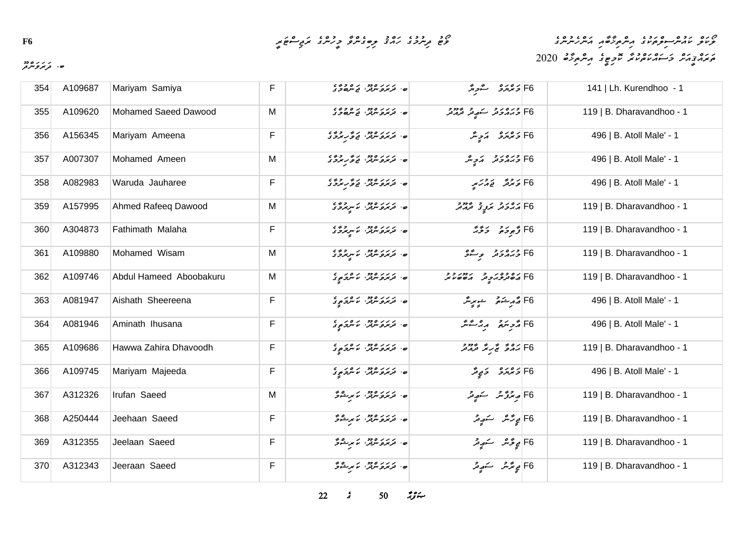| 354 | A109687 | Mariyam Samiya | F | ޅ. ދަރަވަންދޫ، ޖަންބުމާގެ | F6 މަރިޔަމް ސާމިޔާ | 141 \| Lh. Kurendhoo - 1 |
|---|---|---|---|---|---|---|
| 355 | A109620 | Mohamed Saeed Dawood | M | ޅ. ދަރަވަންދޫ، ޖަންބުމާގެ | F6 މުޙައްމަދު ސައީދު ދާއޫދު | 119 \| B. Dharavandhoo - 1 |
| 356 | A156345 | Mariyam Ameena | F | ޅ. ދަރަވަންދޫ، ޖަވާހިރުގެ | F6 މަރިޔަމް އަމީނާ | 496 \| B. Atoll Male' - 1 |
| 357 | A007307 | Mohamed Ameen | M | ޅ. ދަރަވަންދޫ، ޖަވާހިރުގެ | F6 މުޙައްމަދު އަމީން | 496 \| B. Atoll Male' - 1 |
| 358 | A082983 | Waruda Jauharee | F | ޅ. ދަރަވަންދޫ، ޖަވާހިރުގެ | F6 ވަރުދާ ޖައުހަރީ | 496 \| B. Atoll Male' - 1 |
| 359 | A157995 | Ahmed Rafeeq Dawood | M | ޅ. ދަރަވަންދޫ، ކަނިފުރުގެ | F6 އަޙްމަދު ރަފީޤު ދާއޫދު | 119 \| B. Dharavandhoo - 1 |
| 360 | A304873 | Fathimath Malaha | F | ޅ. ދަރަވަންދޫ، ކަނިފުރުގެ | F6 ފާތިމަތު މަލާހާ | 119 \| B. Dharavandhoo - 1 |
| 361 | A109880 | Mohamed Wisam | M | ޅ. ދަރަވަންދޫ، ކަނިފުރުގެ | F6 މުޙައްމަދު ވިސާމް | 119 \| B. Dharavandhoo - 1 |
| 362 | A109746 | Abdul Hameed Aboobakuru | M | ޅ. ދަރަވަންދޫ، ކަންދަޅުގެ | F6 އަބްދުލްޙަމީދު އަބޫބަކުރު | 119 \| B. Dharavandhoo - 1 |
| 363 | A081947 | Aishath Sheereena | F | ޅ. ދަރަވަންދޫ، ކަންދަޅުގެ | F6 އާއިޝަތު ޝީރީނާ | 496 \| B. Atoll Male' - 1 |
| 364 | A081946 | Aminath Ihusana | F | ޅ. ދަރަވަންދޫ، ކަންދަޅުގެ | F6 އާމިނަތު އިޙުސާނާ | 496 \| B. Atoll Male' - 1 |
| 365 | A109686 | Hawwa Zahira Dhavoodh | F | ޅ. ދަރަވަންދޫ، ކަންދަޅުގެ | F6 ޙައްވާ ޒާހިރާ ދާއޫދު | 119 \| B. Dharavandhoo - 1 |
| 366 | A109745 | Mariyam Majeeda | F | ޅ. ދަރަވަންދޫ، ކަންދަޅުގެ | F6 މަރިޔަމް މަޖީދާ | 496 \| B. Atoll Male' - 1 |
| 367 | A312326 | Irufan Saeed | M | ޅ. ދަރަވަންދޫ، ކަރިޝްމާ | F6 އިރުފާން ސައީދު | 119 \| B. Dharavandhoo - 1 |
| 368 | A250444 | Jeehaan Saeed | F | ޅ. ދަރަވަންދޫ، ކަރިޝްމާ | F6 ޖީހާން ސައީދު | 119 \| B. Dharavandhoo - 1 |
| 369 | A312355 | Jeelaan Saeed | F | ޅ. ދަރަވަންދޫ، ކަރިޝްމާ | F6 ޖީލާން ސައީދު | 119 \| B. Dharavandhoo - 1 |
| 370 | A312343 | Jeeraan Saeed | F | ޅ. ދަރަވަންދޫ، ކަރިޝްމާ | F6 ޖީރާން ސައީދު | 119 \| B. Dharavandhoo - 1 |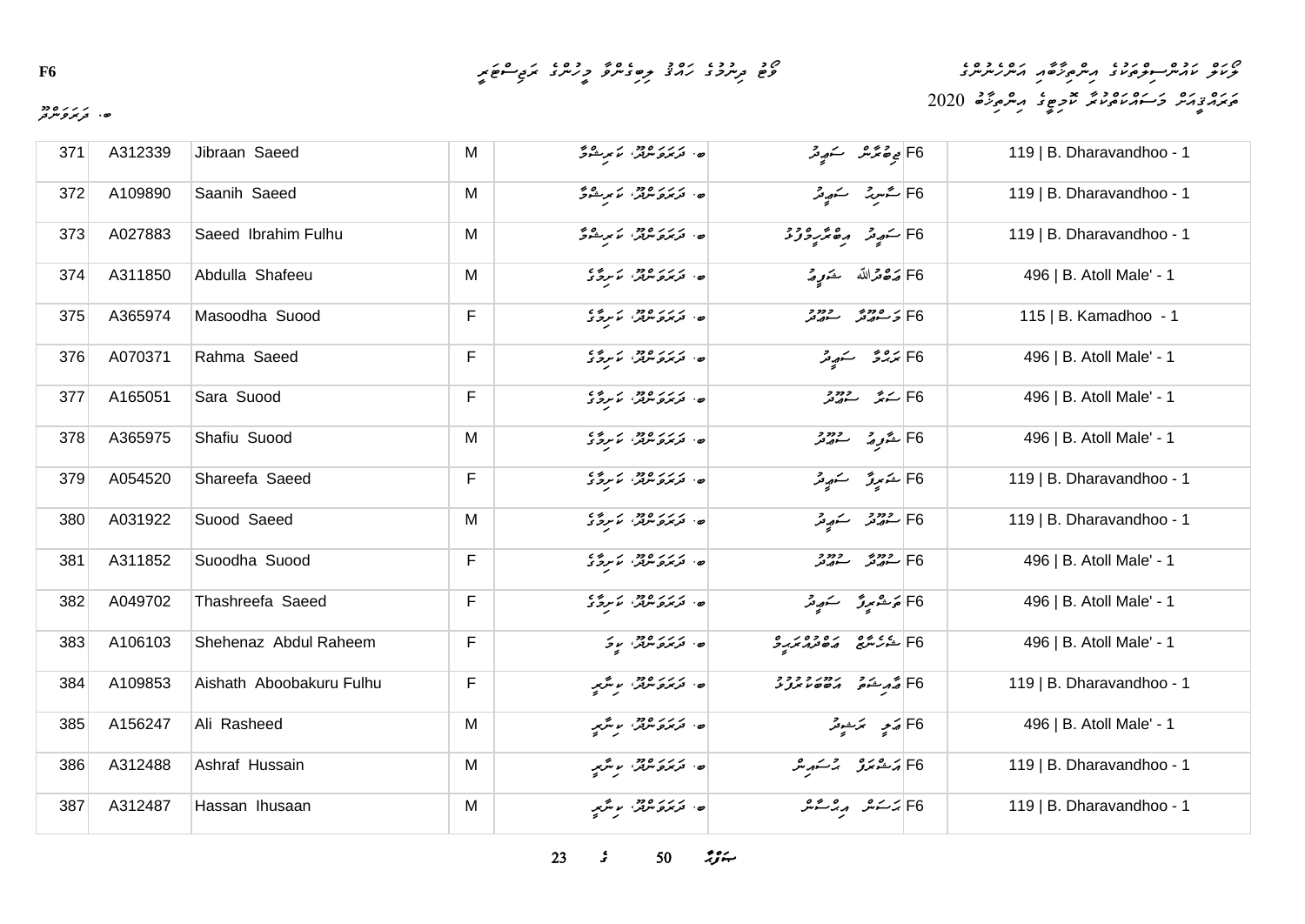| 371 | A312339 | Jibraan Saeed | M | ھ· ދަރަވަންދޫ، ކަރިސްމާ | F6 | جِهْمَرْسِ سَهِيدْ | 119 \| B. Dharavandhoo - 1 |
|---|---|---|---|---|---|---|---|
| 372 | A109890 | Saanih Saeed | M | ھ· ދަރަވަންދޫ، ކަރިސްމާ | F6 | سَانِحْ سَعِيدْ | 119 \| B. Dharavandhoo - 1 |
| 373 | A027883 | Saeed Ibrahim Fulhu | M | ھ· ދަރަވަންދޫ، ކަރިސްމާ | F6 | سَعِيدْ إِبْرَاهِيمْ فُلُ | 119 \| B. Dharavandhoo - 1 |
| 374 | A311850 | Abdulla Shafeeu | M | ھ· ދަރަވަންދޫ، ކަރިމާގެ | F6 | عَبْدُاللَّه شَفِيعْ | 496 \| B. Atoll Male' - 1 |
| 375 | A365974 | Masoodha Suood | F | ھ· ދަރަވަންދޫ، ކަރިމާގެ | F6 | مَسْعُودَ سُعُودْ | 115 \| B. Kamadhoo - 1 |
| 376 | A070371 | Rahma Saeed | F | ھ· ދަރަވަންދޫ، ކަރިމާގެ | F6 | رَحْمَ سَعِيدْ | 496 \| B. Atoll Male' - 1 |
| 377 | A165051 | Sara Suood | F | ھ· ދަރަވަންދޫ، ކަރިމާގެ | F6 | سَارَ سُعُودْ | 496 \| B. Atoll Male' - 1 |
| 378 | A365975 | Shafiu Suood | M | ھ· ދަރަވަންދޫ، ކަރިމާގެ | F6 | شَافِعْ سُعُودْ | 496 \| B. Atoll Male' - 1 |
| 379 | A054520 | Shareefa Saeed | F | ھ· ދަރަވަންދޫ، ކަރިމާގެ | F6 | شَرِيفَ سَعِيدْ | 119 \| B. Dharavandhoo - 1 |
| 380 | A031922 | Suood Saeed | M | ھ· ދަރަވަންދޫ، ކަރިމާގެ | F6 | سُعُودْ سَعِيدْ | 119 \| B. Dharavandhoo - 1 |
| 381 | A311852 | Suoodha Suood | F | ھ· ދަރަވަންދޫ، ކަރިމާގެ | F6 | سُعُودَ سُعُودْ | 496 \| B. Atoll Male' - 1 |
| 382 | A049702 | Thashreefa Saeed | F | ھ· ދަރަވަންދޫ، ކަރިމާގެ | F6 | تَشْرِيفَ سَعِيدْ | 496 \| B. Atoll Male' - 1 |
| 383 | A106103 | Shehenaz Abdul Raheem | F | ھ· ދަރަވަންދޫ، ކިވާ | F6 | شَهْنَازْ عَبْدُالرَّحِيمْ | 496 \| B. Atoll Male' - 1 |
| 384 | A109853 | Aishath Aboobakuru Fulhu | F | ھ· ދަރަވަންދޫ، ކިނާރާ | F6 | عَائِشَة أَبُوبَكُرُ فُلُ | 119 \| B. Dharavandhoo - 1 |
| 385 | A156247 | Ali Rasheed | M | ھ· ދަރަވަންދޫ، ކިނާރާ | F6 | عَلِي رَشِيدْ | 496 \| B. Atoll Male' - 1 |
| 386 | A312488 | Ashraf Hussain | M | ھ· ދަރަވަންދޫ، ކިނާރާ | F6 | أَشْرَفْ حُسَيْنْ | 119 \| B. Dharavandhoo - 1 |
| 387 | A312487 | Hassan Ihusaan | M | ھ· ދަރަވަންދޫ، ކިނާރާ | F6 | حَسَنْ إِحْسَانْ | 119 \| B. Dharavandhoo - 1 |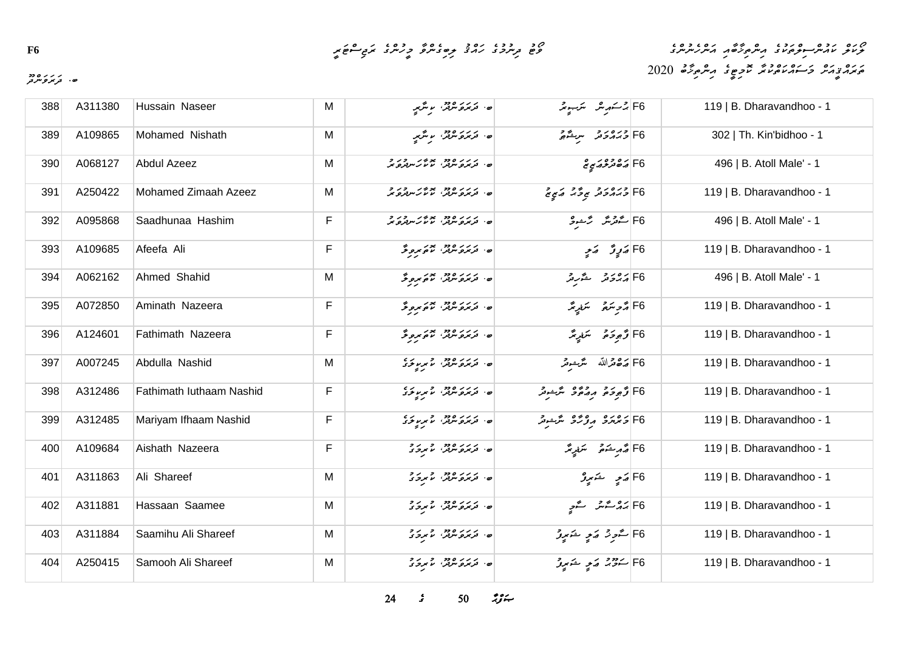ބޮޑުތަކުރުފާނު ގޮވާނީ ދިރާގު ސްޓެޑިއަމް ޓީމްބިލްޑިން ޓީމް

ބ. ދަރަވަންދޫ

| 388 | A311380 | Hussain Naseer | M | ބ. ދަރަވަންދޫ، ކިނާރާ | F6 ހުސައިން ނަސީރު | 119 \| B. Dharavandhoo - 1 |
|---|---|---|---|---|---|---|
| 389 | A109865 | Mohamed Nishath | M | ބ. ދަރަވަންދޫ، ކިނާރާ | F6 މުޙައްމަދު ނިޝާތު | 302 \| Th. Kin'bidhoo - 1 |
| 390 | A068127 | Abdul Azeez | M | ބ. ދަރަވަންދޫ، ގުލްފާމްހިޔާ | F6 އަބްދުލްއަޒީޒު | 496 \| B. Atoll Male' - 1 |
| 391 | A250422 | Mohamed Zimaah Azeez | M | ބ. ދަރަވަންދޫ، ގުލްފާމްހިޔާ | F6 މުޙައްމަދު ޒިމާހު އަޒީޒު | 119 \| B. Dharavandhoo - 1 |
| 392 | A095868 | Saadhunaa Hashim | F | ބ. ދަރަވަންދޫ، ގުލްފާމްހިޔާ | F6 ސާދުނާ ހާޝިމް | 496 \| B. Atoll Male' - 1 |
| 393 | A109685 | Afeefa Ali | F | ބ. ދަރަވަންދޫ، ގުލްރޮއިވާ | F6 އަފީފާ އަލި | 119 \| B. Dharavandhoo - 1 |
| 394 | A062162 | Ahmed Shahid | M | ބ. ދަރަވަންދޫ، ގުލްރޮއިވާ | F6 އަޙްމަދު ޝާހިދު | 496 \| B. Atoll Male' - 1 |
| 395 | A072850 | Aminath Nazeera | F | ބ. ދަރަވަންދޫ، ގުލްރޮއިވާ | F6 އާމިނަތު ނަޒީރާ | 119 \| B. Dharavandhoo - 1 |
| 396 | A124601 | Fathimath Nazeera | F | ބ. ދަރަވަންދޫ، ގުލްރޮއިވާ | F6 ފާތިމަތު ނަޒީރާ | 119 \| B. Dharavandhoo - 1 |
| 397 | A007245 | Abdulla Nashid | M | ބ. ދަރަވަންދޫ، ގުރުބިލަގެ | F6 އަބްދުﷲ ނާޝިދު | 119 \| B. Dharavandhoo - 1 |
| 398 | A312486 | Fathimath Iuthaam Nashid | F | ބ. ދަރަވަންދޫ، ގުރުބިލަގެ | F6 ފާތިމަތު އިއުތާމް ނާޝިދު | 119 \| B. Dharavandhoo - 1 |
| 399 | A312485 | Mariyam Ifhaam Nashid | F | ބ. ދަރަވަންދޫ، ގުރުބިލަގެ | F6 މަރިޔަމް އިފްހާމް ނާޝިދު | 119 \| B. Dharavandhoo - 1 |
| 400 | A109684 | Aishath Nazeera | F | ބ. ދަރަވަންދޫ، ގުރިމަގު | F6 އާއިޝަތު ނަޒީރާ | 119 \| B. Dharavandhoo - 1 |
| 401 | A311863 | Ali Shareef | M | ބ. ދަރަވަންދޫ، ގުރިމަގު | F6 އަލި ޝަރީފު | 119 \| B. Dharavandhoo - 1 |
| 402 | A311881 | Hassaan Saamee | M | ބ. ދަރަވަންދޫ، ގުރިމަގު | F6 ހައްސާން ސާމީ | 119 \| B. Dharavandhoo - 1 |
| 403 | A311884 | Saamihu Ali Shareef | M | ބ. ދަރަވަންދޫ، ގުރިމަގު | F6 ސާމިހު އަލި ޝަރީފު | 119 \| B. Dharavandhoo - 1 |
| 404 | A250415 | Samooh Ali Shareef | M | ބ. ދަރަވަންދޫ، ގުރިމަގު | F6 ސަމޫހު އަލި ޝަރީފު | 119 \| B. Dharavandhoo - 1 |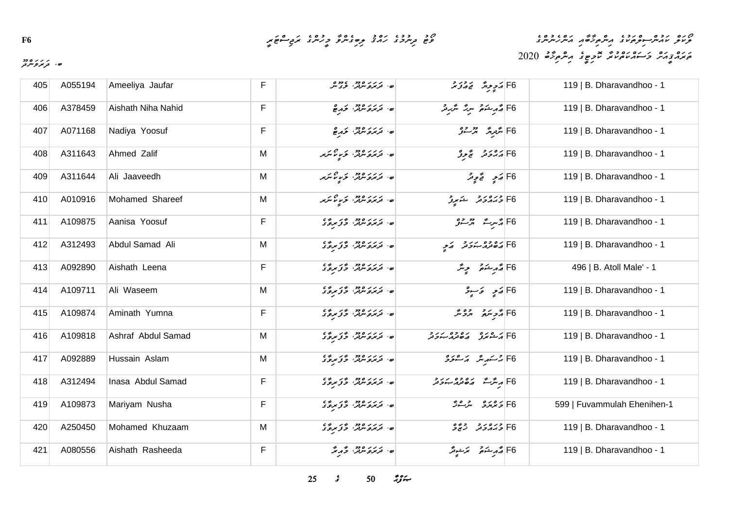| 405 | A055194 | Ameeliya Jaufar | F | ބ. ދަރަވަންދޫ، ވެމްސް | F6 އަމީލިޔާ ޖައުފަރު | 119 \| B. Dharavandhoo - 1 |
|---|---|---|---|---|---|---|
| 406 | A378459 | Aishath Niha Nahid | F | ބ. ދަރަވަންދޫ، ވައިޓް | F6 އާއިޝަތު ނިހާ ނާހިދު | 119 \| B. Dharavandhoo - 1 |
| 407 | A071168 | Nadiya Yoosuf | F | ބ. ދަރަވަންދޫ، ވައިޓް | F6 ނާދިޔާ ޔޫސުފު | 119 \| B. Dharavandhoo - 1 |
| 408 | A311643 | Ahmed Zalif | M | ބ. ދަރަވަންދޫ، ވަލިކޮނަރ | F6 އަހުމަދު ޒާލިފު | 119 \| B. Dharavandhoo - 1 |
| 409 | A311644 | Ali Jaaveedh | M | ބ. ދަރަވަންދޫ، ވަލިކޮނަރ | F6 އަލި ޖާވީދު | 119 \| B. Dharavandhoo - 1 |
| 410 | A010916 | Mohamed Shareef | M | ބ. ދަރަވަންދޫ، ވަލިކޮނަރ | F6 މުހަމްމަދު ޝަރީފު | 119 \| B. Dharavandhoo - 1 |
| 411 | A109875 | Aanisa Yoosuf | F | ބ. ދަރަވަންދޫ، ވާދިރިވާގެ | F6 އާނިސާ ޔޫސުފު | 119 \| B. Dharavandhoo - 1 |
| 412 | A312493 | Abdul Samad Ali | M | ބ. ދަރަވަންދޫ، ވާދިރިވާގެ | F6 އަބްދުލްސަމަދު އަލި | 119 \| B. Dharavandhoo - 1 |
| 413 | A092890 | Aishath Leena | F | ބ. ދަރަވަންދޫ، ވާދިރިވާގެ | F6 އާއިޝަތު ލީނާ | 496 \| B. Atoll Male' - 1 |
| 414 | A109711 | Ali Waseem | M | ބ. ދަރަވަންދޫ، ވާދިރިވާގެ | F6 އަލި ވަސީމު | 119 \| B. Dharavandhoo - 1 |
| 415 | A109874 | Aminath Yumna | F | ބ. ދަރަވަންދޫ، ވާދިރިވާގެ | F6 އާމިނަތު ޔުމްނާ | 119 \| B. Dharavandhoo - 1 |
| 416 | A109818 | Ashraf Abdul Samad | M | ބ. ދަރަވަންދޫ، ވާދިރިވާގެ | F6 އަޝްރަފް އަބްދުލްސަމަދު | 119 \| B. Dharavandhoo - 1 |
| 417 | A092889 | Hussain Aslam | M | ބ. ދަރަވަންދޫ، ވާދިރިވާގެ | F6 ހުސައިން އަސްލަމް | 119 \| B. Dharavandhoo - 1 |
| 418 | A312494 | Inasa Abdul Samad | F | ބ. ދަރަވަންދޫ، ވާދިރިވާގެ | F6 އިނާސާ އަބްދުލްސަމަދު | 119 \| B. Dharavandhoo - 1 |
| 419 | A109873 | Mariyam Nusha | F | ބ. ދަރަވަންދޫ، ވާދިރިވާގެ | F6 މަރިޔަމް ނުޝާ | 599 \| Fuvammulah Ehenihen-1 |
| 420 | A250450 | Mohamed Khuzaam | M | ބ. ދަރަވަންދޫ، ވާދިރިވާގެ | F6 މުހަމްމަދު ހުޒާމް | 119 \| B. Dharavandhoo - 1 |
| 421 | A080556 | Aishath Rasheeda | F | ބ. ދަރަވަންދޫ، ވާރީ | F6 އާއިޝަތު ރަޝީދާ | 119 \| B. Dharavandhoo - 1 |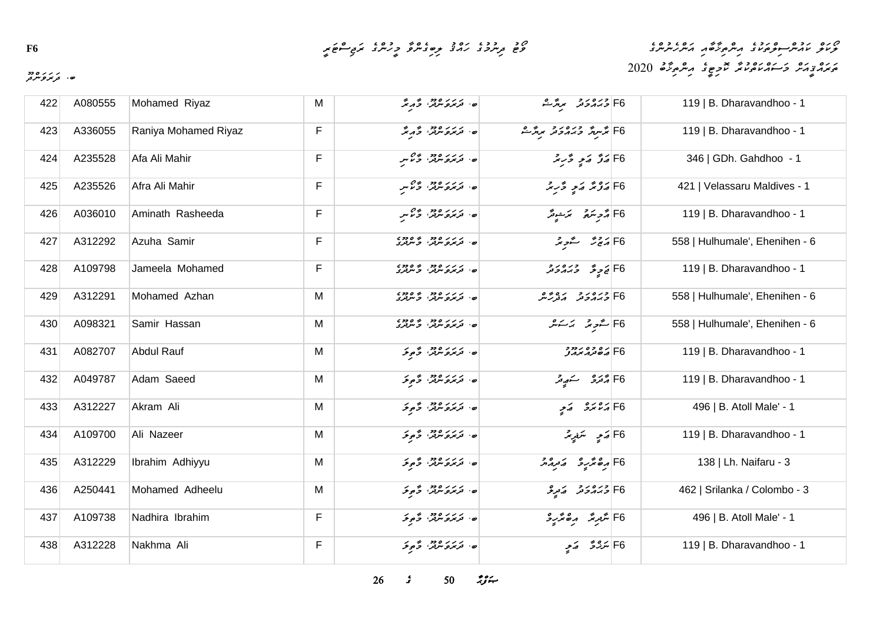ޕޮލިންގ ސްޓޭޝަން، އަތޮޅާއި ރަށް: ވޯޓު ދިނުމަށް ރަޖިސްޓްރީ ކުރި ފަރާތް: F6 ބ. ދަރަވަންދޫ

ބ. ދަރަވަންދޫ

| 422 | A080555 | Mohamed Riyaz | M | ބ. ދަރަވަންދޫ، މާރިޔާ | F6 މުހައްމަދު ރިޔާޒް | 119 \| B. Dharavandhoo - 1 |
|---|---|---|---|---|---|---|
| 423 | A336055 | Raniya Mohamed Riyaz | F | ބ. ދަރަވަންދޫ، މާރިޔާ | F6 ރާނިޔާ މުހައްމަދު ރިޔާޒް | 119 \| B. Dharavandhoo - 1 |
| 424 | A235528 | Afa Ali Mahir | F | ބ. ދަރަވަންދޫ، މާހިރ | F6 އަފާ އަލީ މާހިރު | 346 \| GDh. Gahdhoo - 1 |
| 425 | A235526 | Afra Ali Mahir | F | ބ. ދަރަވަންދޫ، މާހިރ | F6 އަފްރާ އަލީ މާހިރު | 421 \| Velassaru Maldives - 1 |
| 426 | A036010 | Aminath Rasheeda | F | ބ. ދަރަވަންދޫ، މާހިރ | F6 އާމިނަތު ރަޝީދާ | 119 \| B. Dharavandhoo - 1 |
| 427 | A312292 | Azuha Samir | F | ބ. ދަރަވަންދޫ، މާންދޫގެ | F6 އަޒުހާ ސާމިރު | 558 \| Hulhumale', Ehenihen - 6 |
| 428 | A109798 | Jameela Mohamed | F | ބ. ދަރަވަންދޫ، މާންދޫގެ | F6 ޖަމީލާ މުހައްމަދު | 119 \| B. Dharavandhoo - 1 |
| 429 | A312291 | Mohamed Azhan | M | ބ. ދަރަވަންދޫ، މާންދޫގެ | F6 މުހައްމަދު އަޒްހާން | 558 \| Hulhumale', Ehenihen - 6 |
| 430 | A098321 | Samir Hassan | M | ބ. ދަރަވަންދޫ، މާންދޫގެ | F6 ސާމިރު ހަސަން | 558 \| Hulhumale', Ehenihen - 6 |
| 431 | A082707 | Abdul Rauf | M | ބ. ދަރަވަންދޫ، މާވަލު | F6 އަބްދުލްރައުފު | 119 \| B. Dharavandhoo - 1 |
| 432 | A049787 | Adam Saeed | M | ބ. ދަރަވަންދޫ، މާވަލު | F6 އާދަމް ސަޢީދު | 119 \| B. Dharavandhoo - 1 |
| 433 | A312227 | Akram Ali | M | ބ. ދަރަވަންދޫ، މާވަލު | F6 އަކްރަމް އަލީ | 496 \| B. Atoll Male' - 1 |
| 434 | A109700 | Ali Nazeer | M | ބ. ދަރަވަންދޫ، މާވަލު | F6 އަލީ ނަޒީރު | 119 \| B. Dharavandhoo - 1 |
| 435 | A312229 | Ibrahim Adhiyyu | M | ބ. ދަރަވަންދޫ، މާވަލު | F6 އިބްރާހީމް އަދިއްޔު | 138 \| Lh. Naifaru - 3 |
| 436 | A250441 | Mohamed Adheelu | M | ބ. ދަރަވަންދޫ، މާވަލު | F6 މުހައްމަދު އަދީލު | 462 \| Srilanka / Colombo - 3 |
| 437 | A109738 | Nadhira Ibrahim | F | ބ. ދަރަވަންދޫ، މާވަލު | F6 ނާދިރާ އިބްރާހީމް | 496 \| B. Atoll Male' - 1 |
| 438 | A312228 | Nakhma Ali | F | ބ. ދަރަވަންދޫ، މާވަލު | F6 ނަޚްމާ އަލީ | 119 \| B. Dharavandhoo - 1 |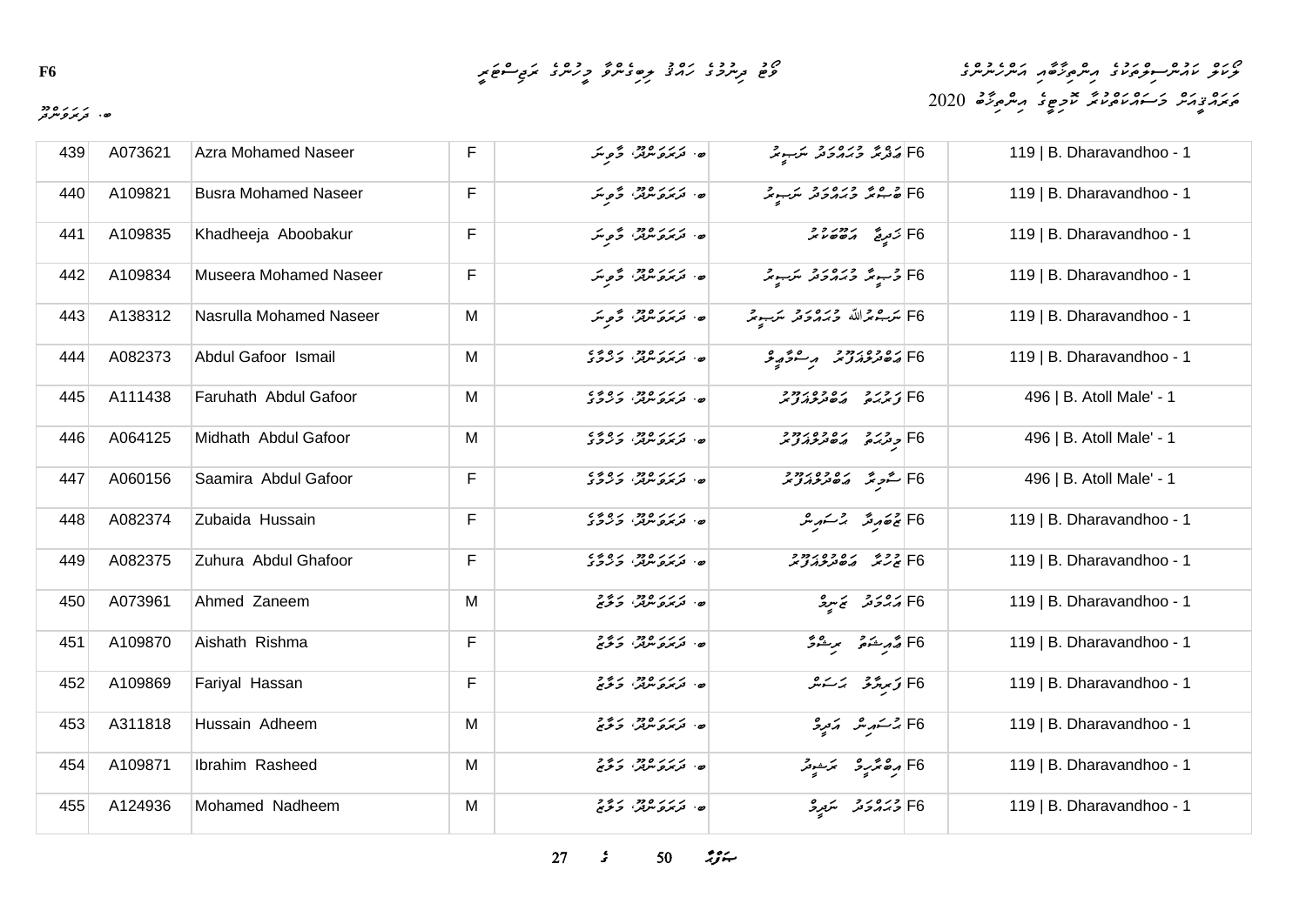| 439 | A073621 | Azra Mohamed Naseer | F | ھ. ދަރަވަންދޫ، މާވިނަ | F6 އަޒްރާ މުޙައްމަދު ނަޞީރު | 119 \| B. Dharavandhoo - 1 |
|---|---|---|---|---|---|---|
| 440 | A109821 | Busra Mohamed Naseer | F | ھ. ދަރަވަންދޫ، މާވިނަ | F6 ބުސްރާ މުޙައްމަދު ނަޞީރު | 119 \| B. Dharavandhoo - 1 |
| 441 | A109835 | Khadheeja Aboobakur | F | ھ. ދަރަވަންދޫ، މާވިނަ | F6 ޚަދީޖާ އަބޫބަކުރު | 119 \| B. Dharavandhoo - 1 |
| 442 | A109834 | Museera Mohamed Naseer | F | ھ. ދަރަވަންދޫ، މާވިނަ | F6 މުސީރާ މުޙައްމަދު ނަޞީރު | 119 \| B. Dharavandhoo - 1 |
| 443 | A138312 | Nasrulla Mohamed Naseer | M | ھ. ދަރަވަންދޫ، މާވިނަ | F6 ނަޞްރުﷲ މުޙައްމަދު ނަޞީރު | 119 \| B. Dharavandhoo - 1 |
| 444 | A082373 | Abdul Gafoor Ismail | M | ھ. ދަރަވަންދޫ، މަލްމާގެ | F6 އަބްދުލްޣަފޫރު އިސްމާޢީލް | 119 \| B. Dharavandhoo - 1 |
| 445 | A111438 | Faruhath Abdul Gafoor | M | ھ. ދަރަވަންދޫ، މަލްމާގެ | F6 ފަރުހަތު އަބްދުލްޣަފޫރު | 496 \| B. Atoll Male' - 1 |
| 446 | A064125 | Midhath Abdul Gafoor | M | ھ. ދަރަވަންދޫ، މަލްމާގެ | F6 މިދުހަތު އަބްދުލްޣަފޫރު | 496 \| B. Atoll Male' - 1 |
| 447 | A060156 | Saamira Abdul Gafoor | F | ھ. ދަރަވަންދޫ، މަލްމާގެ | F6 ސާމިރާ އަބްދުލްޣަފޫރު | 496 \| B. Atoll Male' - 1 |
| 448 | A082374 | Zubaida Hussain | F | ھ. ދަރަވަންދޫ، މަލްމާގެ | F6 ޒުބައިދާ ހުސައިން | 119 \| B. Dharavandhoo - 1 |
| 449 | A082375 | Zuhura Abdul Ghafoor | F | ھ. ދަރަވަންދޫ، މަލްމާގެ | F6 ޒުހުރާ އަބްދުލްޣަފޫރު | 119 \| B. Dharavandhoo - 1 |
| 450 | A073961 | Ahmed Zaneem | M | ھ. ދަރަވަންދޫ، މަވާޖު | F6 އަޙްމަދު ޒަނީމް | 119 \| B. Dharavandhoo - 1 |
| 451 | A109870 | Aishath Rishma | F | ھ. ދަރަވަންދޫ، މަވާޖު | F6 އާއިޝަތު ރިޝްމާ | 119 \| B. Dharavandhoo - 1 |
| 452 | A109869 | Fariyal Hassan | F | ھ. ދަރަވަންދޫ، މަވާޖު | F6 ފަރިޔާލް ޙަސަން | 119 \| B. Dharavandhoo - 1 |
| 453 | A311818 | Hussain Adheem | M | ھ. ދަރަވަންދޫ، މަވާޖު | F6 ހުސައިން އަދީމް | 119 \| B. Dharavandhoo - 1 |
| 454 | A109871 | Ibrahim Rasheed | M | ھ. ދަރަވަންދޫ، މަވާޖު | F6 އިބްރާހީމް ރަޝީދު | 119 \| B. Dharavandhoo - 1 |
| 455 | A124936 | Mohamed Nadheem | M | ھ. ދަރަވަންދޫ، މަވާޖު | F6 މުޙައްމަދު ނަދީމް | 119 \| B. Dharavandhoo - 1 |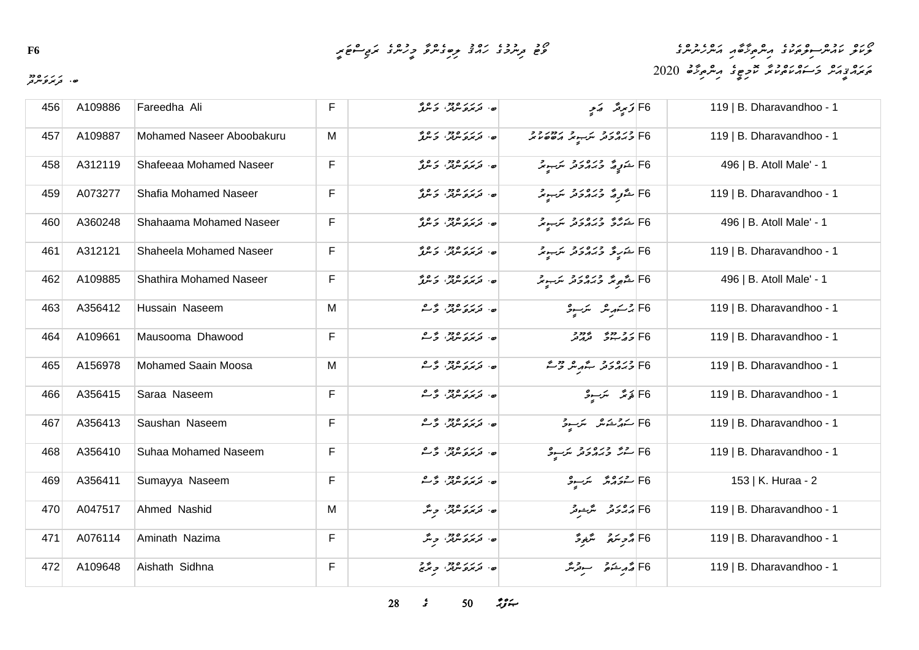| 456 | A109886 | Fareedha Ali | F | ނ. ދަރަވަންދޫ، ވަންމާ | F6 ފަރީދާ ޢަލީ | 119 \| B. Dharavandhoo - 1 |
|---|---|---|---|---|---|---|
| 457 | A109887 | Mohamed Naseer Aboobakuru | M | ނ. ދަރަވަންދޫ، ވަންމާ | F6 މުޙައްމަދު ނަސީރު އަބޫބަކުރު | 119 \| B. Dharavandhoo - 1 |
| 458 | A312119 | Shafeeaa Mohamed Naseer | F | ނ. ދަރަވަންދޫ، ވަންމާ | F6 ޝަފީޢާ މުޙައްމަދު ނަސީރު | 496 \| B. Atoll Male' - 1 |
| 459 | A073277 | Shafia Mohamed Naseer | F | ނ. ދަރަވަންދޫ، ވަންމާ | F6 ޝާފިޢާ މުޙައްމަދު ނަސީރު | 119 \| B. Dharavandhoo - 1 |
| 460 | A360248 | Shahaama Mohamed Naseer | F | ނ. ދަރަވަންދޫ، ވަންމާ | F6 ޝަހާމާ މުޙައްމަދު ނަސީރު | 496 \| B. Atoll Male' - 1 |
| 461 | A312121 | Shaheela Mohamed Naseer | F | ނ. ދަރަވަންދޫ، ވަންމާ | F6 ޝަހީލާ މުޙައްމަދު ނަސީރު | 119 \| B. Dharavandhoo - 1 |
| 462 | A109885 | Shathira Mohamed Naseer | F | ނ. ދަރަވަންދޫ، ވަންމާ | F6 ޝާތިރާ މުޙައްމަދު ނަސީރު | 496 \| B. Atoll Male' - 1 |
| 463 | A356412 | Hussain Naseem | M | ނ. ދަރަވަންދޫ، ވާސް | F6 ޙުސައިން ނަސީމް | 119 \| B. Dharavandhoo - 1 |
| 464 | A109661 | Mausooma Dhawood | F | ނ. ދަރަވަންދޫ، ވާސް | F6 މައުސޫމާ ދާއޫދު | 119 \| B. Dharavandhoo - 1 |
| 465 | A156978 | Mohamed Saain Moosa | M | ނ. ދަރަވަންދޫ، ވާސް | F6 މުޙައްމަދު ސާއިން މޫސާ | 119 \| B. Dharavandhoo - 1 |
| 466 | A356415 | Saraa Naseem | F | ނ. ދަރަވަންދޫ، ވާސް | F6 ޞަރާ ނަސީމް | 119 \| B. Dharavandhoo - 1 |
| 467 | A356413 | Saushan Naseem | F | ނ. ދަރަވަންދޫ، ވާސް | F6 ސައުޝަން ނަސީމް | 119 \| B. Dharavandhoo - 1 |
| 468 | A356410 | Suhaa Mohamed Naseem | F | ނ. ދަރަވަންދޫ، ވާސް | F6 ސުހާ މުޙައްމަދު ނަސީމް | 119 \| B. Dharavandhoo - 1 |
| 469 | A356411 | Sumayya Naseem | F | ނ. ދަރަވަންދޫ، ވާސް | F6 ސުމައްޔާ ނަސީމް | 153 \| K. Huraa - 2 |
| 470 | A047517 | Ahmed Nashid | M | ނ. ދަރަވަންދޫ، ވިނާ | F6 އަޙްމަދު ނާޝިދު | 119 \| B. Dharavandhoo - 1 |
| 471 | A076114 | Aminath Nazima | F | ނ. ދަރަވަންދޫ، ވިނާ | F6 އާމިނަތު ނާޒިމާ | 119 \| B. Dharavandhoo - 1 |
| 472 | A109648 | Aishath Sidhna | F | ނ. ދަރަވަންދޫ، ވިނަޖް | F6 އާއިޝަތު ސިދްނާ | 119 \| B. Dharavandhoo - 1 |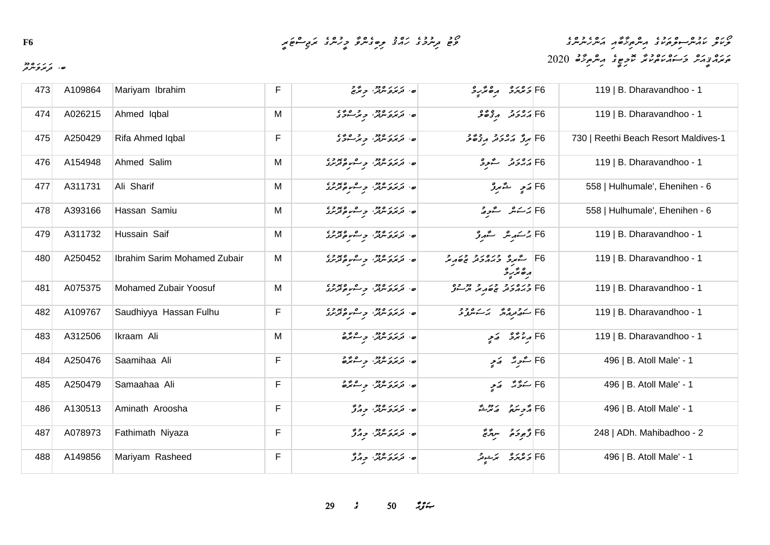| 473 | A109864 | Mariyam Ibrahim | F | ޅ. ދަރަވަންދޫ، މިރާޖު | F6 މަރިޔަމް އިބްރާހީމް | 119 \| B. Dharavandhoo - 1 |
|---|---|---|---|---|---|---|
| 474 | A026215 | Ahmed Iqbal | M | ޅ. ދަރަވަންދޫ، މިރުސްމާގެ | F6 އަހުމަދު އިގުބާލު | 119 \| B. Dharavandhoo - 1 |
| 475 | A250429 | Rifa Ahmed Iqbal | F | ޅ. ދަރަވަންދޫ، މިރުސްމާގެ | F6 ރިފާ އަހުމަދު އިގުބާލު | 730 \| Reethi Beach Resort Maldives-1 |
| 476 | A154948 | Ahmed Salim | M | ޅ. ދަރަވަންދޫ، މިސްކިތުގޮޅިގެ | F6 އަހުމަދު ސާލިމް | 119 \| B. Dharavandhoo - 1 |
| 477 | A311731 | Ali Sharif | M | ޅ. ދަރަވަންދޫ، މިސްކިތުގޮޅިގެ | F6 އަލި ޝާރިފް | 558 \| Hulhumale', Ehenihen - 6 |
| 478 | A393166 | Hassan Samiu | M | ޅ. ދަރަވަންދޫ، މިސްކިތުގޮޅިގެ | F6 ހަސަން ސާމިޢު | 558 \| Hulhumale', Ehenihen - 6 |
| 479 | A311732 | Hussain Saif | M | ޅ. ދަރަވަންދޫ، މިސްކިތުގޮޅިގެ | F6 ހުސައިން ސައިފް | 119 \| B. Dharavandhoo - 1 |
| 480 | A250452 | Ibrahim Sarim Mohamed Zubair | M | ޅ. ދަރަވަންދޫ، މިސްކިތުގޮޅިގެ | F6 ސާރިމް މުހައްމަދު ޒުބައިރު އިބްރާހީމް | 119 \| B. Dharavandhoo - 1 |
| 481 | A075375 | Mohamed Zubair Yoosuf | M | ޅ. ދަރަވަންދޫ، މިސްކިތުގޮޅިގެ | F6 މުހައްމަދު ޒުބައިރު ޔޫސުފް | 119 \| B. Dharavandhoo - 1 |
| 482 | A109767 | Saudhiyya Hassan Fulhu | F | ޅ. ދަރަވަންދޫ، މިސްކިތުގޮޅިގެ | F6 ސައުދިއްޔާ ހަސަންފުޅު | 119 \| B. Dharavandhoo - 1 |
| 483 | A312506 | Ikraam Ali | M | ޅ. ދަރަވަންދޫ، މިސްރާބު | F6 އިކްރާމް އަލި | 119 \| B. Dharavandhoo - 1 |
| 484 | A250476 | Saamihaa Ali | F | ޅ. ދަރަވަންދޫ، މިސްރާބު | F6 ސާމިހާ އަލި | 496 \| B. Atoll Male' - 1 |
| 485 | A250479 | Samaahaa Ali | F | ޅ. ދަރަވަންދޫ، މިސްރާބު | F6 ސަމާހާ އަލި | 496 \| B. Atoll Male' - 1 |
| 486 | A130513 | Aminath Aroosha | F | ޅ. ދަރަވަންދޫ، މިއުފާ | F6 އާމިނަތު އަރޫޝާ | 496 \| B. Atoll Male' - 1 |
| 487 | A078973 | Fathimath Niyaza | F | ޅ. ދަރަވަންދޫ، މިއުފާ | F6 ފާތިމަތު ނިޔާޒާ | 248 \| ADh. Mahibadhoo - 2 |
| 488 | A149856 | Mariyam Rasheed | F | ޅ. ދަރަވަންދޫ، މިއުފާ | F6 މަރިޔަމް ރަޝީދު | 496 \| B. Atoll Male' - 1 |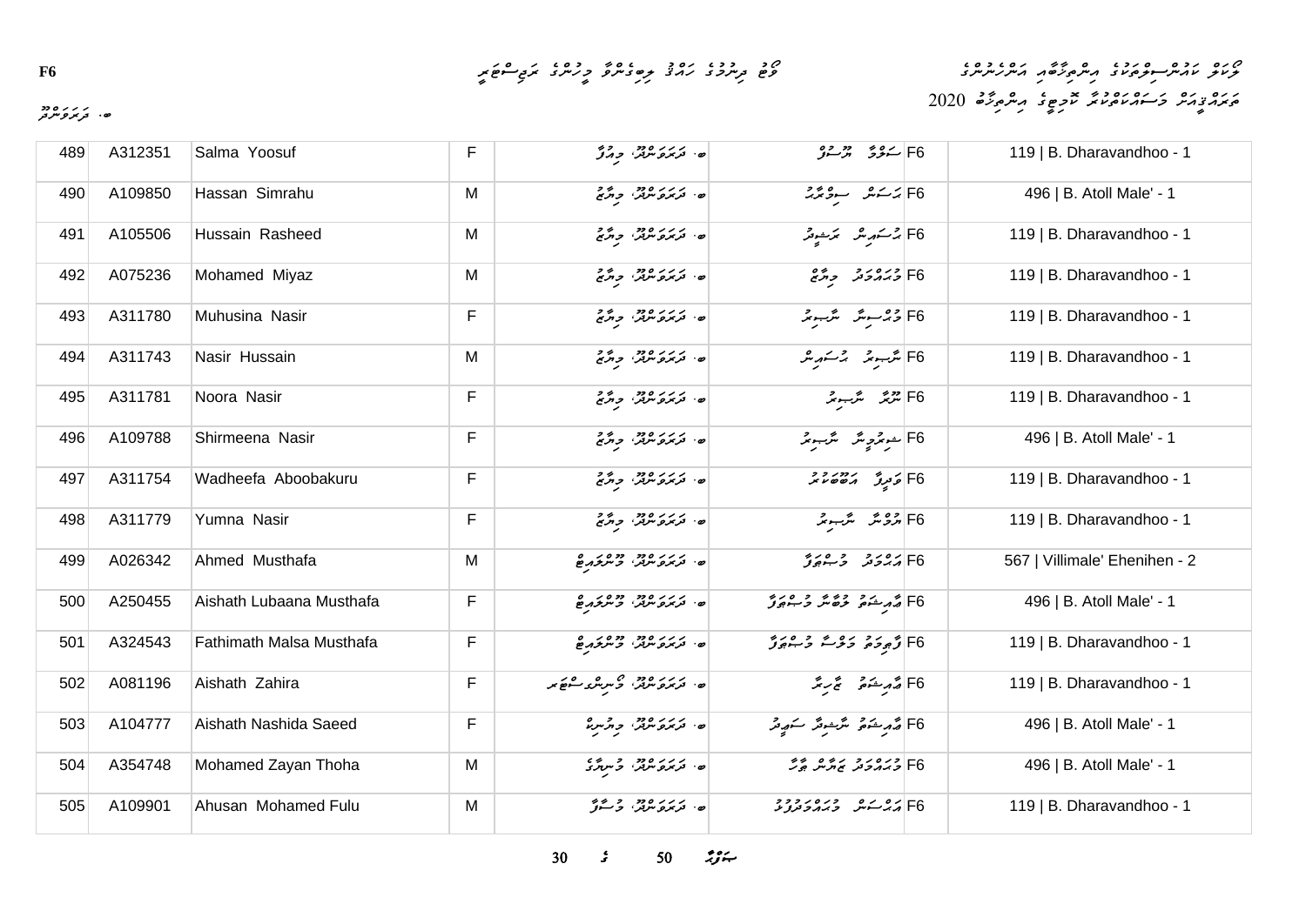| 489 | A312351 | Salma Yoosuf | F | ބ. ދަރަވަންދޫ، މިއުފާ | F6 ސަލްމާ ޔޫސުފު | 119 \| B. Dharavandhoo - 1 |
|---|---|---|---|---|---|---|
| 490 | A109850 | Hassan Simrahu | M | ބ. ދަރަވަންދޫ، މިއާޖު | F6 ހަސަން ސިމްރާހު | 496 \| B. Atoll Male' - 1 |
| 491 | A105506 | Hussain Rasheed | M | ބ. ދަރަވަންދޫ، މިއާޖު | F6 ހުސައިން ރަޝީދު | 119 \| B. Dharavandhoo - 1 |
| 492 | A075236 | Mohamed Miyaz | M | ބ. ދަރަވަންދޫ، މިއާޖު | F6 މުހައްމަދު މިޔާޒު | 119 \| B. Dharavandhoo - 1 |
| 493 | A311780 | Muhusina Nasir | F | ބ. ދަރަވަންދޫ، މިއާޖު | F6 މުޙުސިނާ ނާސިރު | 119 \| B. Dharavandhoo - 1 |
| 494 | A311743 | Nasir Hussain | M | ބ. ދަރަވަންދޫ، މިއާޖު | F6 ނާސިރު ހުސައިން | 119 \| B. Dharavandhoo - 1 |
| 495 | A311781 | Noora Nasir | F | ބ. ދަރަވަންދޫ، މިއާޖު | F6 ނޫރާ ނާސިރު | 119 \| B. Dharavandhoo - 1 |
| 496 | A109788 | Shirmeena Nasir | F | ބ. ދަރަވަންދޫ، މިއާޖު | F6 ޝިރުމީނާ ނާސިރު | 496 \| B. Atoll Male' - 1 |
| 497 | A311754 | Wadheefa Aboobakuru | F | ބ. ދަރަވަންދޫ، މިއާޖު | F6 ވަދީފާ އަބޫބަކުރު | 119 \| B. Dharavandhoo - 1 |
| 498 | A311779 | Yumna Nasir | F | ބ. ދަރަވަންދޫ، މިއާޖު | F6 ޔުމްނާ ނާސިރު | 119 \| B. Dharavandhoo - 1 |
| 499 | A026342 | Ahmed Musthafa | M | ބ. ދަރަވަންދޫ، މުންތަހާ | F6 އަހުމަދު މުސްތަފާ | 567 \| Villimale' Ehenihen - 2 |
| 500 | A250455 | Aishath Lubaana Musthafa | F | ބ. ދަރަވަންދޫ، މުންތަހާ | F6 އާއިޝަތު ލުބާނާ މުސްތަފާ | 496 \| B. Atoll Male' - 1 |
| 501 | A324543 | Fathimath Malsa Musthafa | F | ބ. ދަރަވަންދޫ، މުންތަހާ | F6 ފާތިމަތު މަލްސާ މުސްތަފާ | 119 \| B. Dharavandhoo - 1 |
| 502 | A081196 | Aishath Zahira | F | ބ. ދަރަވަންދޫ، މޫނިންގްސްޓަރ | F6 އާއިޝަތު ޒާހިރާ | 119 \| B. Dharavandhoo - 1 |
| 503 | A104777 | Aishath Nashida Saeed | F | ބ. ދަރަވަންދޫ، މިއުސިކާ | F6 އާއިޝަތު ނާޝިދާ ސައީދު | 496 \| B. Atoll Male' - 1 |
| 504 | A354748 | Mohamed Zayan Thoha | M | ބ. ދަރަވަންދޫ، މޫނިމާގެ | F6 މުހައްމަދު ޒަޔާން ޠާހާ | 496 \| B. Atoll Male' - 1 |
| 505 | A109901 | Ahusan Mohamed Fulu | M | ބ. ދަރަވަންދޫ، މުސްކާ | F6 އަހުސަން މުހައްމަދުފުލު | 119 \| B. Dharavandhoo - 1 |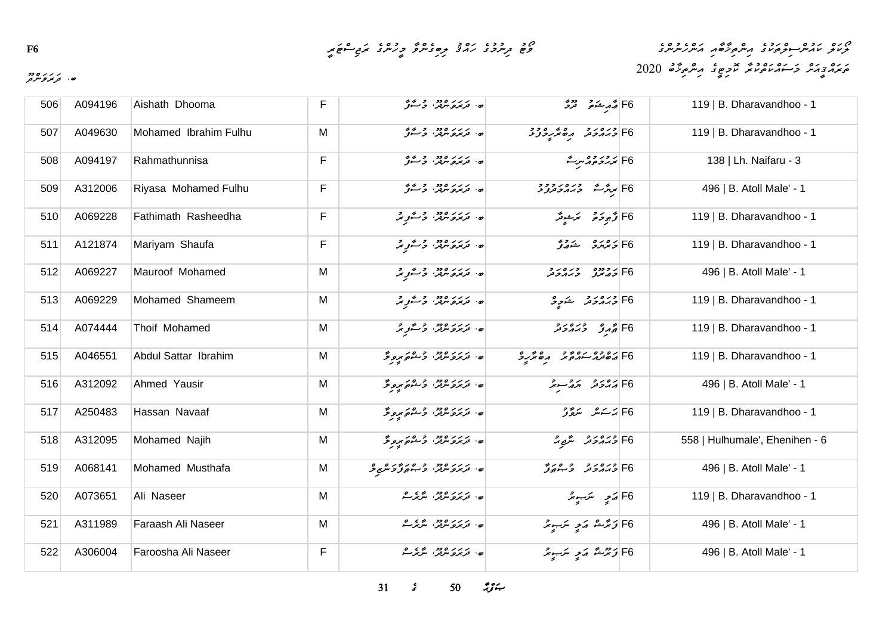| 506 | A094196 | Aishath Dhooma | F | ބ. ދަރަވަންދޫ، ފުސާފާ | F6 އާއިޝަތު ދޫމާ | 119 \| B. Dharavandhoo - 1 |
|---|---|---|---|---|---|---|
| 507 | A049630 | Mohamed Ibrahim Fulhu | M | ބ. ދަރަވަންދޫ، ފުސާފާ | F6 މުހައްމަދު އިބްރާހީމްފުޅު | 119 \| B. Dharavandhoo - 1 |
| 508 | A094197 | Rahmathunnisa | F | ބ. ދަރަވަންދޫ، ފުސާފާ | F6 ރަޙްމަތުންނިސާ | 138 \| Lh. Naifaru - 3 |
| 509 | A312006 | Riyasa Mohamed Fulhu | F | ބ. ދަރަވަންދޫ، ފުސާފާ | F6 ރިޔާސާ މުހައްމަދުފުޅު | 496 \| B. Atoll Male' - 1 |
| 510 | A069228 | Fathimath Rasheedha | F | ބ. ދަރަވަންދޫ، ފުސާވިލާ | F6 ފާތިމަތު ރަޝީދާ | 119 \| B. Dharavandhoo - 1 |
| 511 | A121874 | Mariyam Shaufa | F | ބ. ދަރަވަންދޫ، ފުސާވިލާ | F6 މަރިޔަމް ޝައުފާ | 119 \| B. Dharavandhoo - 1 |
| 512 | A069227 | Mauroof Mohamed | M | ބ. ދަރަވަންދޫ، ފުސާވިލާ | F6 މައުރޫފް މުހައްމަދު | 496 \| B. Atoll Male' - 1 |
| 513 | A069229 | Mohamed Shameem | M | ބ. ދަރަވަންދޫ، ފުސާވިލާ | F6 މުހައްމަދު ޝަމީމް | 119 \| B. Dharavandhoo - 1 |
| 514 | A074444 | Thoif Mohamed | M | ބ. ދަރަވަންދޫ، ފުސާވިލާ | F6 ޠާއިފް މުހައްމަދު | 119 \| B. Dharavandhoo - 1 |
| 515 | A046551 | Abdul Sattar Ibrahim | M | ބ. ދަރަވަންދޫ، ފުސްފަރިވިލާ | F6 އަބްދުލްސައްތާރު އިބްރާހީމް | 119 \| B. Dharavandhoo - 1 |
| 516 | A312092 | Ahmed Yausir | M | ބ. ދަރަވަންދޫ، ފުސްފަރިވިލާ | F6 އަޙްމަދު ޔައުސިރު | 496 \| B. Atoll Male' - 1 |
| 517 | A250483 | Hassan Navaaf | M | ބ. ދަރަވަންދޫ، ފުސްފަރިވިލާ | F6 ހަސަން ނަވާފް | 119 \| B. Dharavandhoo - 1 |
| 518 | A312095 | Mohamed Najih | M | ބ. ދަރަވަންދޫ، ފުސްފަރިވިލާ | F6 މުހައްމަދު ނާޖިހު | 558 \| Hulhumale', Ehenihen - 6 |
| 519 | A068141 | Mohamed Musthafa | M | ބ. ދަރަވަންދޫ، ފުސްފަށުވަންހިލާ | F6 މުހައްމަދު މުސްތަފާ | 496 \| B. Atoll Male' - 1 |
| 520 | A073651 | Ali Naseer | M | ބ. ދަރަވަންދޫ، ނާރެސް | F6 އަލި ނަސީރު | 119 \| B. Dharavandhoo - 1 |
| 521 | A311989 | Faraash Ali Naseer | M | ބ. ދަރަވަންދޫ، ނާރެސް | F6 ފަރާޝް އަލި ނަސީރު | 496 \| B. Atoll Male' - 1 |
| 522 | A306004 | Faroosha Ali Naseer | F | ބ. ދަރަވަންދޫ، ނާރެސް | F6 ފަރޫޝާ އަލި ނަސީރު | 496 \| B. Atoll Male' - 1 |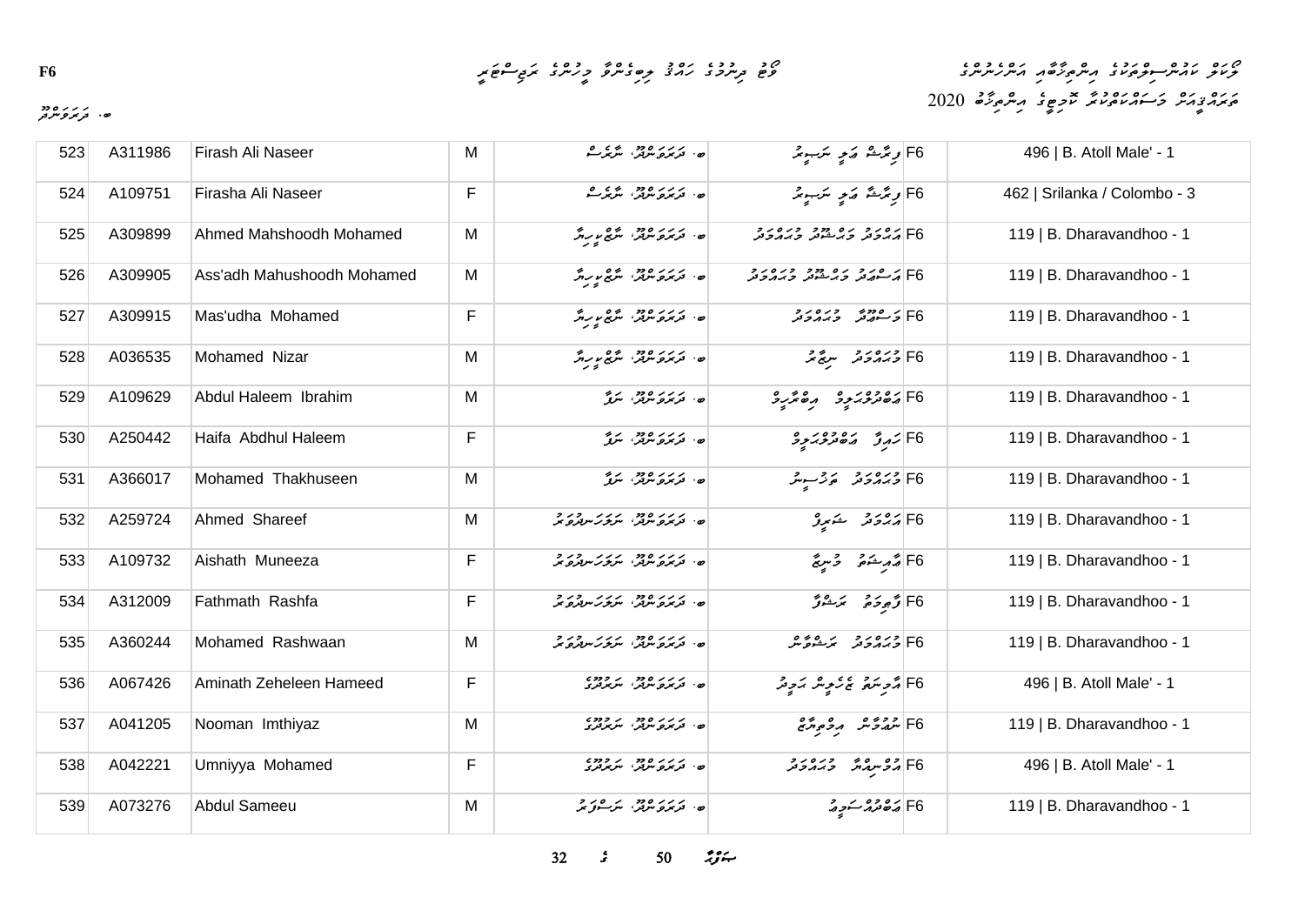| 523 | A311986 | Firash Ali Naseer | M | ھ. ދަރަވަންދޫ، ނާރެސް | F6 ފިރާޝް ޢަލީ ނަސީރު | 496 \| B. Atoll Male' - 1 |
|---|---|---|---|---|---|---|
| 524 | A109751 | Firasha Ali Naseer | F | ھ. ދަރަވަންދޫ، ނާރެސް | F6 ފިރާޝާ ޢަލީ ނަސީރު | 462 \| Srilanka / Colombo - 3 |
| 525 | A309899 | Ahmed Mahshoodh Mohamed | M | ھ. ދަރަވަންދޫ، ނޫރުމިނާ | F6 އަޙްމަދު މަޙްޝޫދު މުޙައްމަދު | 119 \| B. Dharavandhoo - 1 |
| 526 | A309905 | Ass'adh Mahushoodh Mohamed | M | ھ. ދަރަވަންދޫ، ނޫރުމިނާ | F6 އަސްޢަދު މަޙްޝޫދު މުޙައްމަދު | 119 \| B. Dharavandhoo - 1 |
| 527 | A309915 | Mas'udha Mohamed | F | ھ. ދަރަވަންދޫ، ނޫރުމިނާ | F6 މަސްޢޫދާ މުޙައްމަދު | 119 \| B. Dharavandhoo - 1 |
| 528 | A036535 | Mohamed Nizar | M | ھ. ދަރަވަންދޫ، ނޫރުމިނާ | F6 މުޙައްމަދު ނިޒާރު | 119 \| B. Dharavandhoo - 1 |
| 529 | A109629 | Abdul Haleem Ibrahim | M | ھ. ދަރަވަންދޫ، ނަލާ | F6 އަބްދުލްޙަލީމް އިބްރާހީމް | 119 \| B. Dharavandhoo - 1 |
| 530 | A250442 | Haifa Abdhul Haleem | F | ھ. ދަރަވަންދޫ، ނަލާ | F6 ހައިފާ އަބްދުލްޙަލީމް | 119 \| B. Dharavandhoo - 1 |
| 531 | A366017 | Mohamed Thakhuseen | M | ھ. ދަރަވަންދޫ، ނަލާ | F6 މުޙައްމަދު ތަޚުސީން | 119 \| B. Dharavandhoo - 1 |
| 532 | A259724 | Ahmed Shareef | M | ھ. ދަރަވަންދޫ، ނަރުގިސްދޮށުގެ | F6 އަޙްމަދު ޝަރީފު | 119 \| B. Dharavandhoo - 1 |
| 533 | A109732 | Aishath Muneeza | F | ھ. ދަރަވަންދޫ، ނަރުގިސްދޮށުގެ | F6 އާއިޝަތު މުނީޒާ | 119 \| B. Dharavandhoo - 1 |
| 534 | A312009 | Fathmath Rashfa | F | ھ. ދަރަވަންދޫ، ނަރުގިސްދޮށުގެ | F6 ފާތިމަތު ރަޝްފާ | 119 \| B. Dharavandhoo - 1 |
| 535 | A360244 | Mohamed Rashwaan | M | ھ. ދަރަވަންދޫ، ނަރުގިސްދޮށުގެ | F6 މުޙައްމަދު ރަޝްވާން | 119 \| B. Dharavandhoo - 1 |
| 536 | A067426 | Aminath Zeheleen Hameed | F | ھ. ދަރަވަންދޫ، ނަރުދޫގެ | F6 އާމިނަތު ޒެހެލީން ހަމީދު | 496 \| B. Atoll Male' - 1 |
| 537 | A041205 | Nooman Imthiyaz | M | ھ. ދަރަވަންދޫ، ނަރުދޫގެ | F6 ނުޢުމާން އިމްތިޔާޒު | 119 \| B. Dharavandhoo - 1 |
| 538 | A042221 | Umniyya Mohamed | F | ھ. ދަރަވަންދޫ، ނަރުދޫގެ | F6 އުމްނިއްޔާ މުޙައްމަދު | 496 \| B. Atoll Male' - 1 |
| 539 | A073276 | Abdul Sameeu | M | ھ. ދަރަވަންދޫ، ނަސްރުވަރު | F6 އަބްދުލްސަމީޢު | 119 \| B. Dharavandhoo - 1 |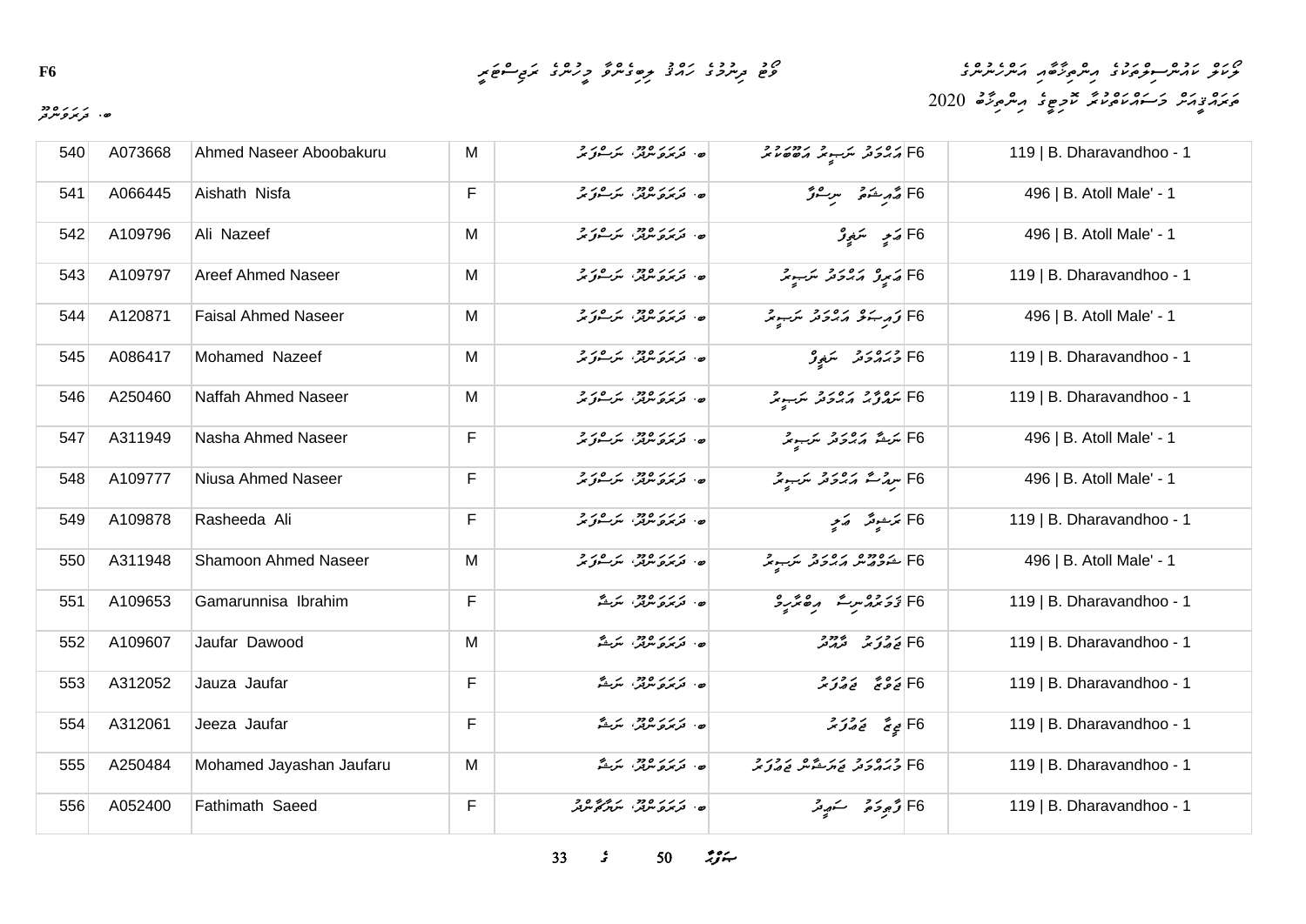| 540 | A073668 | Ahmed Naseer Aboobakuru | M | ބ. ދަރަވަންދޫ، ނަސްވާރު | F6 އަޙްމަދު ނަސީރު އަބޫބަކުރު | 119 \| B. Dharavandhoo - 1 |
|---|---|---|---|---|---|---|
| 541 | A066445 | Aishath Nisfa | F | ބ. ދަރަވަންދޫ، ނަސްވާރު | F6 އާއިޝަތު ނިސްފާ | 496 \| B. Atoll Male' - 1 |
| 542 | A109796 | Ali Nazeef | M | ބ. ދަރަވަންދޫ، ނަސްވާރު | F6 އަލި ނަޒީފު | 496 \| B. Atoll Male' - 1 |
| 543 | A109797 | Areef Ahmed Naseer | M | ބ. ދަރަވަންދޫ، ނަސްވާރު | F6 އަރީފު އަޙްމަދު ނަސީރު | 119 \| B. Dharavandhoo - 1 |
| 544 | A120871 | Faisal Ahmed Naseer | M | ބ. ދަރަވަންދޫ، ނަސްވާރު | F6 ފައިސަލް އަޙްމަދު ނަސީރު | 496 \| B. Atoll Male' - 1 |
| 545 | A086417 | Mohamed Nazeef | M | ބ. ދަރަވަންދޫ، ނަސްވާރު | F6 މުޙައްމަދު ނަޒީފު | 119 \| B. Dharavandhoo - 1 |
| 546 | A250460 | Naffah Ahmed Naseer | M | ބ. ދަރަވަންދޫ، ނަސްވާރު | F6 ނައްފާހު އަޙްމަދު ނަސީރު | 119 \| B. Dharavandhoo - 1 |
| 547 | A311949 | Nasha Ahmed Naseer | F | ބ. ދަރަވަންދޫ، ނަސްވާރު | F6 ނަޝާ އަޙްމަދު ނަސީރު | 496 \| B. Atoll Male' - 1 |
| 548 | A109777 | Niusa Ahmed Naseer | F | ބ. ދަރަވަންދޫ، ނަސްވާރު | F6 ނިއުސާ އަޙްމަދު ނަސީރު | 496 \| B. Atoll Male' - 1 |
| 549 | A109878 | Rasheeda Ali | F | ބ. ދަރަވަންދޫ، ނަސްވާރު | F6 ރަޝީދާ އަލި | 119 \| B. Dharavandhoo - 1 |
| 550 | A311948 | Shamoon Ahmed Naseer | M | ބ. ދަރަވަންދޫ، ނަސްވާރު | F6 ޝަމްއޫން އަޙްމަދު ނަސީރު | 496 \| B. Atoll Male' - 1 |
| 551 | A109653 | Gamarunnisa Ibrahim | F | ބ. ދަރަވަންދޫ، ނަރުގި | F6 ގަމަރުއްނިސާ އިބްރާހީމް | 119 \| B. Dharavandhoo - 1 |
| 552 | A109607 | Jaufar Dawood | M | ބ. ދަރަވަންދޫ، ނަރުގި | F6 ޖައުފަރު ދާއޫދު | 119 \| B. Dharavandhoo - 1 |
| 553 | A312052 | Jauza Jaufar | F | ބ. ދަރަވަންދޫ، ނަރުގި | F6 ޖަވްޒާ ޖައުފަރު | 119 \| B. Dharavandhoo - 1 |
| 554 | A312061 | Jeeza Jaufar | F | ބ. ދަރަވަންދޫ، ނަރުގި | F6 ޖީޒާ ޖައުފަރު | 119 \| B. Dharavandhoo - 1 |
| 555 | A250484 | Mohamed Jayashan Jaufaru | M | ބ. ދަރަވަންދޫ، ނަރުގި | F6 މުޙައްމަދު ޖަޔަޝާން ޖައުފަރު | 119 \| B. Dharavandhoo - 1 |
| 556 | A052400 | Fathimath Saeed | F | ބ. ދަރަވަންދޫ، ނަރުގާސްދެ | F6 ފާތިމަތު ސަޢީދު | 119 \| B. Dharavandhoo - 1 |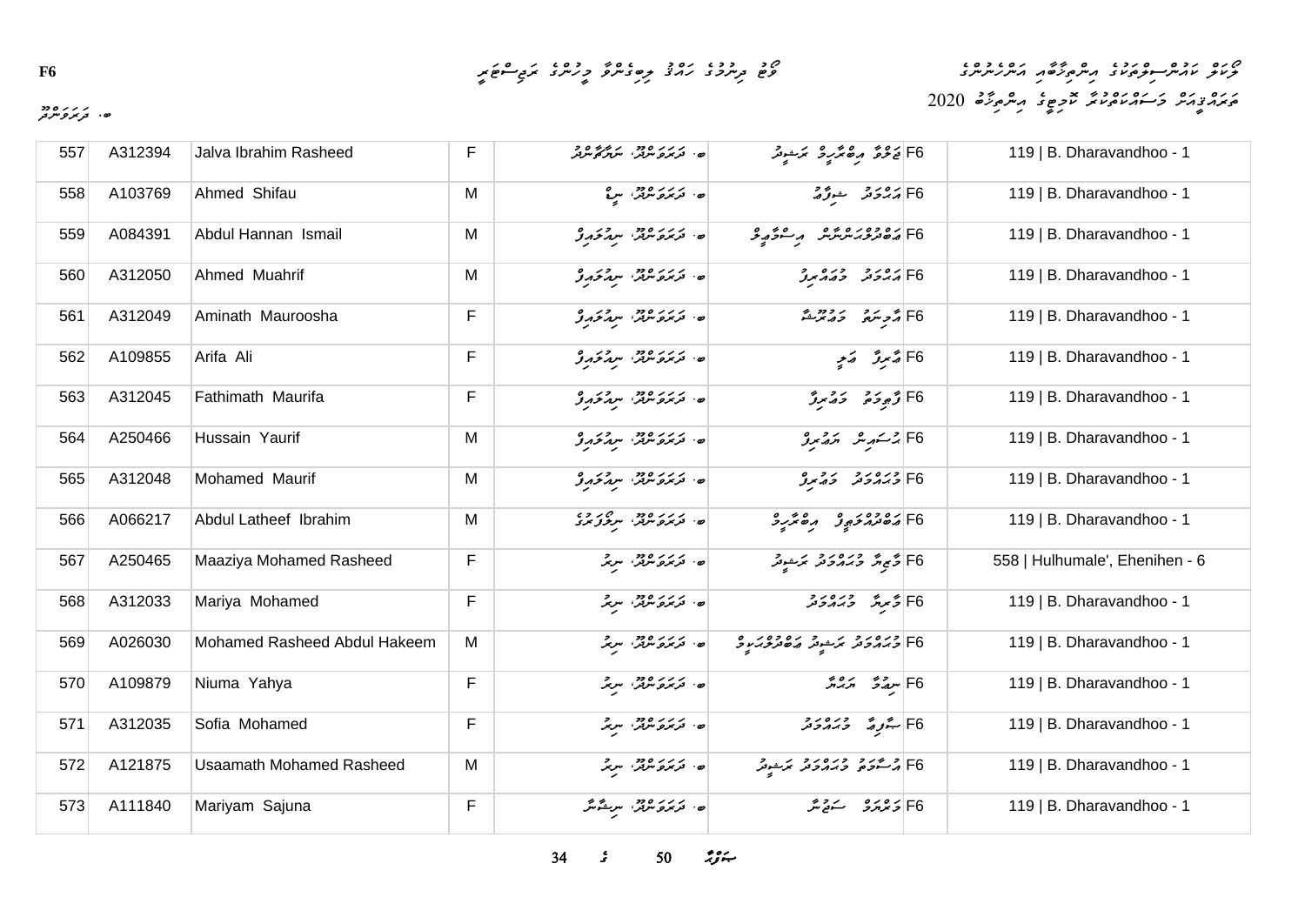| 557 | A312394 | Jalva Ibrahim Rasheed | F | ބ. ދަރަވަންދޫ، ނަރުގީސްހުރު | F6 ޖަލްވާ އިބްރާހީމް ރަޝީދު | 119 \| B. Dharavandhoo - 1 |
|---|---|---|---|---|---|---|
| 558 | A103769 | Ahmed Shifau | M | ބ. ދަރަވަންދޫ، ނިޔާ | F6 އަހުމަދު ޝިފާއު | 119 \| B. Dharavandhoo - 1 |
| 559 | A084391 | Abdul Hannan Ismail | M | ބ. ދަރަވަންދޫ، ނިއުމަލީ | F6 އަބްދުލްހައްނާން އިސްމާއީލް | 119 \| B. Dharavandhoo - 1 |
| 560 | A312050 | Ahmed Muahrif | M | ބ. ދަރަވަންދޫ، ނިއުމަލީ | F6 އަހުމަދު މުއައްރިފް | 119 \| B. Dharavandhoo - 1 |
| 561 | A312049 | Aminath Mauroosha | F | ބ. ދަރަވަންދޫ، ނިއުމަލީ | F6 އާމިނަތު މައުރޫޝާ | 119 \| B. Dharavandhoo - 1 |
| 562 | A109855 | Arifa Ali | F | ބ. ދަރަވަންދޫ، ނިއުމަލީ | F6 އާރިފާ އަލި | 119 \| B. Dharavandhoo - 1 |
| 563 | A312045 | Fathimath Maurifa | F | ބ. ދަރަވަންދޫ، ނިއުމަލީ | F6 ފާތިމަތު މައުރިފާ | 119 \| B. Dharavandhoo - 1 |
| 564 | A250466 | Hussain Yaurif | M | ބ. ދަރަވަންދޫ، ނިއުމަލީ | F6 ހުސައިން ޔައުރިފް | 119 \| B. Dharavandhoo - 1 |
| 565 | A312048 | Mohamed Maurif | M | ބ. ދަރަވަންދޫ، ނިއުމަލީ | F6 މުހައްމަދު މައުރިފް | 119 \| B. Dharavandhoo - 1 |
| 566 | A066217 | Abdul Latheef Ibrahim | M | ބ. ދަރަވަންދޫ، ނިލްފަރުގެ | F6 އަބްދުއްލަތީފު އިބްރާހީމް | 119 \| B. Dharavandhoo - 1 |
| 567 | A250465 | Maaziya Mohamed Rasheed | F | ބ. ދަރަވަންދޫ، ނިރު | F6 މާޒިޔާ މުހައްމަދު ރަޝީދު | 558 \| Hulhumale', Ehenihen - 6 |
| 568 | A312033 | Mariya Mohamed | F | ބ. ދަރަވަންދޫ، ނިރު | F6 މާރިޔާ މުހައްމަދު | 119 \| B. Dharavandhoo - 1 |
| 569 | A026030 | Mohamed Rasheed Abdul Hakeem | M | ބ. ދަރަވަންދޫ، ނިރު | F6 މުހައްމަދު ރަޝީދު އަބްދުލްހަކީމް | 119 \| B. Dharavandhoo - 1 |
| 570 | A109879 | Niuma Yahya | F | ބ. ދަރަވަންދޫ، ނިރު | F6 ނިއުމާ ޔަޙްޔާ | 119 \| B. Dharavandhoo - 1 |
| 571 | A312035 | Sofia Mohamed | F | ބ. ދަރަވަންދޫ، ނިރު | F6 ސޯފިއާ މުހައްމަދު | 119 \| B. Dharavandhoo - 1 |
| 572 | A121875 | Usaamath Mohamed Rasheed | M | ބ. ދަރަވަންދޫ، ނިރު | F6 އުސާމަތު މުހައްމަދު ރަޝީދު | 119 \| B. Dharavandhoo - 1 |
| 573 | A111840 | Mariyam Sajuna | F | ބ. ދަރަވަންދޫ، ނިޝާނާ | F6 މަރިޔަމް ސަޖޫނާ | 119 \| B. Dharavandhoo - 1 |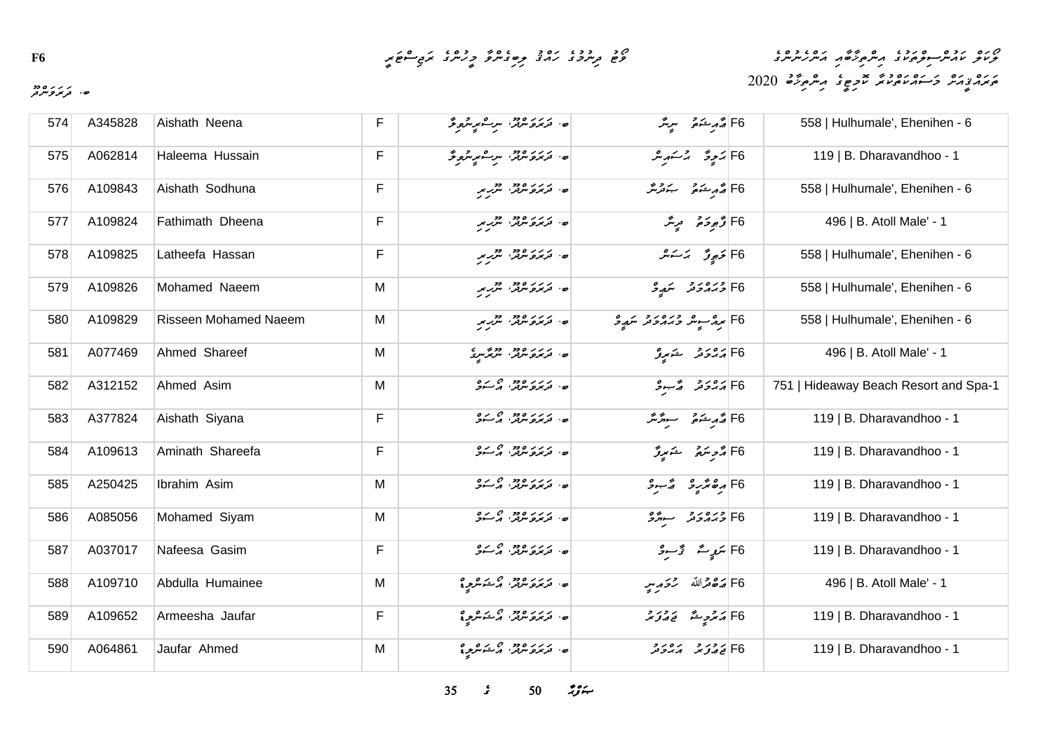ބ. ދަރަވަންދޫ

| 574 | A345828 | Aishath Neena | F | ބ. ދަރަވަންދޫ، ނިސްތިރިންގުލާ | F6 އައިޝަތު ނީނާ | 558 \| Hulhumale', Ehenihen - 6 |
|---|---|---|---|---|---|---|
| 575 | A062814 | Haleema Hussain | F | ބ. ދަރަވަންދޫ، ނިސްތިރިންގުލާ | F6 ހަލީމާ ހުސައިން | 119 \| B. Dharavandhoo - 1 |
| 576 | A109843 | Aishath Sodhuna | F | ބ. ދަރަވަންދޫ، ނޫރީ | F6 އައިޝަތު ސަދުނާ | 558 \| Hulhumale', Ehenihen - 6 |
| 577 | A109824 | Fathimath Dheena | F | ބ. ދަރަވަންދޫ، ނޫރީ | F6 ފާތިމަތު ދީނާ | 496 \| B. Atoll Male' - 1 |
| 578 | A109825 | Latheefa Hassan | F | ބ. ދަރަވަންދޫ، ނޫރީ | F6 ލަތީފާ ހަސަން | 558 \| Hulhumale', Ehenihen - 6 |
| 579 | A109826 | Mohamed Naeem | M | ބ. ދަރަވަންދޫ، ނޫރީ | F6 މުހައްމަދު ނަޢީމް | 558 \| Hulhumale', Ehenihen - 6 |
| 580 | A109829 | Risseen Mohamed Naeem | M | ބ. ދަރަވަންދޫ، ނޫރީ | F6 ރިއްސީން މުހައްމަދު ނަޢީމް | 558 \| Hulhumale', Ehenihen - 6 |
| 581 | A077469 | Ahmed Shareef | M | ބ. ދަރަވަންދޫ، ނޫރާނީގެ | F6 އަހްމަދު ޝަރީފް | 496 \| B. Atoll Male' - 1 |
| 582 | A312152 | Ahmed Asim | M | ބ. ދަރަވަންދޫ، އާސަމް | F6 އަހްމަދު އާސިމް | 751 \| Hideaway Beach Resort and Spa-1 |
| 583 | A377824 | Aishath Siyana | F | ބ. ދަރަވަންދޫ، އާސަމް | F6 އައިޝަތު ސިޔާނާ | 119 \| B. Dharavandhoo - 1 |
| 584 | A109613 | Aminath Shareefa | F | ބ. ދަރަވަންދޫ، އާސަމް | F6 އާމިނަތު ޝަރީފާ | 119 \| B. Dharavandhoo - 1 |
| 585 | A250425 | Ibrahim Asim | M | ބ. ދަރަވަންދޫ، އާސަމް | F6 އިބްރާހީމް އާސިމް | 119 \| B. Dharavandhoo - 1 |
| 586 | A085056 | Mohamed Siyam | M | ބ. ދަރަވަންދޫ، އާސަމް | F6 މުހައްމަދު ސިޔާމް | 119 \| B. Dharavandhoo - 1 |
| 587 | A037017 | Nafeesa Gasim | F | ބ. ދަރަވަންދޫ، އާސަމް | F6 ނަފީސާ ޤާސިމް | 119 \| B. Dharavandhoo - 1 |
| 588 | A109710 | Abdulla Humainee | M | ބ. ދަރަވަންދޫ، އާޝަންގުރީ | F6 އަބްދުﷲ ހުމައިނީ | 496 \| B. Atoll Male' - 1 |
| 589 | A109652 | Armeesha Jaufar | F | ބ. ދަރަވަންދޫ، އާޝަންގުރީ | F6 އަރްމީޝާ ޖައުފަރު | 119 \| B. Dharavandhoo - 1 |
| 590 | A064861 | Jaufar Ahmed | M | ބ. ދަރަވަންދޫ، އާޝަންގުރީ | F6 ޖައުފަރު އަހްމަދު | 119 \| B. Dharavandhoo - 1 |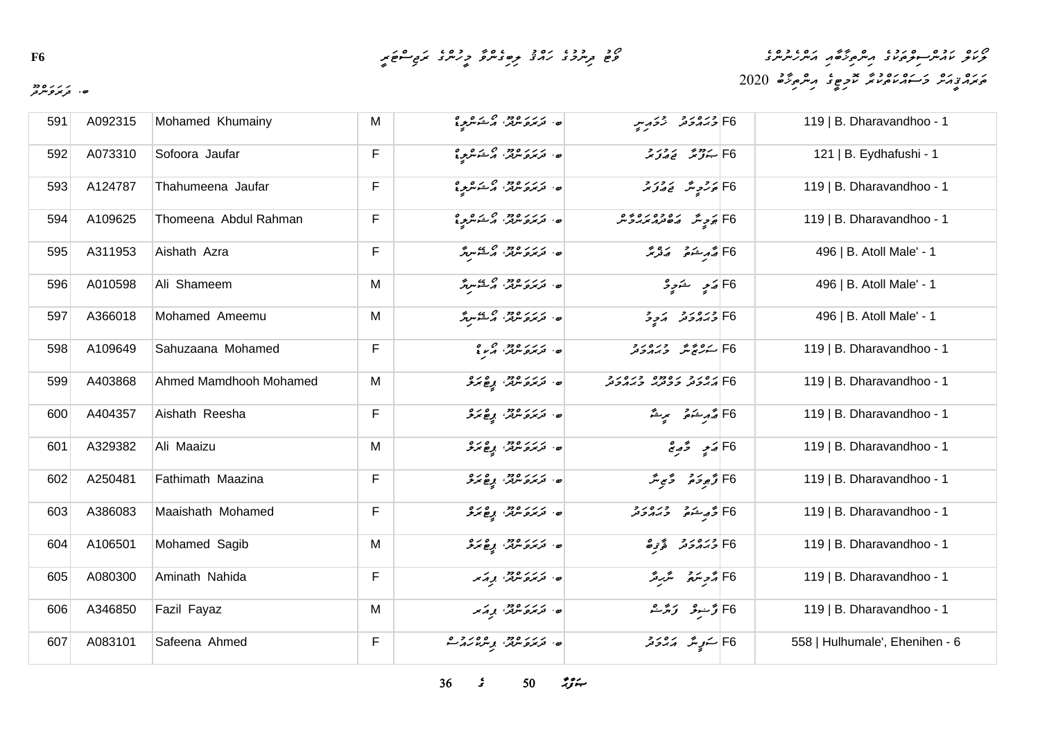| 591 | A092315 | Mohamed Khumainy | M | ھ. ދަރަވަންދޫ، އުޝަންދޫ | F6 މުހައްމަދު ހުމައިނީ | 119 \| B. Dharavandhoo - 1 |
|---|---|---|---|---|---|---|
| 592 | A073310 | Sofoora Jaufar | F | ھ. ދަރަވަންދޫ، އުޝަންދޫ | F6 ސުފޫރާ ޖައުފަރު | 121 \| B. Eydhafushi - 1 |
| 593 | A124787 | Thahumeena Jaufar | F | ھ. ދަރަވަންދޫ، އުޝަންދޫ | F6 ތަހުމީނާ ޖައުފަރު | 119 \| B. Dharavandhoo - 1 |
| 594 | A109625 | Thomeena Abdul Rahman | F | ھ. ދަރަވަންދޫ، އުޝަންދޫ | F6 ތޯމީނާ އަބްދުއްރަޙްމާން | 119 \| B. Dharavandhoo - 1 |
| 595 | A311953 | Aishath Azra | F | ھ. ދަރަވަންދޫ، އުސްޓަރީ | F6 އާއިޝަތު އަޒްރާ | 496 \| B. Atoll Male' - 1 |
| 596 | A010598 | Ali Shameem | M | ھ. ދަރަވަންދޫ، އުސްޓަރީ | F6 އަލި ޝަމީމު | 496 \| B. Atoll Male' - 1 |
| 597 | A366018 | Mohamed Ameemu | M | ھ. ދަރަވަންދޫ، އުސްޓަރީ | F6 މުހައްމަދު އަމީމު | 496 \| B. Atoll Male' - 1 |
| 598 | A109649 | Sahuzaana Mohamed | F | ھ. ދަރަވަންދޫ، އުރާ | F6 ސަހުޒާނާ މުހައްމަދު | 119 \| B. Dharavandhoo - 1 |
| 599 | A403868 | Ahmed Mamdhooh Mohamed | M | ھ. ދަރަވަންދޫ، ވިޝްރަވް | F6 އަހްމަދު މަމްދޫހު މުހައްމަދު | 119 \| B. Dharavandhoo - 1 |
| 600 | A404357 | Aishath Reesha | F | ھ. ދަރަވަންދޫ، ވިޝްރަވް | F6 އާއިޝަތު ރީޝާ | 119 \| B. Dharavandhoo - 1 |
| 601 | A329382 | Ali Maaizu | M | ھ. ދަރަވަންދޫ، ވިޝްރަވް | F6 އަލި މާއިޒު | 119 \| B. Dharavandhoo - 1 |
| 602 | A250481 | Fathimath Maazina | F | ھ. ދަރަވަންދޫ، ވިޝްރަވް | F6 ފާތިމަތު މާޒިނާ | 119 \| B. Dharavandhoo - 1 |
| 603 | A386083 | Maaishath Mohamed | F | ھ. ދަރަވަންދޫ، ވިޝްރަވް | F6 މާއިޝަތު މުހައްމަދު | 119 \| B. Dharavandhoo - 1 |
| 604 | A106501 | Mohamed Sagib | M | ھ. ދަރަވަންދޫ، ވިޝްރަވް | F6 މުހައްމަދު ޘާޤިބު | 119 \| B. Dharavandhoo - 1 |
| 605 | A080300 | Aminath Nahida | F | ھ. ދަރަވަންދޫ، ވިއަނަ | F6 އާމިނަތު ނާހިދާ | 119 \| B. Dharavandhoo - 1 |
| 606 | A346850 | Fazil Fayaz | M | ھ. ދަރަވަންދޫ، ވިއަނަ | F6 ފާޒިލް ފައްޔާޒް | 119 \| B. Dharavandhoo - 1 |
| 607 | A083101 | Safeena Ahmed | F | ھ. ދަރަވަންދޫ، ވިންޓަރހައުސް | F6 ސަފީނާ އަހްމަދު | 558 \| Hulhumale', Ehenihen - 6 |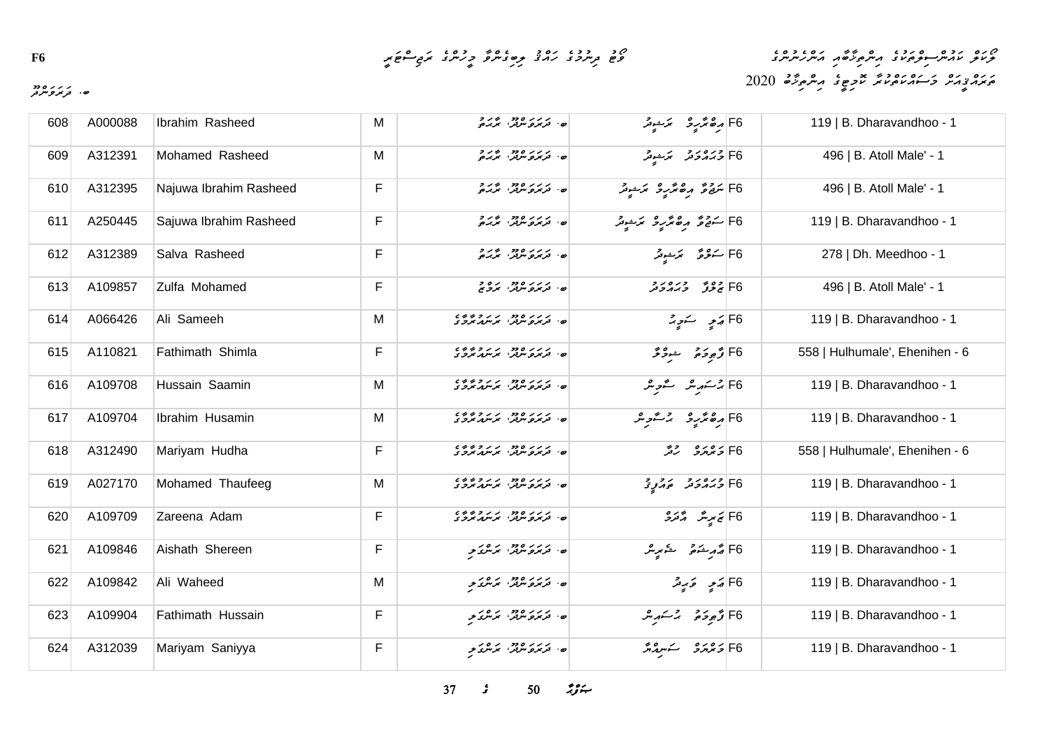ބ. ދަރަވަންދޫ

| 608 | A000088 | Ibrahim Rasheed | M | ބ. ދަރަވަންދޫ، ނާރަތު | F6 އިބްރާހީމް ރަޝީދު | 119 \| B. Dharavandhoo - 1 |
|---|---|---|---|---|---|---|
| 609 | A312391 | Mohamed Rasheed | M | ބ. ދަރަވަންދޫ، ނާރަތު | F6 މުހައްމަދު ރަޝީދު | 496 \| B. Atoll Male' - 1 |
| 610 | A312395 | Najuwa Ibrahim Rasheed | F | ބ. ދަރަވަންދޫ، ނާރަތު | F6 ނަޖުވާ އިބްރާހީމް ރަޝީދު | 496 \| B. Atoll Male' - 1 |
| 611 | A250445 | Sajuwa Ibrahim Rasheed | F | ބ. ދަރަވަންދޫ، ނާރަތު | F6 ސަޖުވާ އިބްރާހީމް ރަޝީދު | 119 \| B. Dharavandhoo - 1 |
| 612 | A312389 | Salva Rasheed | F | ބ. ދަރަވަންދޫ، ނާރަތު | F6 ސަލްވާ ރަޝީދު | 278 \| Dh. Meedhoo - 1 |
| 613 | A109857 | Zulfa Mohamed | F | ބ. ދަރަވަންދޫ، ނަމުޖު | F6 ޒުލްފާ މުހައްމަދު | 496 \| B. Atoll Male' - 1 |
| 614 | A066426 | Ali Sameeh | M | ބ. ދަރަވަންދޫ، ރަނަޅުރާމާގެ | F6 އަލީ ސަމީހު | 119 \| B. Dharavandhoo - 1 |
| 615 | A110821 | Fathimath Shimla | F | ބ. ދަރަވަންދޫ، ރަނަޅުރާމާގެ | F6 ފާތިމަތު ޝިމްލާ | 558 \| Hulhumale', Ehenihen - 6 |
| 616 | A109708 | Hussain Saamin | M | ބ. ދަރަވަންދޫ، ރަނަޅުރާމާގެ | F6 ހުސައިން ސާމިން | 119 \| B. Dharavandhoo - 1 |
| 617 | A109704 | Ibrahim Husamin | M | ބ. ދަރަވަންދޫ، ރަނަޅުރާމާގެ | F6 އިބްރާހީމް ހުސާމިން | 119 \| B. Dharavandhoo - 1 |
| 618 | A312490 | Mariyam Hudha | F | ބ. ދަރަވަންދޫ، ރަނަޅުރާމާގެ | F6 މަރިޔަމް ހުދާ | 558 \| Hulhumale', Ehenihen - 6 |
| 619 | A027170 | Mohamed Thaufeeg | M | ބ. ދަރަވަންދޫ، ރަނަޅުރާމާގެ | F6 މުހައްމަދު ތައުފީގު | 119 \| B. Dharavandhoo - 1 |
| 620 | A109709 | Zareena Adam | F | ބ. ދަރަވަންދޫ، ރަނަޅުރާމާގެ | F6 ޒަރީނާ އާދަމް | 119 \| B. Dharavandhoo - 1 |
| 621 | A109846 | Aishath Shereen | F | ބ. ދަރަވަންދޫ، ރަންގަލި | F6 އާއިޝަތު ޝެރީން | 119 \| B. Dharavandhoo - 1 |
| 622 | A109842 | Ali Waheed | M | ބ. ދަރަވަންދޫ، ރަންގަލި | F6 އަލީ ވަހީދު | 119 \| B. Dharavandhoo - 1 |
| 623 | A109904 | Fathimath Hussain | F | ބ. ދަރަވަންދޫ، ރަންގަލި | F6 ފާތިމަތު ހުސައިން | 119 \| B. Dharavandhoo - 1 |
| 624 | A312039 | Mariyam Saniyya | F | ބ. ދަރަވަންދޫ، ރަންގަލި | F6 މަރިޔަމް ސަނިއްޔާ | 119 \| B. Dharavandhoo - 1 |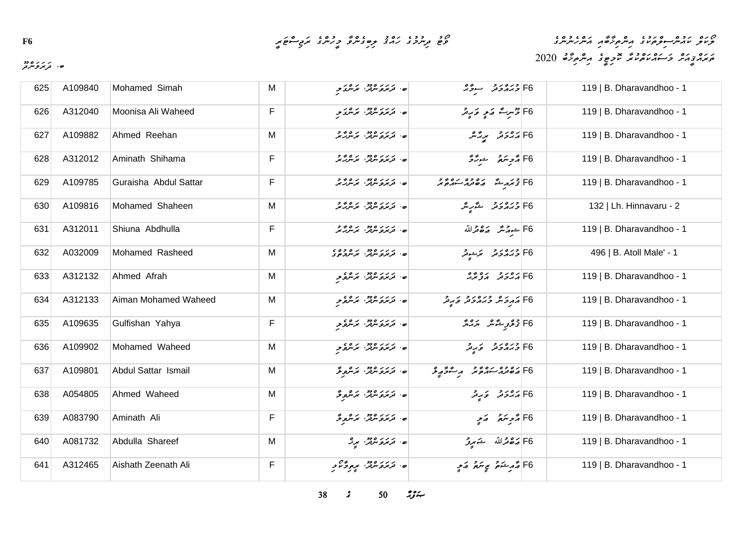ބ. ދަރަވަންދޫ

| 625 | A109840 | Mohamed Simah | M | ބ. ދަރަވަންދޫ، ރަންމަލި | F6 މުހައްމަދު ސިމާހު | 119 \| B. Dharavandhoo - 1 |
|---|---|---|---|---|---|---|
| 626 | A312040 | Moonisa Ali Waheed | F | ބ. ދަރަވަންދޫ، ރަންމަލި | F6 މޫނިސާ އަލި ވަހީދު | 119 \| B. Dharavandhoo - 1 |
| 627 | A109882 | Ahmed Reehan | M | ބ. ދަރަވަންދޫ، ރަންނާރު | F6 އަހުމަދު ރީހާން | 119 \| B. Dharavandhoo - 1 |
| 628 | A312012 | Aminath Shihama | F | ބ. ދަރަވަންދޫ، ރަންނާރު | F6 އާމިނަތު ޝިހާމާ | 119 \| B. Dharavandhoo - 1 |
| 629 | A109785 | Guraisha Abdul Sattar | F | ބ. ދަރަވަންދޫ، ރަންނާރު | F6 ގުރައިޝާ އަބްދުލްސައްތާރު | 119 \| B. Dharavandhoo - 1 |
| 630 | A109816 | Mohamed Shaheen | M | ބ. ދަރަވަންދޫ، ރަންނާރު | F6 މުހައްމަދު ޝާހީން | 132 \| Lh. Hinnavaru - 2 |
| 631 | A312011 | Shiuna Abdhulla | F | ބ. ދަރަވަންދޫ، ރަންނާރު | F6 ޝިއުނާ އަބްދުﷲ | 119 \| B. Dharavandhoo - 1 |
| 632 | A032009 | Mohamed Rasheed | M | ބ. ދަރަވަންދޫ، ރަންވިލާގެ | F6 މުހައްމަދު ރަޝީދު | 496 \| B. Atoll Male' - 1 |
| 633 | A312132 | Ahmed Afrah | M | ބ. ދަރަވަންދޫ، ރަންގަލި | F6 އަހުމަދު އަފްރާހު | 119 \| B. Dharavandhoo - 1 |
| 634 | A312133 | Aiman Mohamed Waheed | M | ބ. ދަރަވަންދޫ، ރަންގަލި | F6 އައިމަން މުހައްމަދު ވަހީދު | 119 \| B. Dharavandhoo - 1 |
| 635 | A109635 | Gulfishan Yahya | F | ބ. ދަރަވަންދޫ، ރަންގަލި | F6 ގުލްފިޝާން ޔަޙްޔާ | 119 \| B. Dharavandhoo - 1 |
| 636 | A109902 | Mohamed Waheed | M | ބ. ދަރަވަންދޫ، ރަންގަލި | F6 މުހައްމަދު ވަހީދު | 119 \| B. Dharavandhoo - 1 |
| 637 | A109801 | Abdul Sattar Ismail | M | ބ. ދަރަވަންދޫ، ރަންފިނި | F6 އަބްދުލްސައްތާރު އިސްމާޢީލް | 119 \| B. Dharavandhoo - 1 |
| 638 | A054805 | Ahmed Waheed | M | ބ. ދަރަވަންދޫ، ރަންފިނި | F6 އަހުމަދު ވަހީދު | 119 \| B. Dharavandhoo - 1 |
| 639 | A083790 | Aminath Ali | F | ބ. ދަރަވަންދޫ، ރަންފިނި | F6 އާމިނަތު އަލި | 119 \| B. Dharavandhoo - 1 |
| 640 | A081732 | Abdulla Shareef | M | ބ. ދަރަވަންދޫ، ރިލް | F6 އަބްދުﷲ ޝަރީފު | 119 \| B. Dharavandhoo - 1 |
| 641 | A312465 | Aishath Zeenath Ali | F | ބ. ދަރަވަންދޫ، ރިވިލާޖު | F6 އައިޝަތު ޒީނަތު އަލި | 119 \| B. Dharavandhoo - 1 |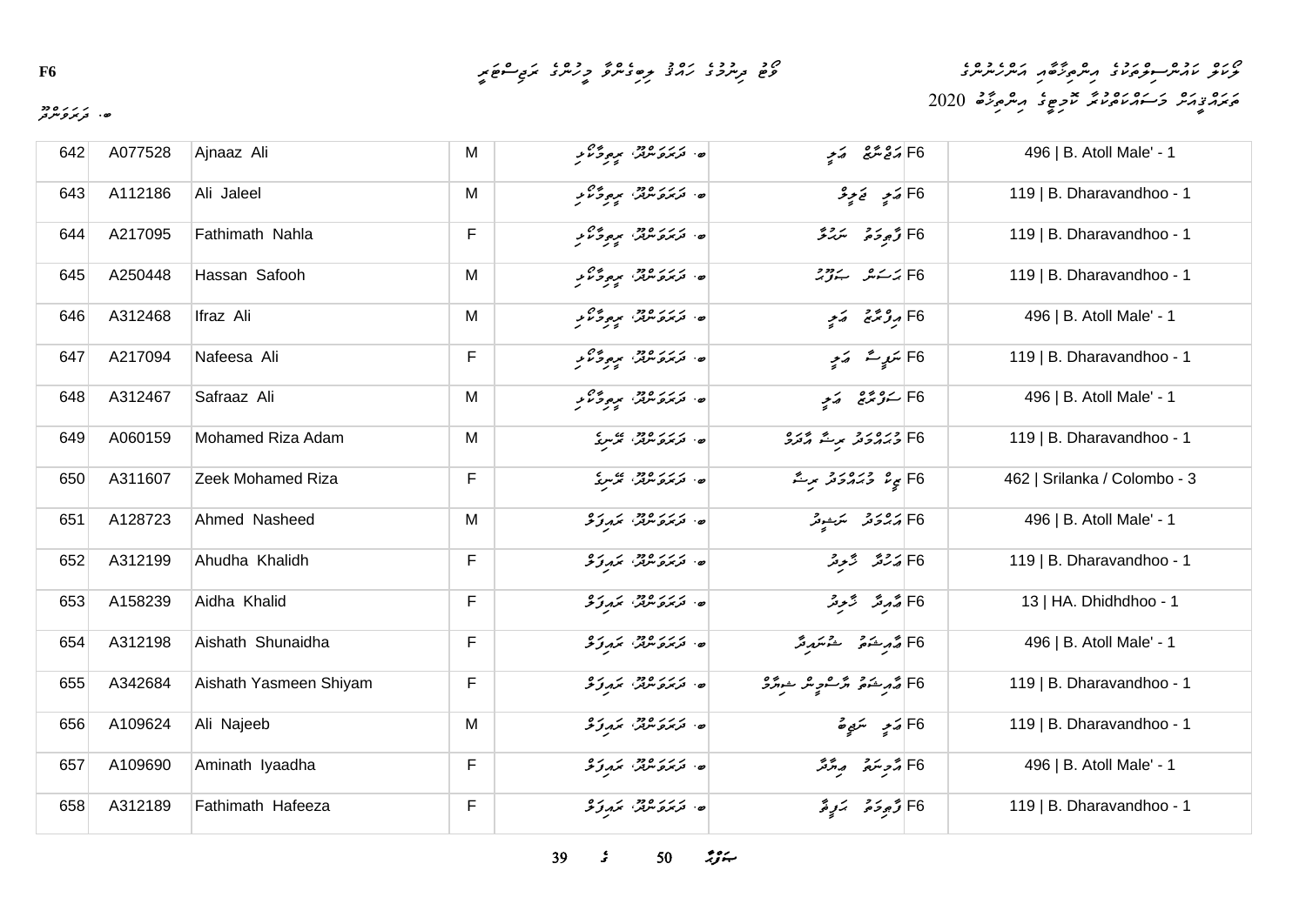| 642 | A077528 | Ajnaaz Ali | M | ھ. ދަރަވަންދޫ، ރިތިވާޅި | F6 އަޖްނާޒް އަލި | 496 \| B. Atoll Male' - 1 |
|---|---|---|---|---|---|---|
| 643 | A112186 | Ali Jaleel | M | ھ. ދަރަވަންދޫ، ރިތިވާޅި | F6 އަލި ޖަލީލް | 119 \| B. Dharavandhoo - 1 |
| 644 | A217095 | Fathimath Nahla | F | ھ. ދަރަވަންދޫ، ރިތިވާޅި | F6 ފާތިމަތު ނަހުލާ | 119 \| B. Dharavandhoo - 1 |
| 645 | A250448 | Hassan Safooh | M | ھ. ދަރަވަންދޫ، ރިތިވާޅި | F6 ހަސަން ސަފޫހު | 119 \| B. Dharavandhoo - 1 |
| 646 | A312468 | Ifraz Ali | M | ھ. ދަރަވަންދޫ، ރިތިވާޅި | F6 އިފްރާޒް އަލި | 496 \| B. Atoll Male' - 1 |
| 647 | A217094 | Nafeesa Ali | F | ھ. ދަރަވަންދޫ، ރިތިވާޅި | F6 ނަފީސާ އަލި | 119 \| B. Dharavandhoo - 1 |
| 648 | A312467 | Safraaz Ali | M | ھ. ދަރަވަންދޫ، ރިތިވާޅި | F6 ސަފްރާޒް އަލި | 496 \| B. Atoll Male' - 1 |
| 649 | A060159 | Mohamed Riza Adam | M | ھ. ދަރަވަންދޫ، ރޯސްގެ | F6 މުހައްމަދު ރިޟާ އާދަމް | 119 \| B. Dharavandhoo - 1 |
| 650 | A311607 | Zeek Mohamed Riza | F | ھ. ދަރަވަންދޫ، ރޯސްގެ | F6 ޒީކް މުހައްމަދު ރިޟާ | 462 \| Srilanka / Colombo - 3 |
| 651 | A128723 | Ahmed Nasheed | M | ھ. ދަރަވަންދޫ، ރައިވަލް | F6 އަހުމަދު ނަޝީދު | 496 \| B. Atoll Male' - 1 |
| 652 | A312199 | Ahudha Khalidh | F | ھ. ދަރަވަންދޫ، ރައިވަލް | F6 އަހުދާ ޚާލިދު | 119 \| B. Dharavandhoo - 1 |
| 653 | A158239 | Aidha Khalid | F | ھ. ދަރަވަންދޫ، ރައިވަލް | F6 އާއިދާ ޚާލިދު | 13 \| HA. Dhidhdhoo - 1 |
| 654 | A312198 | Aishath Shunaidha | F | ھ. ދަރަވަންދޫ، ރައިވަލް | F6 އާއިޝަތު ޝުނައިދާ | 496 \| B. Atoll Male' - 1 |
| 655 | A342684 | Aishath Yasmeen Shiyam | F | ھ. ދަރަވަންދޫ، ރައިވަލް | F6 އާއިޝަތު ޔާސްމީން ޝިޔާމް | 119 \| B. Dharavandhoo - 1 |
| 656 | A109624 | Ali Najeeb | M | ھ. ދަރަވަންދޫ، ރައިވަލް | F6 އަލި ނަޖީބު | 119 \| B. Dharavandhoo - 1 |
| 657 | A109690 | Aminath Iyaadha | F | ھ. ދަރަވަންދޫ، ރައިވަލް | F6 އާމިނަތު އިޔާދާ | 496 \| B. Atoll Male' - 1 |
| 658 | A312189 | Fathimath Hafeeza | F | ھ. ދަރަވަންދޫ، ރައިވަލް | F6 ފާތިމަތު ހަފީޒާ | 119 \| B. Dharavandhoo - 1 |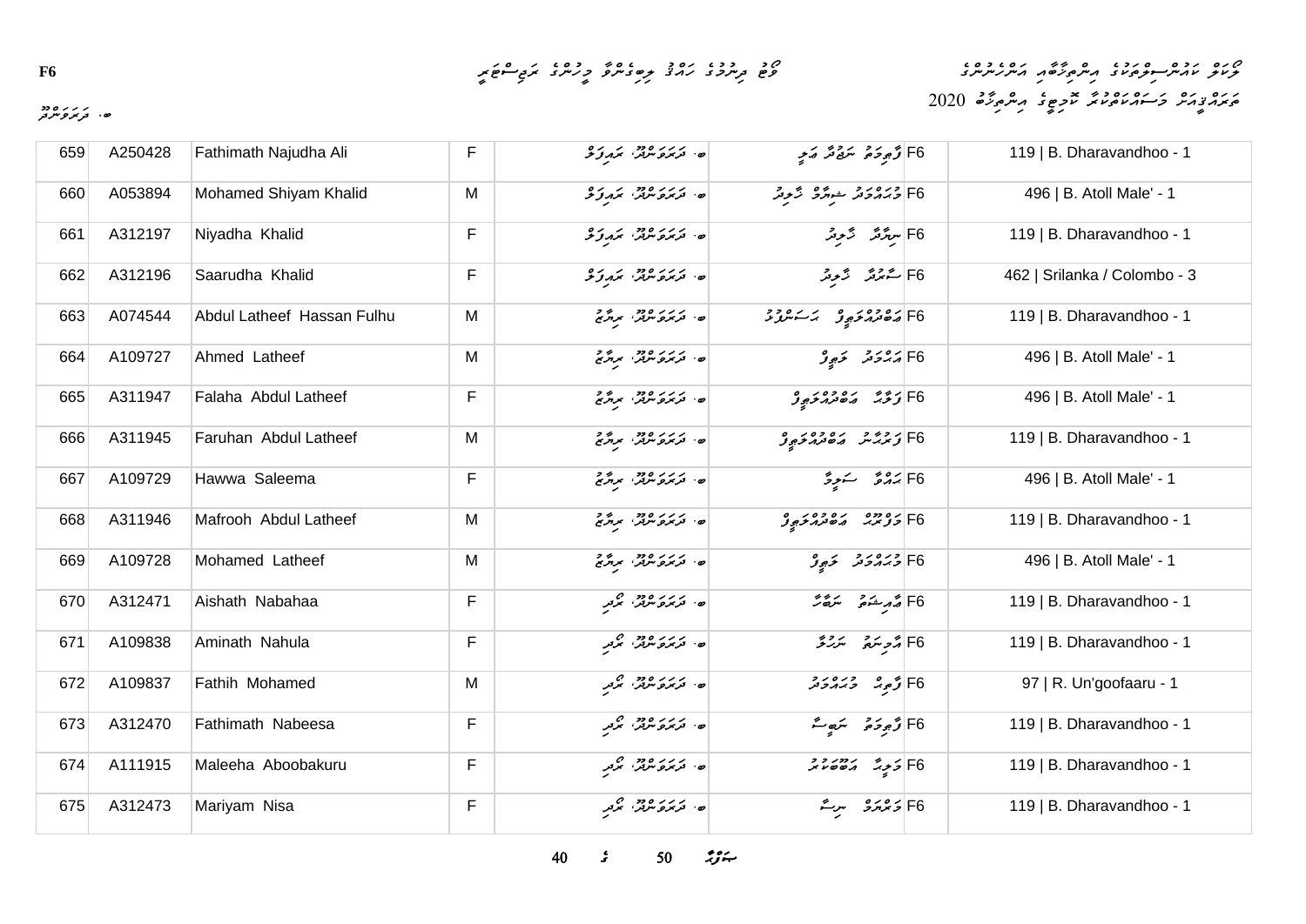ބ. ދަރަވަންދޫ

| 659 | A250428 | Fathimath Najudha Ali | F | ބ. ދަރަވަންދޫ، ރައިވެލި | F6 ފާތިމަތު ނަޖުދާ އަލީ | 119 \| B. Dharavandhoo - 1 |
|---|---|---|---|---|---|---|
| 660 | A053894 | Mohamed Shiyam Khalid | M | ބ. ދަރަވަންދޫ، ރައިވެލި | F6 މުޙައްމަދު ޝިޔާމް ޚާލިދު | 496 \| B. Atoll Male' - 1 |
| 661 | A312197 | Niyadha Khalid | F | ބ. ދަރަވަންދޫ، ރައިވެލި | F6 ނިޔާދާ ޚާލިދު | 119 \| B. Dharavandhoo - 1 |
| 662 | A312196 | Saarudha Khalid | F | ބ. ދަރަވަންދޫ، ރައިވެލި | F6 ސާރުދާ ޚާލިދު | 462 \| Srilanka / Colombo - 3 |
| 663 | A074544 | Abdul Latheef Hassan Fulhu | M | ބ. ދަރަވަންދޫ، ރިލާޖް | F6 އަބްދުއްލަޠީފް ޙަސަންފުޅު | 119 \| B. Dharavandhoo - 1 |
| 664 | A109727 | Ahmed Latheef | M | ބ. ދަރަވަންދޫ، ރިލާޖް | F6 އަޙްމަދު ލަޠީފް | 496 \| B. Atoll Male' - 1 |
| 665 | A311947 | Falaha Abdul Latheef | F | ބ. ދަރަވަންދޫ، ރިލާޖް | F6 ފަލާޙާ އަބްދުއްލަޠީފް | 496 \| B. Atoll Male' - 1 |
| 666 | A311945 | Faruhan Abdul Latheef | M | ބ. ދަރަވަންދޫ، ރިލާޖް | F6 ފަރުހާން އަބްދުއްލަޠީފް | 119 \| B. Dharavandhoo - 1 |
| 667 | A109729 | Hawwa Saleema | F | ބ. ދަރަވަންދޫ، ރިލާޖް | F6 ޙައްވާ ސަލީމާ | 496 \| B. Atoll Male' - 1 |
| 668 | A311946 | Mafrooh Abdul Latheef | M | ބ. ދަރަވަންދޫ، ރިލާޖް | F6 މަފްރޫޙް އަބްދުއްލަޠީފް | 119 \| B. Dharavandhoo - 1 |
| 669 | A109728 | Mohamed Latheef | M | ބ. ދަރަވަންދޫ، ރިލާޖް | F6 މުޙައްމަދު ލަޠީފް | 496 \| B. Atoll Male' - 1 |
| 670 | A312471 | Aishath Nabahaa | F | ބ. ދަރަވަންދޫ، ނޫރީ | F6 އާއިޝަތު ނަބަހާ | 119 \| B. Dharavandhoo - 1 |
| 671 | A109838 | Aminath Nahula | F | ބ. ދަރަވަންދޫ، ނޫރީ | F6 އާމިނަތު ނަހުލާ | 119 \| B. Dharavandhoo - 1 |
| 672 | A109837 | Fathih Mohamed | M | ބ. ދަރަވަންދޫ، ނޫރީ | F6 ފާތިޙް މުޙައްމަދު | 97 \| R. Un'goofaaru - 1 |
| 673 | A312470 | Fathimath Nabeesa | F | ބ. ދަރަވަންދޫ، ނޫރީ | F6 ފާތިމަތު ނަބީސާ | 119 \| B. Dharavandhoo - 1 |
| 674 | A111915 | Maleeha Aboobakuru | F | ބ. ދަރަވަންދޫ، ނޫރީ | F6 މަލީޙާ އަބޫބަކުރު | 119 \| B. Dharavandhoo - 1 |
| 675 | A312473 | Mariyam Nisa | F | ބ. ދަރަވަންދޫ، ނޫރީ | F6 މަރިޔަމް ނިސާ | 119 \| B. Dharavandhoo - 1 |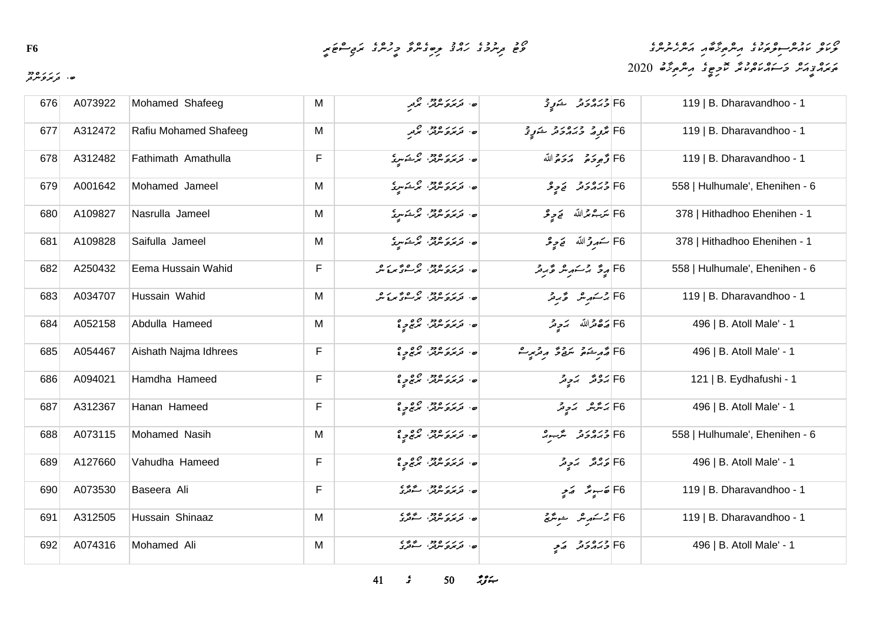ޅ. ދަރަވަންދޫ

| 676 | A073922 | Mohamed Shafeeg | M | ޅ. ދަރަވަންދޫ، ރޯރި | F6 މުހައްމަދު ޝަފީގު | 119 \| B. Dharavandhoo - 1 |
|---|---|---|---|---|---|---|
| 677 | A312472 | Rafiu Mohamed Shafeeg | M | ޅ. ދަރަވަންދޫ، ރޯރި | F6 ރާފިއު މުހައްމަދު ޝަފީގު | 119 \| B. Dharavandhoo - 1 |
| 678 | A312482 | Fathimath Amathulla | F | ޅ. ދަރަވަންދޫ، ރެޑްޝަނިގެ | F6 ފާތިމަތު އަމަތުﷲ | 119 \| B. Dharavandhoo - 1 |
| 679 | A001642 | Mohamed Jameel | M | ޅ. ދަރަވަންދޫ، ރެޑްޝަނިގެ | F6 މުހައްމަދު ޖަމީލު | 558 \| Hulhumale', Ehenihen - 6 |
| 680 | A109827 | Nasrulla Jameel | M | ޅ. ދަރަވަންދޫ، ރެޑްޝަނިގެ | F6 ނަސްރުﷲ ޖަމީލު | 378 \| Hithadhoo Ehenihen - 1 |
| 681 | A109828 | Saifulla Jameel | M | ޅ. ދަރަވަންދޫ، ރެޑްޝަނިގެ | F6 ސައިފުﷲ ޖަމީލު | 378 \| Hithadhoo Ehenihen - 1 |
| 682 | A250432 | Eema Hussain Wahid | F | ޅ. ދަރަވަންދޫ، ރޮސްވޯނިގަން | F6 އީމާ ހުސައިން ވާހިދު | 558 \| Hulhumale', Ehenihen - 6 |
| 683 | A034707 | Hussain Wahid | M | ޅ. ދަރަވަންދޫ، ރޮސްވޯނިގަން | F6 ހުސައިން ވާހިދު | 119 \| B. Dharavandhoo - 1 |
| 684 | A052158 | Abdulla Hameed | M | ޅ. ދަރަވަންދޫ، ރޮޒްމީޑް | F6 އަބްދުﷲ ހަމީދު | 496 \| B. Atoll Male' - 1 |
| 685 | A054467 | Aishath Najma Idhrees | F | ޅ. ދަރަވަންދޫ، ރޮޒްމީޑް | F6 އައިޝަތު ނަޖްމާ އިދުރީސް | 496 \| B. Atoll Male' - 1 |
| 686 | A094021 | Hamdha Hameed | F | ޅ. ދަރަވަންދޫ، ރޮޒްމީޑް | F6 ހަމްދާ ހަމީދު | 121 \| B. Eydhafushi - 1 |
| 687 | A312367 | Hanan Hameed | F | ޅ. ދަރަވަންދޫ، ރޮޒްމީޑް | F6 ހަނާން ހަމީދު | 496 \| B. Atoll Male' - 1 |
| 688 | A073115 | Mohamed Nasih | M | ޅ. ދަރަވަންދޫ، ރޮޒްމީޑް | F6 މުހައްމަދު ނާސިހު | 558 \| Hulhumale', Ehenihen - 6 |
| 689 | A127660 | Vahudha Hameed | F | ޅ. ދަރަވަންދޫ، ރޮޒްމީޑް | F6 ވަހުދާ ހަމީދު | 496 \| B. Atoll Male' - 1 |
| 690 | A073530 | Baseera Ali | F | ޅ. ދަރަވަންދޫ، ސާރާގެ | F6 ބަސީރާ އަލި | 119 \| B. Dharavandhoo - 1 |
| 691 | A312505 | Hussain Shinaaz | M | ޅ. ދަރަވަންދޫ، ސާރާގެ | F6 ހުސައިން ޝިނާޒު | 119 \| B. Dharavandhoo - 1 |
| 692 | A074316 | Mohamed Ali | M | ޅ. ދަރަވަންދޫ، ސާރާގެ | F6 މުހައްމަދު އަލި | 496 \| B. Atoll Male' - 1 |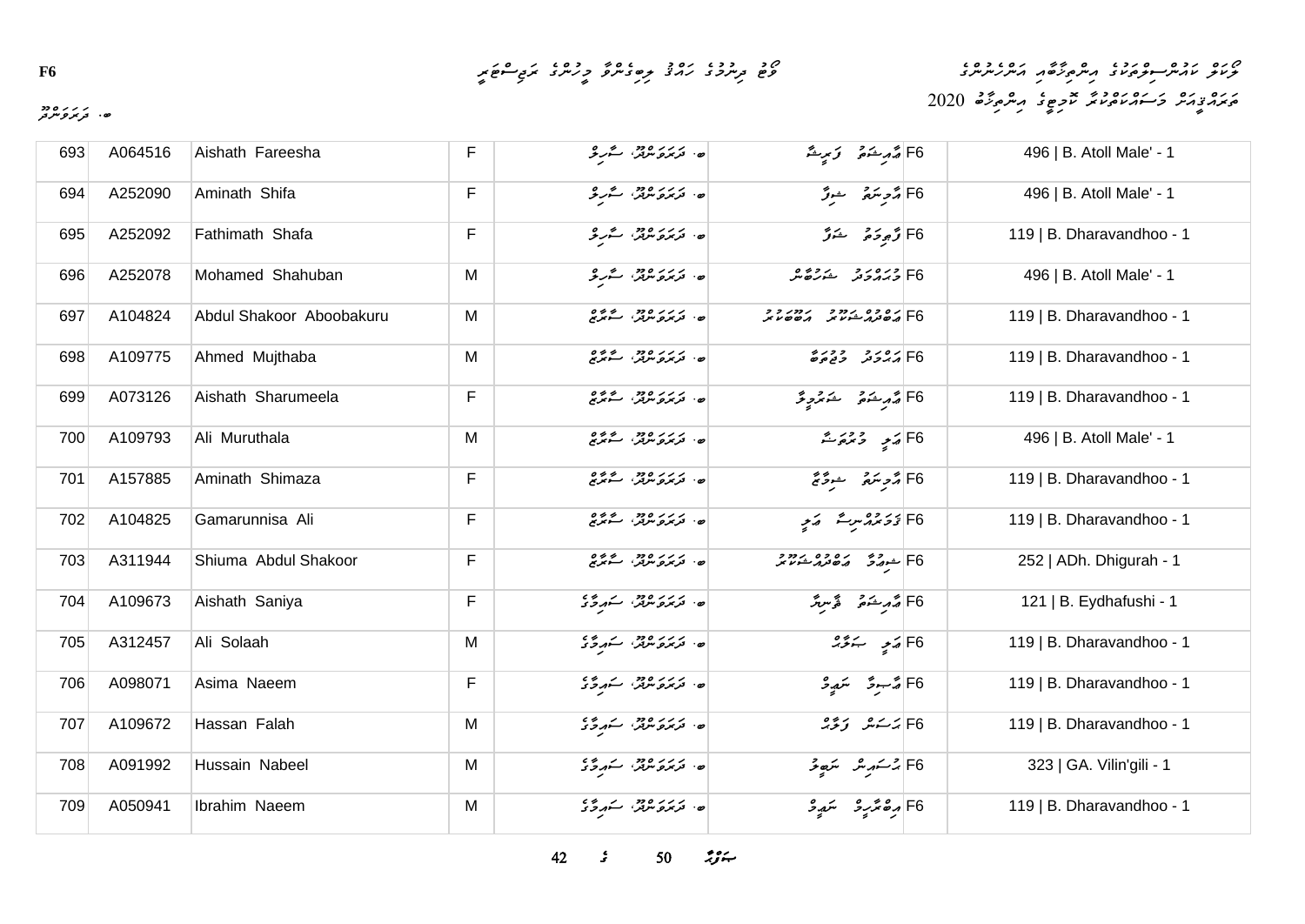| 693 | A064516 | Aishath Fareesha | F | ھ. ދަރަވަންދޫ، ސާރިވެ | F6 | ޢާއިޝަތު ފަރީޝާ | 496 \| B. Atoll Male' - 1 |
|---|---|---|---|---|---|---|---|
| 694 | A252090 | Aminath Shifa | F | ھ. ދަރަވަންދޫ، ސާރިވެ | F6 | އާމިނަތު ޝިފާ | 496 \| B. Atoll Male' - 1 |
| 695 | A252092 | Fathimath Shafa | F | ھ. ދަރަވަންދޫ، ސާރިވެ | F6 | ފާތިމަތު ޝަފާ | 119 \| B. Dharavandhoo - 1 |
| 696 | A252078 | Mohamed Shahuban | M | ھ. ދަރަވަންދޫ، ސާރިވެ | F6 | މުހައްމަދު ޝަހުބާން | 496 \| B. Atoll Male' - 1 |
| 697 | A104824 | Abdul Shakoor Aboobakuru | M | ھ. ދަރަވަންދޫ، ސާރަޒް | F6 | އަބްދުލްޝަކޫރު އަބޫބަކުރު | 119 \| B. Dharavandhoo - 1 |
| 698 | A109775 | Ahmed Mujthaba | M | ھ. ދަރަވަންދޫ، ސާރަޒް | F6 | އަހްމަދު މުޖުތަބާ | 119 \| B. Dharavandhoo - 1 |
| 699 | A073126 | Aishath Sharumeela | F | ھ. ދަރަވަންދޫ، ސާރަޒް | F6 | ޢާއިޝަތު ޝަރުމީލާ | 119 \| B. Dharavandhoo - 1 |
| 700 | A109793 | Ali Muruthala | M | ھ. ދަރަވަންދޫ، ސާރަޒް | F6 | އަލި މުރުތަލާ | 496 \| B. Atoll Male' - 1 |
| 701 | A157885 | Aminath Shimaza | F | ھ. ދަރަވަންދޫ، ސާރަޒް | F6 | އާމިނަތު ޝިމާޒާ | 119 \| B. Dharavandhoo - 1 |
| 702 | A104825 | Gamarunnisa Ali | F | ھ. ދަރަވަންދޫ، ސާރަޒް | F6 | ޤަމަރުންނިސާ އަލި | 119 \| B. Dharavandhoo - 1 |
| 703 | A311944 | Shiuma Abdul Shakoor | F | ھ. ދަރަވަންދޫ، ސާރަޒް | F6 | ޝިއުމާ އަބްދުލްޝަކޫރު | 252 \| ADh. Dhigurah - 1 |
| 704 | A109673 | Aishath Saniya | F | ھ. ދަރަވަންދޫ، ސަރިމާގެ | F6 | ޢާއިޝަތު ޘާނިޔާ | 121 \| B. Eydhafushi - 1 |
| 705 | A312457 | Ali Solaah | M | ھ. ދަރަވަންދޫ، ސަރިމާގެ | F6 | އަލި ޞަލާޙް | 119 \| B. Dharavandhoo - 1 |
| 706 | A098071 | Asima Naeem | F | ھ. ދަރަވަންދޫ، ސަރިމާގެ | F6 | އާސިމާ ނަޢީމް | 119 \| B. Dharavandhoo - 1 |
| 707 | A109672 | Hassan Falah | M | ھ. ދަރަވަންދޫ، ސަރިމާގެ | F6 | ޙަސަން ފަލާޙް | 119 \| B. Dharavandhoo - 1 |
| 708 | A091992 | Hussain Nabeel | M | ھ. ދަރަވަންދޫ، ސަރިމާގެ | F6 | ޙުސައިން ނަބީލް | 323 \| GA. Vilin'gili - 1 |
| 709 | A050941 | Ibrahim Naeem | M | ھ. ދަރަވަންދޫ، ސަރިމާގެ | F6 | އިބްރާހީމް ނަޢީމް | 119 \| B. Dharavandhoo - 1 |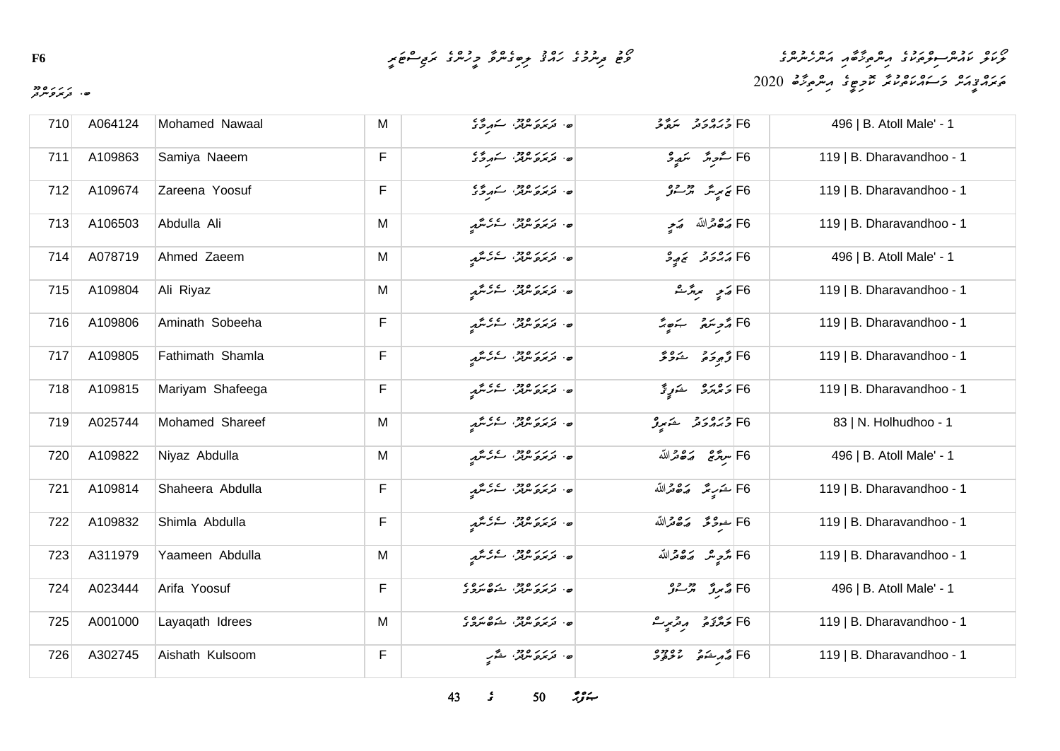| 710 | A064124 | Mohamed Nawaal | M | ބ. ދަރަވަންދޫ، ސައިމާގެ | F6 މުޙައްމަދު ނަވާލް | 496 \| B. Atoll Male' - 1 |
|---|---|---|---|---|---|---|
| 711 | A109863 | Samiya Naeem | F | ބ. ދަރަވަންދޫ، ސައިމާގެ | F6 ސާމިޔާ ނަޢީމް | 119 \| B. Dharavandhoo - 1 |
| 712 | A109674 | Zareena Yoosuf | F | ބ. ދަރަވަންދޫ، ސައިމާގެ | F6 ޒަރީނާ ޔޫސުފް | 119 \| B. Dharavandhoo - 1 |
| 713 | A106503 | Abdulla Ali | M | ބ. ދަރަވަންދޫ، ސަމަރުސެޓް | F6 އަބްދުﷲ އަލި | 119 \| B. Dharavandhoo - 1 |
| 714 | A078719 | Ahmed Zaeem | M | ބ. ދަރަވަންދޫ، ސަމަރުސެޓް | F6 އަޙްމަދު ޒަޢީމް | 496 \| B. Atoll Male' - 1 |
| 715 | A109804 | Ali Riyaz | M | ބ. ދަރަވަންދޫ، ސަމަރުސެޓް | F6 އަލި ރިޔާޒް | 119 \| B. Dharavandhoo - 1 |
| 716 | A109806 | Aminath Sobeeha | F | ބ. ދަރަވަންދޫ، ސަމަރުސެޓް | F6 އާމިނަތު ސަބީޙާ | 119 \| B. Dharavandhoo - 1 |
| 717 | A109805 | Fathimath Shamla | F | ބ. ދަރަވަންދޫ، ސަމަރުސެޓް | F6 ފާތިމަތު ޝަމްލާ | 119 \| B. Dharavandhoo - 1 |
| 718 | A109815 | Mariyam Shafeega | F | ބ. ދަރަވަންދޫ، ސަމަރުސެޓް | F6 މަރިޔަމް ޝަފީގާ | 119 \| B. Dharavandhoo - 1 |
| 719 | A025744 | Mohamed Shareef | M | ބ. ދަރަވަންދޫ، ސަމަރުސެޓް | F6 މުޙައްމަދު ޝަރީފް | 83 \| N. Holhudhoo - 1 |
| 720 | A109822 | Niyaz Abdulla | M | ބ. ދަރަވަންދޫ، ސަމަރުސެޓް | F6 ނިޔާޒް އަބްދުﷲ | 496 \| B. Atoll Male' - 1 |
| 721 | A109814 | Shaheera Abdulla | F | ބ. ދަރަވަންދޫ، ސަމަރުސެޓް | F6 ޝަހީރާ އަބްދުﷲ | 119 \| B. Dharavandhoo - 1 |
| 722 | A109832 | Shimla Abdulla | F | ބ. ދަރަވަންދޫ، ސަމަރުސެޓް | F6 ޝިމްލާ އަބްދުﷲ | 119 \| B. Dharavandhoo - 1 |
| 723 | A311979 | Yaameen Abdulla | M | ބ. ދަރަވަންދޫ، ސަމަރުސެޓް | F6 ޔާމީން އަބްދުﷲ | 119 \| B. Dharavandhoo - 1 |
| 724 | A023444 | Arifa Yoosuf | F | ބ. ދަރަވަންދޫ، ޝަބްނަމްގެ | F6 އާރިފާ ޔޫސުފް | 496 \| B. Atoll Male' - 1 |
| 725 | A001000 | Layaqath Idrees | M | ބ. ދަރަވަންދޫ، ޝަބްނަމްގެ | F6 ލަޔާޤަތު އިދްރީސް | 119 \| B. Dharavandhoo - 1 |
| 726 | A302745 | Aishath Kulsoom | F | ބ. ދަރަވަންދޫ، ޝާރި | F6 އާއިޝަތު ކުލްސޫމް | 119 \| B. Dharavandhoo - 1 |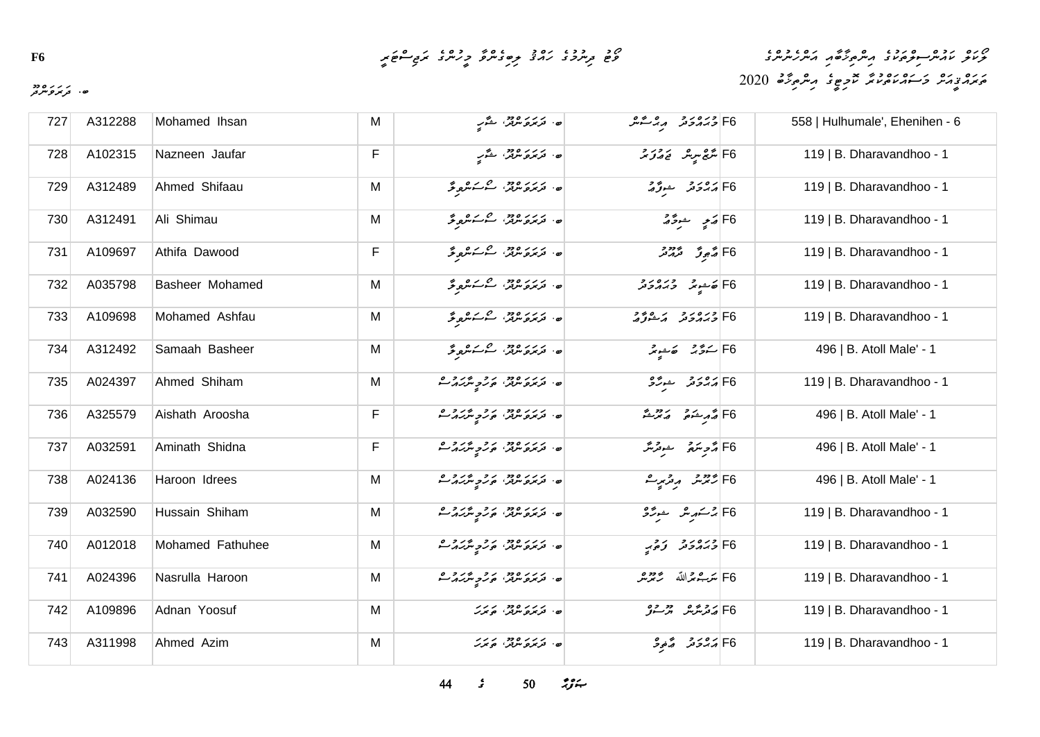| 727 | A312288 | Mohamed Ihsan | M | ޅ. ދަރަވަންދޫ، ޝާރި | F6 މުހައްމަދު އިޙްސާން | 558 \| Hulhumale', Ehenihen - 6 |
|---|---|---|---|---|---|---|
| 728 | A102315 | Nazneen Jaufar | F | ޅ. ދަރަވަންދޫ، ޝާރި | F6 ނާޒްނީން ޖައުފަރު | 119 \| B. Dharavandhoo - 1 |
| 729 | A312489 | Ahmed Shifaau | M | ޅ. ދަރަވަންދޫ، ސޯސަންވިލާ | F6 އަހްމަދު ޝިފާއު | 119 \| B. Dharavandhoo - 1 |
| 730 | A312491 | Ali Shimau | M | ޅ. ދަރަވަންދޫ، ސޯސަންވިލާ | F6 އަލީ ޝިމާއު | 119 \| B. Dharavandhoo - 1 |
| 731 | A109697 | Athifa Dawood | F | ޅ. ދަރަވަންދޫ، ސޯސަންވިލާ | F6 އާތިފާ ދާއޫދު | 119 \| B. Dharavandhoo - 1 |
| 732 | A035798 | Basheer Mohamed | M | ޅ. ދަރަވަންދޫ، ސޯސަންވިލާ | F6 ބަޝީރު މުހައްމަދު | 119 \| B. Dharavandhoo - 1 |
| 733 | A109698 | Mohamed Ashfau | M | ޅ. ދަރަވަންދޫ، ސޯސަންވިލާ | F6 މުހައްމަދު އަޝްފާއު | 119 \| B. Dharavandhoo - 1 |
| 734 | A312492 | Samaah Basheer | M | ޅ. ދަރަވަންދޫ، ސޯސަންވިލާ | F6 ސަމާހު ބަޝީރު | 496 \| B. Atoll Male' - 1 |
| 735 | A024397 | Ahmed Shiham | M | ޅ. ދަރަވަންދޫ، ބަހާރީނާގަސް | F6 އަހްމަދު ޝިހާމް | 119 \| B. Dharavandhoo - 1 |
| 736 | A325579 | Aishath Aroosha | F | ޅ. ދަރަވަންދޫ، ބަހާރީނާގަސް | F6 އާއިޝަތު އަރޫޝާ | 496 \| B. Atoll Male' - 1 |
| 737 | A032591 | Aminath Shidna | F | ޅ. ދަރަވަންދޫ، ބަހާރީނާގަސް | F6 އާމިނަތު ޝިދްނާ | 496 \| B. Atoll Male' - 1 |
| 738 | A024136 | Haroon Idrees | M | ޅ. ދަރަވަންދޫ، ބަހާރީނާގަސް | F6 ހާރޫން އިދްރީސް | 496 \| B. Atoll Male' - 1 |
| 739 | A032590 | Hussain Shiham | M | ޅ. ދަރަވަންދޫ، ބަހާރީނާގަސް | F6 ހުސައިން ޝިހާމް | 119 \| B. Dharavandhoo - 1 |
| 740 | A012018 | Mohamed Fathuhee | M | ޅ. ދަރަވަންދޫ، ބަހާރީނާގަސް | F6 މުހައްމަދު ފަތުހީ | 119 \| B. Dharavandhoo - 1 |
| 741 | A024396 | Nasrulla Haroon | M | ޅ. ދަރަވަންދޫ، ބަހާރީނާގަސް | F6 ނަޞްރުﷲ ހާރޫން | 119 \| B. Dharavandhoo - 1 |
| 742 | A109896 | Adnan Yoosuf | M | ޅ. ދަރަވަންދޫ، ބަރަ | F6 އަދްނާން ޔޫސުފް | 119 \| B. Dharavandhoo - 1 |
| 743 | A311998 | Ahmed Azim | M | ޅ. ދަރަވަންދޫ، ބަރަ | F6 އަހްމަދު އާޒިމް | 119 \| B. Dharavandhoo - 1 |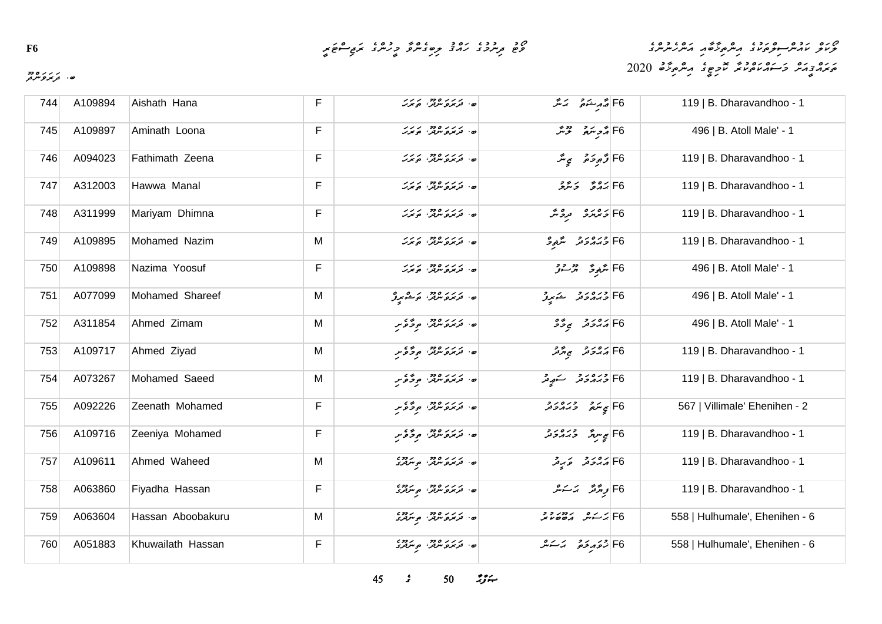ޅ. ދަރަވަންދޫ

| 744 | A109894 | Aishath Hana | F | ޅ. ދަރަވަންދޫ، ތަރަހ | F6 އައިޝަތު ހަނާ | 119 \| B. Dharavandhoo - 1 |
|---|---|---|---|---|---|---|
| 745 | A109897 | Aminath Loona | F | ޅ. ދަރަވަންދޫ، ތަރަހ | F6 އާމިނަތު ލޫނާ | 496 \| B. Atoll Male' - 1 |
| 746 | A094023 | Fathimath Zeena | F | ޅ. ދަރަވަންދޫ، ތަރަހ | F6 ފާތިމަތު ޒީނާ | 119 \| B. Dharavandhoo - 1 |
| 747 | A312003 | Hawwa Manal | F | ޅ. ދަރަވަންދޫ، ތަރަހ | F6 ހައްވާ މަނާލް | 119 \| B. Dharavandhoo - 1 |
| 748 | A311999 | Mariyam Dhimna | F | ޅ. ދަރަވަންދޫ، ތަރަހ | F6 މަރިޔަމް ދިމްނާ | 119 \| B. Dharavandhoo - 1 |
| 749 | A109895 | Mohamed Nazim | M | ޅ. ދަރަވަންދޫ، ތަރަހ | F6 މުހައްމަދު ނާޒިމް | 119 \| B. Dharavandhoo - 1 |
| 750 | A109898 | Nazima Yoosuf | F | ޅ. ދަރަވަންދޫ، ތަރަހ | F6 ނާޒިމާ ޔޫސުފު | 496 \| B. Atoll Male' - 1 |
| 751 | A077099 | Mohamed Shareef | M | ޅ. ދަރަވަންދޫ، ތަޝްރީފް | F6 މުހައްމަދު ޝަރީފު | 496 \| B. Atoll Male' - 1 |
| 752 | A311854 | Ahmed Zimam | M | ޅ. ދަރަވަންދޫ، ތިލާގެ | F6 އަހްމަދު ޒިމާމް | 496 \| B. Atoll Male' - 1 |
| 753 | A109717 | Ahmed Ziyad | M | ޅ. ދަރަވަންދޫ، ތިލާގެ | F6 އަހްމަދު ޒިޔާދު | 119 \| B. Dharavandhoo - 1 |
| 754 | A073267 | Mohamed Saeed | M | ޅ. ދަރަވަންދޫ، ތިލާގެ | F6 މުހައްމަދު ސައީދު | 119 \| B. Dharavandhoo - 1 |
| 755 | A092226 | Zeenath Mohamed | F | ޅ. ދަރަވަންދޫ، ތިލާގެ | F6 ޒީނަތު މުހައްމަދު | 567 \| Villimale' Ehenihen - 2 |
| 756 | A109716 | Zeeniya Mohamed | F | ޅ. ދަރަވަންދޫ، ތިލާގެ | F6 ޒީނިޔާ މުހައްމަދު | 119 \| B. Dharavandhoo - 1 |
| 757 | A109611 | Ahmed Waheed | M | ޅ. ދަރަވަންދޫ، ތިނަދޫގެ | F6 އަހްމަދު ވަހީދު | 119 \| B. Dharavandhoo - 1 |
| 758 | A063860 | Fiyadha Hassan | F | ޅ. ދަރަވަންދޫ، ތިނަދޫގެ | F6 ފިޔާދާ ހަސަން | 119 \| B. Dharavandhoo - 1 |
| 759 | A063604 | Hassan Aboobakuru | M | ޅ. ދަރަވަންދޫ، ތިނަދޫގެ | F6 ހަސަން އަބޫބަކުރު | 558 \| Hulhumale', Ehenihen - 6 |
| 760 | A051883 | Khuwailath Hassan | F | ޅ. ދަރަވަންދޫ، ތިނަދޫގެ | F6 ހުވައިލަތު ހަސަން | 558 \| Hulhumale', Ehenihen - 6 |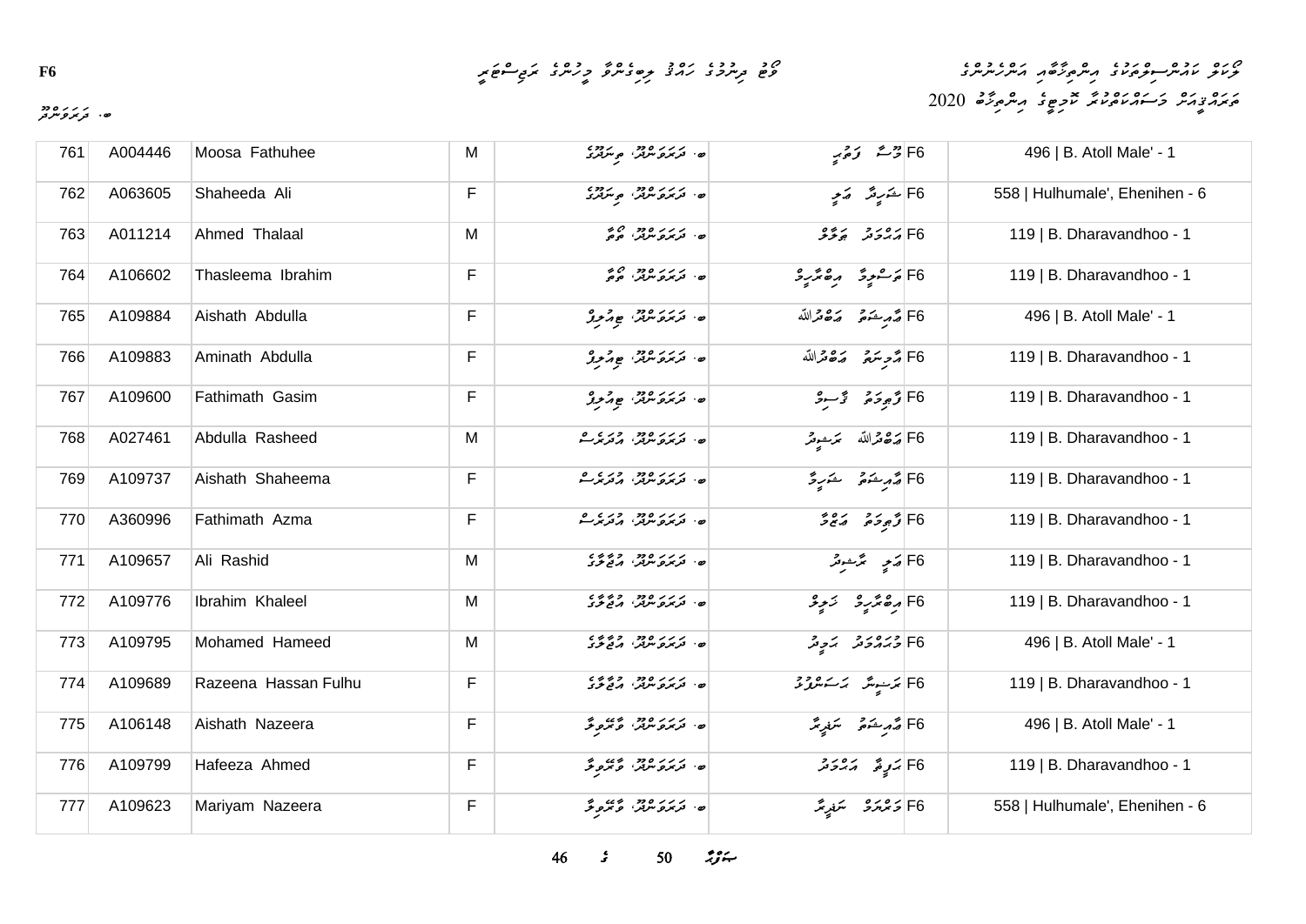| 761 | A004446 | Moosa Fathuhee | M | ބ. ދަރަވަންދޫ، ޓިނަޑޫގެ | F6 | 496 \| B. Atoll Male' - 1 |
|---|---|---|---|---|---|---|
| 762 | A063605 | Shaheeda Ali | F | ބ. ދަރަވަންދޫ، ޓިނަޑޫގެ | F6 | 558 \| Hulhumale', Ehenihen - 6 |
| 763 | A011214 | Ahmed Thalaal | M | ބ. ދަރަވަންދޫ، ތޮތާ | F6 | 119 \| B. Dharavandhoo - 1 |
| 764 | A106602 | Thasleema Ibrahim | F | ބ. ދަރަވަންދޫ، ތޮތާ | F6 | 119 \| B. Dharavandhoo - 1 |
| 765 | A109884 | Aishath Abdulla | F | ބ. ދަރަވަންދޫ، ޖިއުލިވު | F6 | 496 \| B. Atoll Male' - 1 |
| 766 | A109883 | Aminath Abdulla | F | ބ. ދަރަވަންދޫ، ޖިއުލިވު | F6 | 119 \| B. Dharavandhoo - 1 |
| 767 | A109600 | Fathimath Gasim | F | ބ. ދަރަވަންދޫ، ޖިއުލިވު | F6 | 119 \| B. Dharavandhoo - 1 |
| 768 | A027461 | Abdulla Rasheed | M | ބ. ދަރަވަންދޫ، އުދަރެސް | F6 | 119 \| B. Dharavandhoo - 1 |
| 769 | A109737 | Aishath Shaheema | F | ބ. ދަރަވަންދޫ، އުދަރެސް | F6 | 119 \| B. Dharavandhoo - 1 |
| 770 | A360996 | Fathimath Azma | F | ބ. ދަރަވަންދޫ، އުދަރެސް | F6 | 119 \| B. Dharavandhoo - 1 |
| 771 | A109657 | Ali Rashid | M | ބ. ދަރަވަންދޫ، އުޖާލާގެ | F6 | 119 \| B. Dharavandhoo - 1 |
| 772 | A109776 | Ibrahim Khaleel | M | ބ. ދަރަވަންދޫ، އުޖާލާގެ | F6 | 119 \| B. Dharavandhoo - 1 |
| 773 | A109795 | Mohamed Hameed | M | ބ. ދަރަވަންދޫ، އުޖާލާގެ | F6 | 496 \| B. Atoll Male' - 1 |
| 774 | A109689 | Razeena Hassan Fulhu | F | ބ. ދަރަވަންދޫ، އުޖާލާގެ | F6 | 119 \| B. Dharavandhoo - 1 |
| 775 | A106148 | Aishath Nazeera | F | ބ. ދަރަވަންދޫ، ވާރޯޑާ | F6 | 496 \| B. Atoll Male' - 1 |
| 776 | A109799 | Hafeeza Ahmed | F | ބ. ދަރަވަންދޫ، ވާރޯޑާ | F6 | 119 \| B. Dharavandhoo - 1 |
| 777 | A109623 | Mariyam Nazeera | F | ބ. ދަރަވަންދޫ، ވާރޯޑާ | F6 | 558 \| Hulhumale', Ehenihen - 6 |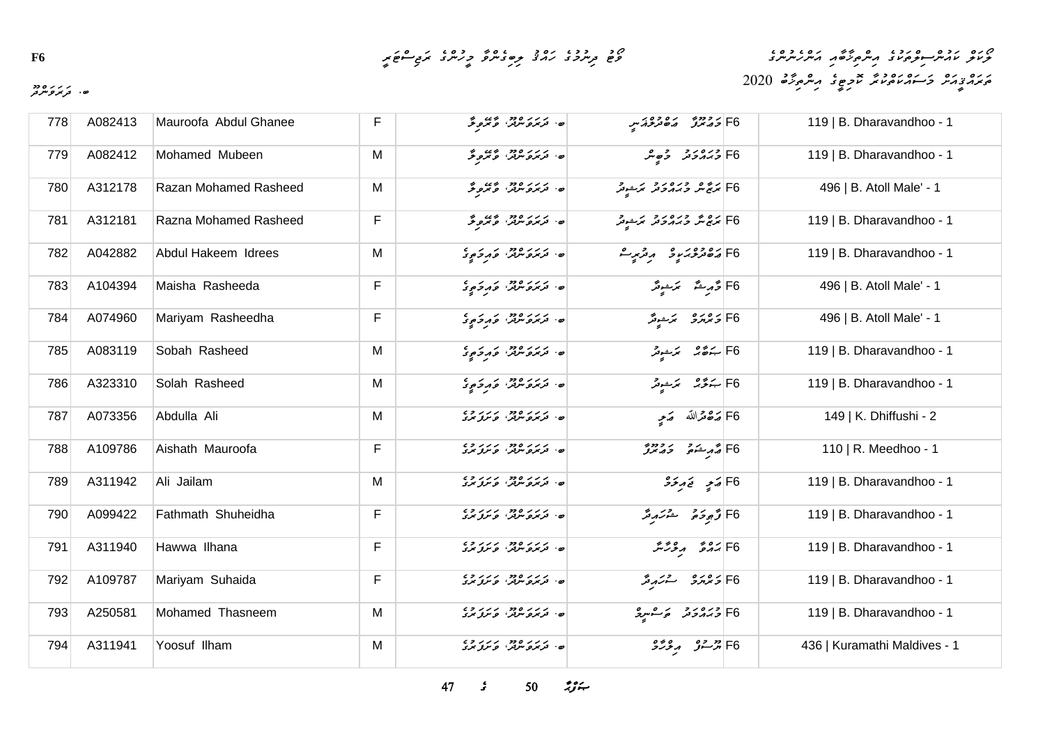| 778 | A082413 | Mauroofa Abdul Ghanee | F | ބ. ދަރަވަންދޫ، ވާރޮވާ | F6 މައުރޫފާ އަބްދުލްޣަނީ | 119 \| B. Dharavandhoo - 1 |
|---|---|---|---|---|---|---|
| 779 | A082412 | Mohamed Mubeen | M | ބ. ދަރަވަންދޫ، ވާރޮވާ | F6 މުޙައްމަދު މުބީން | 119 \| B. Dharavandhoo - 1 |
| 780 | A312178 | Razan Mohamed Rasheed | M | ބ. ދަރަވަންދޫ، ވާރޮވާ | F6 ރަޒާން މުޙައްމަދު ރަޝީދު | 496 \| B. Atoll Male' - 1 |
| 781 | A312181 | Razna Mohamed Rasheed | F | ބ. ދަރަވަންދޫ، ވާރޮވާ | F6 ރަޒްނާ މުޙައްމަދު ރަޝީދު | 119 \| B. Dharavandhoo - 1 |
| 782 | A042882 | Abdul Hakeem Idrees | M | ބ. ދަރަވަންދޫ، ވައިމަތީގެ | F6 އަބްދުލްޙަކީމް އިދުރީސް | 119 \| B. Dharavandhoo - 1 |
| 783 | A104394 | Maisha Rasheeda | F | ބ. ދަރަވަންދޫ، ވައިމަތީގެ | F6 މާއިޝާ ރަޝީދާ | 496 \| B. Atoll Male' - 1 |
| 784 | A074960 | Mariyam Rasheedha | F | ބ. ދަރަވަންދޫ، ވައިމަތީގެ | F6 މަރިޔަމް ރަޝީދާ | 496 \| B. Atoll Male' - 1 |
| 785 | A083119 | Sobah Rasheed | M | ބ. ދަރަވަންދޫ، ވައިމަތީގެ | F6 ސަބާޙް ރަޝީދު | 119 \| B. Dharavandhoo - 1 |
| 786 | A323310 | Solah Rasheed | M | ބ. ދަރަވަންދޫ، ވައިމަތީގެ | F6 ސަލާޙް ރަޝީދު | 119 \| B. Dharavandhoo - 1 |
| 787 | A073356 | Abdulla Ali | M | ބ. ދަރަވަންދޫ، ވަނަވަރުގެ | F6 އަބްދުﷲ އަލި | 149 \| K. Dhiffushi - 2 |
| 788 | A109786 | Aishath Mauroofa | F | ބ. ދަރަވަންދޫ، ވަނަވަރުގެ | F6 އާއިޝަތު މައުރޫފާ | 110 \| R. Meedhoo - 1 |
| 789 | A311942 | Ali Jailam | M | ބ. ދަރަވަންދޫ، ވަނަވަރުގެ | F6 އަލި ޖައިލަމް | 119 \| B. Dharavandhoo - 1 |
| 790 | A099422 | Fathmath Shuheidha | F | ބ. ދަރަވަންދޫ، ވަނަވަރުގެ | F6 ފާތިމަތު ޝުހައިދާ | 119 \| B. Dharavandhoo - 1 |
| 791 | A311940 | Hawwa Ilhana | F | ބ. ދަރަވަންދޫ، ވަނަވަރުގެ | F6 ހައްވާ އިލްހާނާ | 119 \| B. Dharavandhoo - 1 |
| 792 | A109787 | Mariyam Suhaida | F | ބ. ދަރަވަންދޫ، ވަނަވަރުގެ | F6 މަރިޔަމް ސުހައިދާ | 119 \| B. Dharavandhoo - 1 |
| 793 | A250581 | Mohamed Thasneem | M | ބ. ދަރަވަންދޫ، ވަނަވަރުގެ | F6 މުޙައްމަދު ތަސްނީމް | 119 \| B. Dharavandhoo - 1 |
| 794 | A311941 | Yoosuf Ilham | M | ބ. ދަރަވަންދޫ، ވަނަވަރުގެ | F6 ޔޫސުފް އިލްހާމް | 436 \| Kuramathi Maldives - 1 |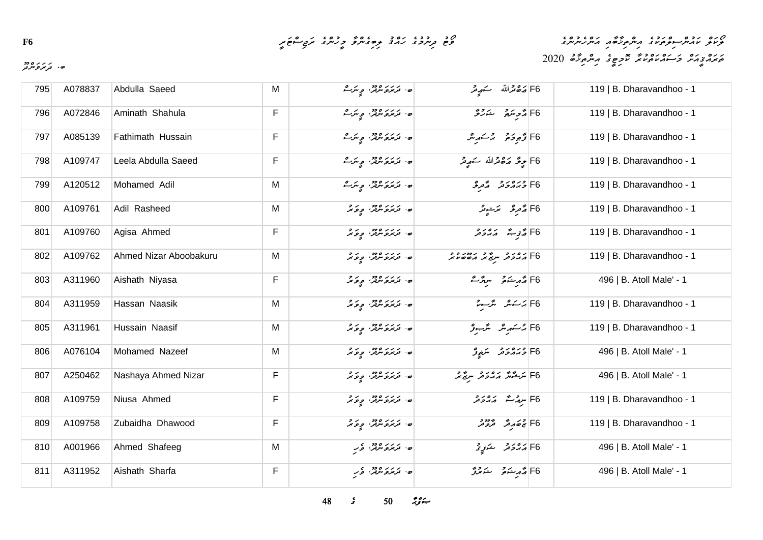ޅ. ދަރަވަންދޫ

| 795 | A078837 | Abdulla Saeed | M | ޅ. ދަރަވަންދޫ، ވިނަސް | އަބްދުﷲ ސަޢީދު F6 | 119 \| B. Dharavandhoo - 1 |
|---|---|---|---|---|---|---|
| 796 | A072846 | Aminath Shahula | F | ޅ. ދަރަވަންދޫ، ވިނަސް | އާމިނަތު ޝަހުލާ F6 | 119 \| B. Dharavandhoo - 1 |
| 797 | A085139 | Fathimath Hussain | F | ޅ. ދަރަވަންދޫ، ވިނަސް | ފާތިމަތު ހުސައިން F6 | 119 \| B. Dharavandhoo - 1 |
| 798 | A109747 | Leela Abdulla Saeed | F | ޅ. ދަރަވަންދޫ، ވިނަސް | ލީލާ އަބްދުﷲ ސަޢީދު F6 | 119 \| B. Dharavandhoo - 1 |
| 799 | A120512 | Mohamed Adil | M | ޅ. ދަރަވަންދޫ، ވިނަސް | މުހައްމަދު އާދިލް F6 | 119 \| B. Dharavandhoo - 1 |
| 800 | A109761 | Adil Rasheed | M | ޅ. ދަރަވަންދޫ، ވިލަރު | އާދިލް ރަޝީދު F6 | 119 \| B. Dharavandhoo - 1 |
| 801 | A109760 | Agisa Ahmed | F | ޅ. ދަރަވަންދޫ، ވިލަރު | އާގިސާ އަހްމަދު F6 | 119 \| B. Dharavandhoo - 1 |
| 802 | A109762 | Ahmed Nizar Aboobakuru | M | ޅ. ދަރަވަންދޫ، ވިލަރު | އަހްމަދު ނިޒާރު އަބޫބަކުރު F6 | 119 \| B. Dharavandhoo - 1 |
| 803 | A311960 | Aishath Niyasa | F | ޅ. ދަރަވަންދޫ، ވިލަރު | އާއިޝަތު ނިޔާސާ F6 | 496 \| B. Atoll Male' - 1 |
| 804 | A311959 | Hassan Naasik | M | ޅ. ދަރަވަންދޫ، ވިލަރު | ހަސަން ނާސިކު F6 | 119 \| B. Dharavandhoo - 1 |
| 805 | A311961 | Hussain Naasif | M | ޅ. ދަރަވަންދޫ، ވިލަރު | ހުސައިން ނާސިފު F6 | 119 \| B. Dharavandhoo - 1 |
| 806 | A076104 | Mohamed Nazeef | M | ޅ. ދަރަވަންދޫ، ވިލަރު | މުހައްމަދު ނަޒީފު F6 | 496 \| B. Atoll Male' - 1 |
| 807 | A250462 | Nashaya Ahmed Nizar | F | ޅ. ދަރަވަންދޫ، ވިލަރު | ނަޝާޔާ އަހްމަދު ނިޒާރު F6 | 496 \| B. Atoll Male' - 1 |
| 808 | A109759 | Niusa Ahmed | F | ޅ. ދަރަވަންދޫ، ވިލަރު | ނިއުސާ އަހްމަދު F6 | 119 \| B. Dharavandhoo - 1 |
| 809 | A109758 | Zubaidha Dhawood | F | ޅ. ދަރަވަންދޫ، ވިލަރު | ޒުބައިދާ ދާވޫދު F6 | 119 \| B. Dharavandhoo - 1 |
| 810 | A001966 | Ahmed Shafeeg | M | ޅ. ދަރަވަންދޫ، ވޯރ | އަހްމަދު ޝަފީގު F6 | 496 \| B. Atoll Male' - 1 |
| 811 | A311952 | Aishath Sharfa | F | ޅ. ދަރަވަންދޫ، ވޯރ | އާއިޝަތު ޝަރުފާ F6 | 496 \| B. Atoll Male' - 1 |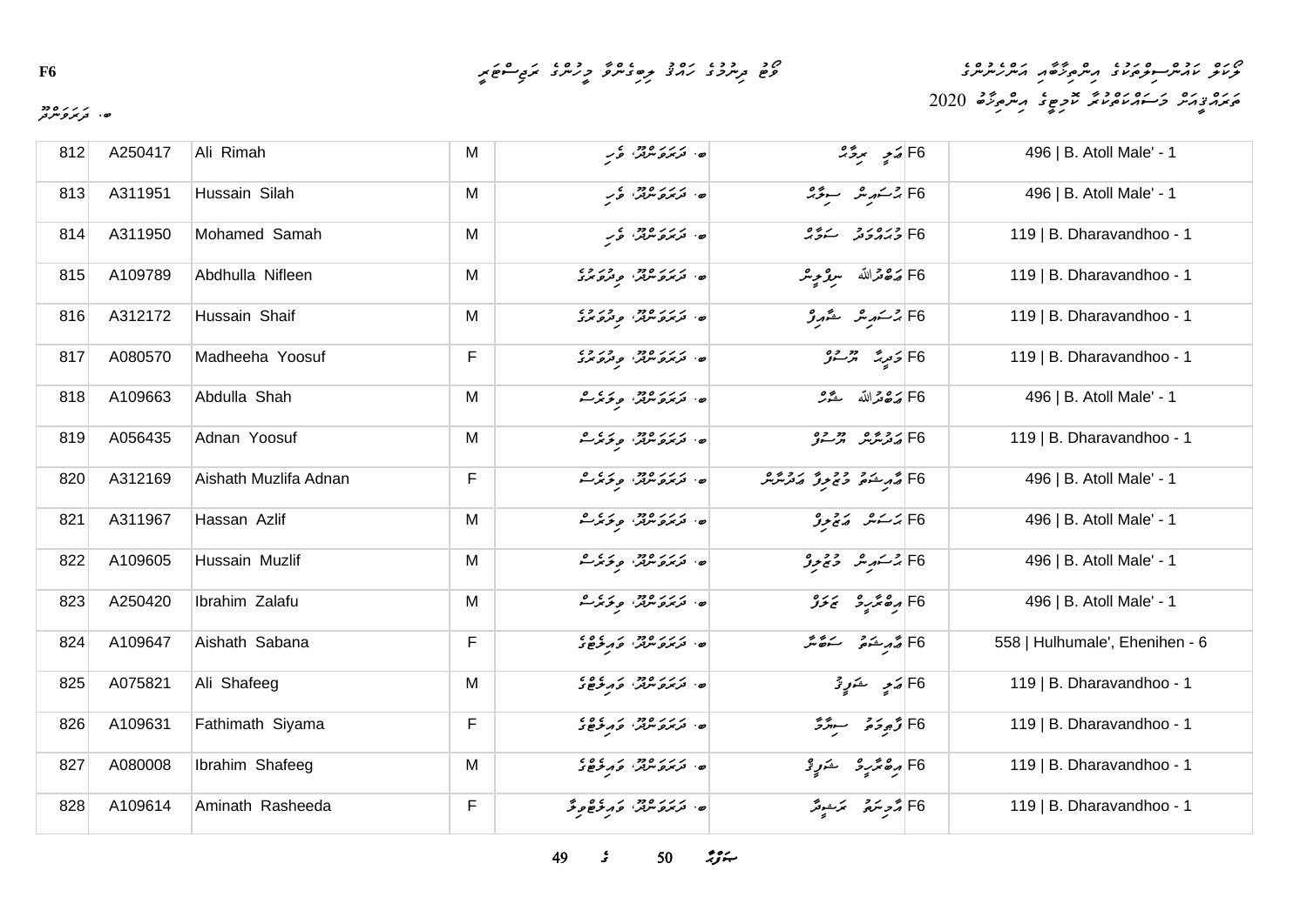ޞ. ދަރަވަންދޫ

| 812 | A250417 | Ali Rimah | M | ބ. ދަރަވަންދޫ، ވެހި | F6 އަލި ރިމާހު | 496 \| B. Atoll Male' - 1 |
|---|---|---|---|---|---|---|
| 813 | A311951 | Hussain Silah | M | ބ. ދަރަވަންދޫ، ވެހި | F6 ހުސައިން ސިލާހު | 496 \| B. Atoll Male' - 1 |
| 814 | A311950 | Mohamed Samah | M | ބ. ދަރަވަންދޫ، ވެހި | F6 މުހައްމަދު ސަމާހު | 119 \| B. Dharavandhoo - 1 |
| 815 | A109789 | Abdhulla Nifleen | M | ބ. ދަރަވަންދޫ، ވިދުވަރީ | F6 އަބްދުއްލާހް ނިފްލީން | 119 \| B. Dharavandhoo - 1 |
| 816 | A312172 | Hussain Shaif | M | ބ. ދަރަވަންދޫ، ވިދުވަރީ | F6 ހުސައިން ޝާއިފް | 119 \| B. Dharavandhoo - 1 |
| 817 | A080570 | Madheeha Yoosuf | F | ބ. ދަރަވަންދޫ، ވިދުވަރީ | F6 މަދީހާ ޔޫސުފް | 119 \| B. Dharavandhoo - 1 |
| 818 | A109663 | Abdulla Shah | M | ބ. ދަރަވަންދޫ، ވިވަރެސް | F6 އަބްދުއްލާހް ޝާހް | 496 \| B. Atoll Male' - 1 |
| 819 | A056435 | Adnan Yoosuf | M | ބ. ދަރަވަންދޫ، ވިވަރެސް | F6 އަދްނާން ޔޫސުފް | 119 \| B. Dharavandhoo - 1 |
| 820 | A312169 | Aishath Muzlifa Adnan | F | ބ. ދަރަވަންދޫ، ވިވަރެސް | F6 އާއިޝަތު މުޒްލިފާ އަދްނާން | 496 \| B. Atoll Male' - 1 |
| 821 | A311967 | Hassan Azlif | M | ބ. ދަރަވަންދޫ، ވިވަރެސް | F6 ހަސަން އަޒްލިފް | 496 \| B. Atoll Male' - 1 |
| 822 | A109605 | Hussain Muzlif | M | ބ. ދަރަވަންދޫ، ވިވަރެސް | F6 ހުސައިން މުޒްލިފް | 496 \| B. Atoll Male' - 1 |
| 823 | A250420 | Ibrahim Zalafu | M | ބ. ދަރަވަންދޫ، ވިވަރެސް | F6 އިބްރާހީމް ޒަލަފު | 496 \| B. Atoll Male' - 1 |
| 824 | A109647 | Aishath Sabana | F | ބ. ދަރަވަންދޫ، ވައިލެޓްގެ | F6 އާއިޝަތު ސަބާނާ | 558 \| Hulhumale', Ehenihen - 6 |
| 825 | A075821 | Ali Shafeeg | M | ބ. ދަރަވަންދޫ، ވައިލެޓްގެ | F6 އަލި ޝަފީގު | 119 \| B. Dharavandhoo - 1 |
| 826 | A109631 | Fathimath Siyama | F | ބ. ދަރަވަންދޫ، ވައިލެޓްގެ | F6 ފާތިމަތު ސިޔާމާ | 119 \| B. Dharavandhoo - 1 |
| 827 | A080008 | Ibrahim Shafeeg | M | ބ. ދަރަވަންދޫ، ވައިލެޓްގެ | F6 އިބްރާހީމް ޝަފީގު | 119 \| B. Dharavandhoo - 1 |
| 828 | A109614 | Aminath Rasheeda | F | ބ. ދަރަވަންދޫ، ވައިލެޓްވިލާ | F6 އާމިނަތު ރަޝީދާ | 119 \| B. Dharavandhoo - 1 |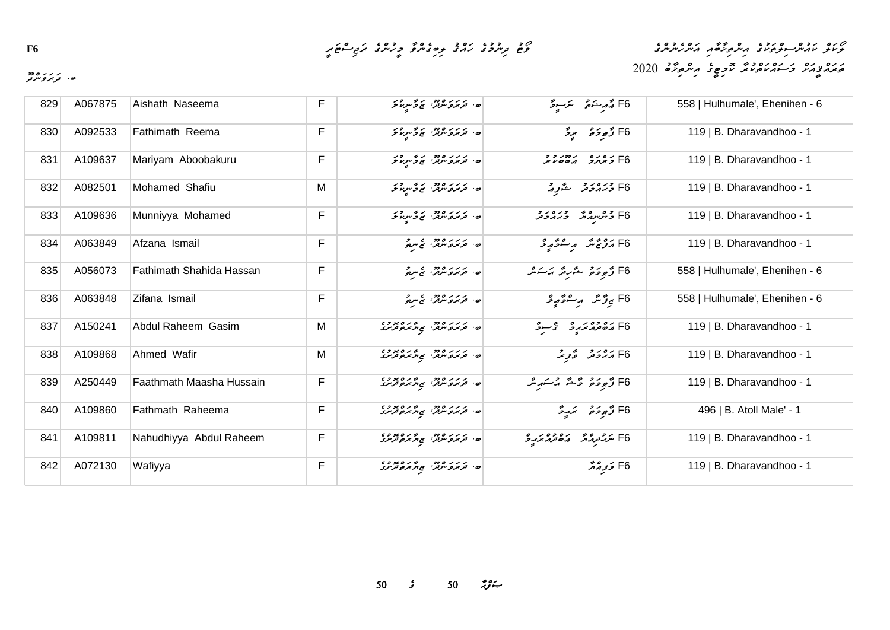ބ. ދަރަވަންދޫ

| | | | | | | | |
|---|---|---|---|---|---|---|---|
| 829 | A067875 | Aishath Naseema | F | ބ. ދަރަވަންދޫ، ޖަވާހިރުގެ | އައިޝަތު ނަސީމާ | F6 | 558 \| Hulhumale', Ehenihen - 6 |
| 830 | A092533 | Fathimath Reema | F | ބ. ދަރަވަންދޫ، ޖަވާހިރުގެ | ފާތިމަތު ރީމާ | F6 | 119 \| B. Dharavandhoo - 1 |
| 831 | A109637 | Mariyam Aboobakuru | F | ބ. ދަރަވަންދޫ، ޖަވާހިރުގެ | މަރިޔަމް އަބޫބަކުރު | F6 | 119 \| B. Dharavandhoo - 1 |
| 832 | A082501 | Mohamed Shafiu | M | ބ. ދަރަވަންދޫ، ޖަވާހިރުގެ | މުހައްމަދު ޝާފިއު | F6 | 119 \| B. Dharavandhoo - 1 |
| 833 | A109636 | Munniyya Mohamed | F | ބ. ދަރަވަންދޫ، ޖަވާހިރުގެ | މުންނިއްޔާ މުހައްމަދު | F6 | 119 \| B. Dharavandhoo - 1 |
| 834 | A063849 | Afzana Ismail | F | ބ. ދަރަވަންދޫ، ޖެނީޒް | އަފްޒާނާ އިސްމާއީލް | F6 | 119 \| B. Dharavandhoo - 1 |
| 835 | A056073 | Fathimath Shahida Hassan | F | ބ. ދަރަވަންދޫ، ޖެނީޒް | ފާތިމަތު ޝާހިދާ ހަސަން | F6 | 558 \| Hulhumale', Ehenihen - 6 |
| 836 | A063848 | Zifana Ismail | F | ބ. ދަރަވަންދޫ، ޖެނީޒް | ޒިފާނާ އިސްމާއީލް | F6 | 558 \| Hulhumale', Ehenihen - 6 |
| 837 | A150241 | Abdul Raheem Gasim | M | ބ. ދަރަވަންދޫ، ޖިހާރަތުވާދީގެ | އަބްދުއްރަޙީމް ޤާސިމް | F6 | 119 \| B. Dharavandhoo - 1 |
| 838 | A109868 | Ahmed Wafir | M | ބ. ދަރަވަންދޫ، ޖިހާރަތުވާދީގެ | އަޙްމަދު ވާފިރު | F6 | 119 \| B. Dharavandhoo - 1 |
| 839 | A250449 | Faathmath Maasha Hussain | F | ބ. ދަރަވަންދޫ، ޖިހާރަތުވާދީގެ | ފާތިމަތު މާޝާ ހުސައިން | F6 | 119 \| B. Dharavandhoo - 1 |
| 840 | A109860 | Fathmath Raheema | F | ބ. ދަރަވަންދޫ، ޖިހާރަތުވާދީގެ | ފާތިމަތު ރަޙީމާ | F6 | 496 \| B. Atoll Male' - 1 |
| 841 | A109811 | Nahudhiyya Abdul Raheem | F | ބ. ދަރަވަންދޫ، ޖިހާރަތުވާދީގެ | ނަހުދިއްޔާ އަބްދުއްރަޙީމް | F6 | 119 \| B. Dharavandhoo - 1 |
| 842 | A072130 | Wafiyya | F | ބ. ދަރަވަންދޫ، ޖިހާރަތުވާދީގެ | ވަފިއްޔާ | F6 | 119 \| B. Dharavandhoo - 1 |